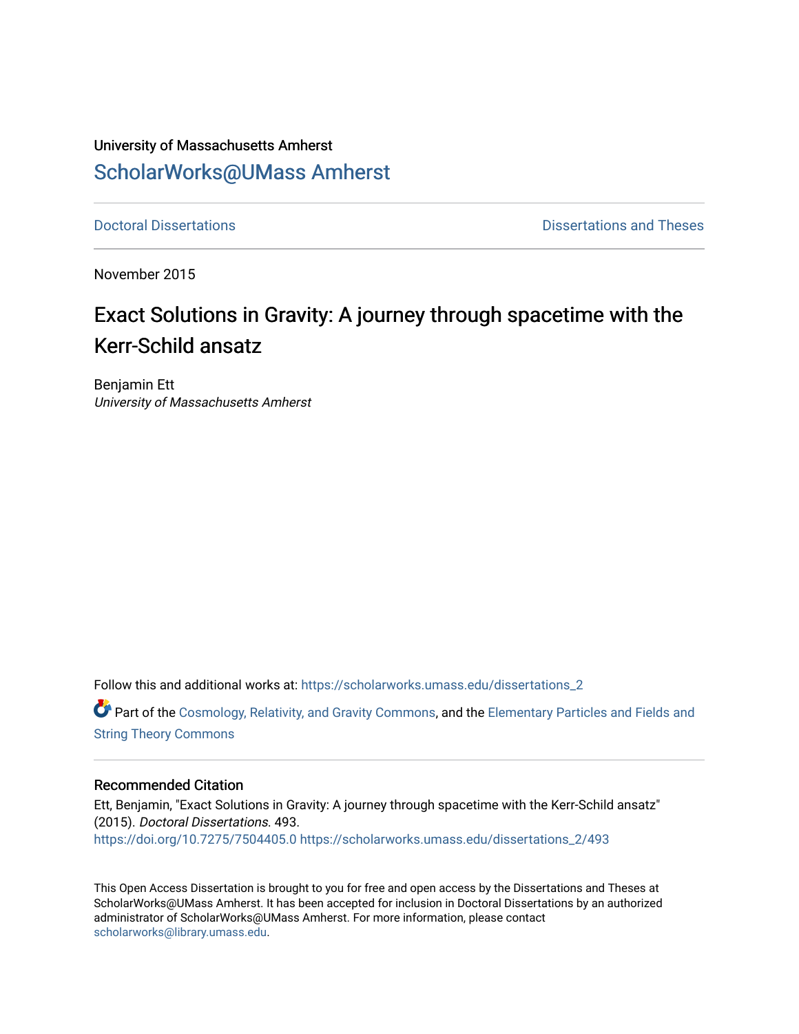University of Massachusetts Amherst

# ScholarWorks@UMass Amherst

Doctoral Dissertations | Dissertations and Theses

November 2015

# Exact Solutions in Gravity: A journey through spacetime with the Kerr-Schild ansatz

Benjamin Ett
*University of Massachusetts Amherst*

Follow this and additional works at: https://scholarworks.umass.edu/dissertations_2

Part of the Cosmology, Relativity, and Gravity Commons, and the Elementary Particles and Fields and String Theory Commons

## Recommended Citation

Ett, Benjamin, "Exact Solutions in Gravity: A journey through spacetime with the Kerr-Schild ansatz" (2015). *Doctoral Dissertations.* 493.
https://doi.org/10.7275/7504405.0 https://scholarworks.umass.edu/dissertations_2/493

This Open Access Dissertation is brought to you for free and open access by the Dissertations and Theses at ScholarWorks@UMass Amherst. It has been accepted for inclusion in Doctoral Dissertations by an authorized administrator of ScholarWorks@UMass Amherst. For more information, please contact scholarworks@library.umass.edu.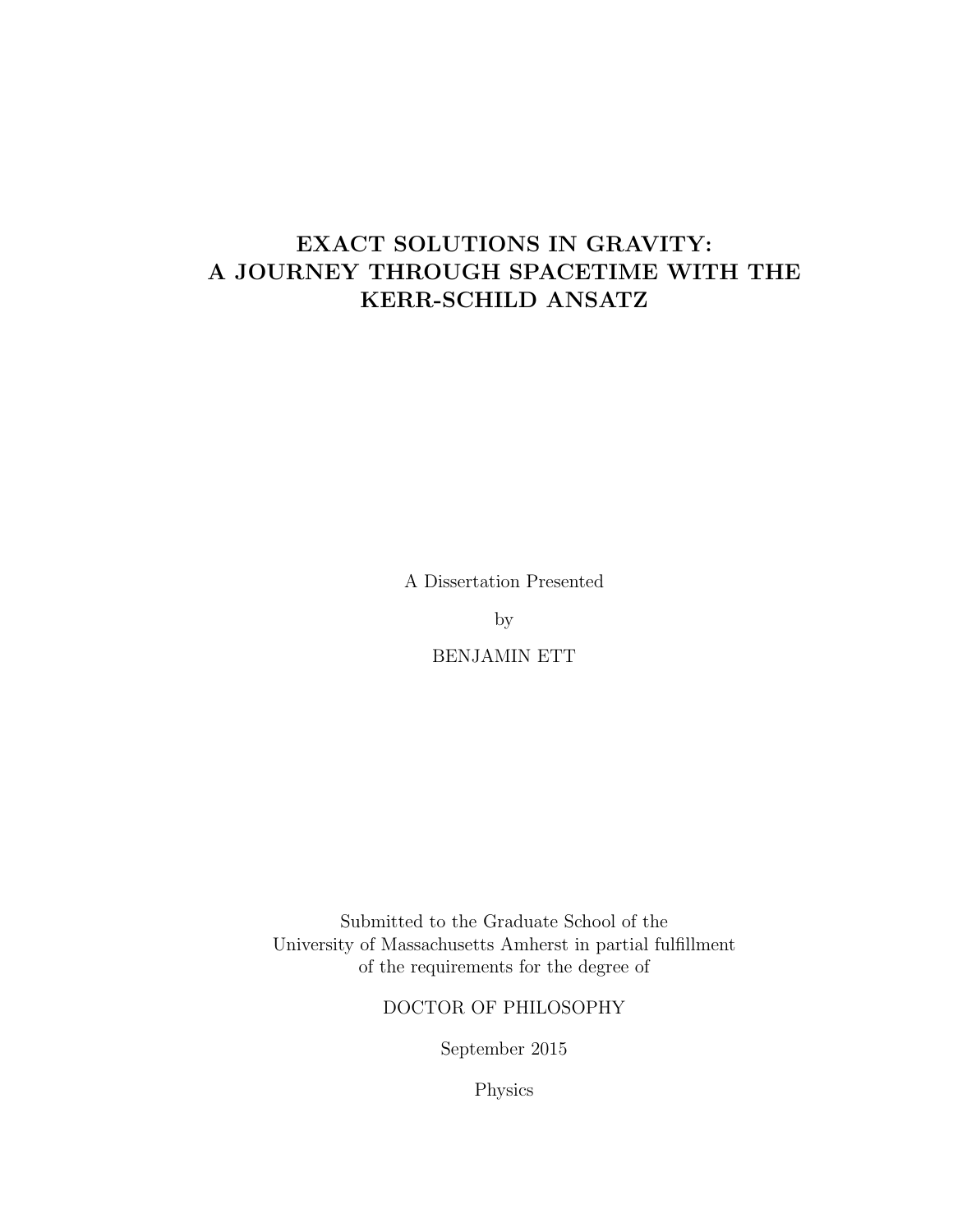# EXACT SOLUTIONS IN GRAVITY: A JOURNEY THROUGH SPACETIME WITH THE KERR-SCHILD ANSATZ

A Dissertation Presented

by

BENJAMIN ETT

Submitted to the Graduate School of the
University of Massachusetts Amherst in partial fulfillment
of the requirements for the degree of

DOCTOR OF PHILOSOPHY

September 2015

Physics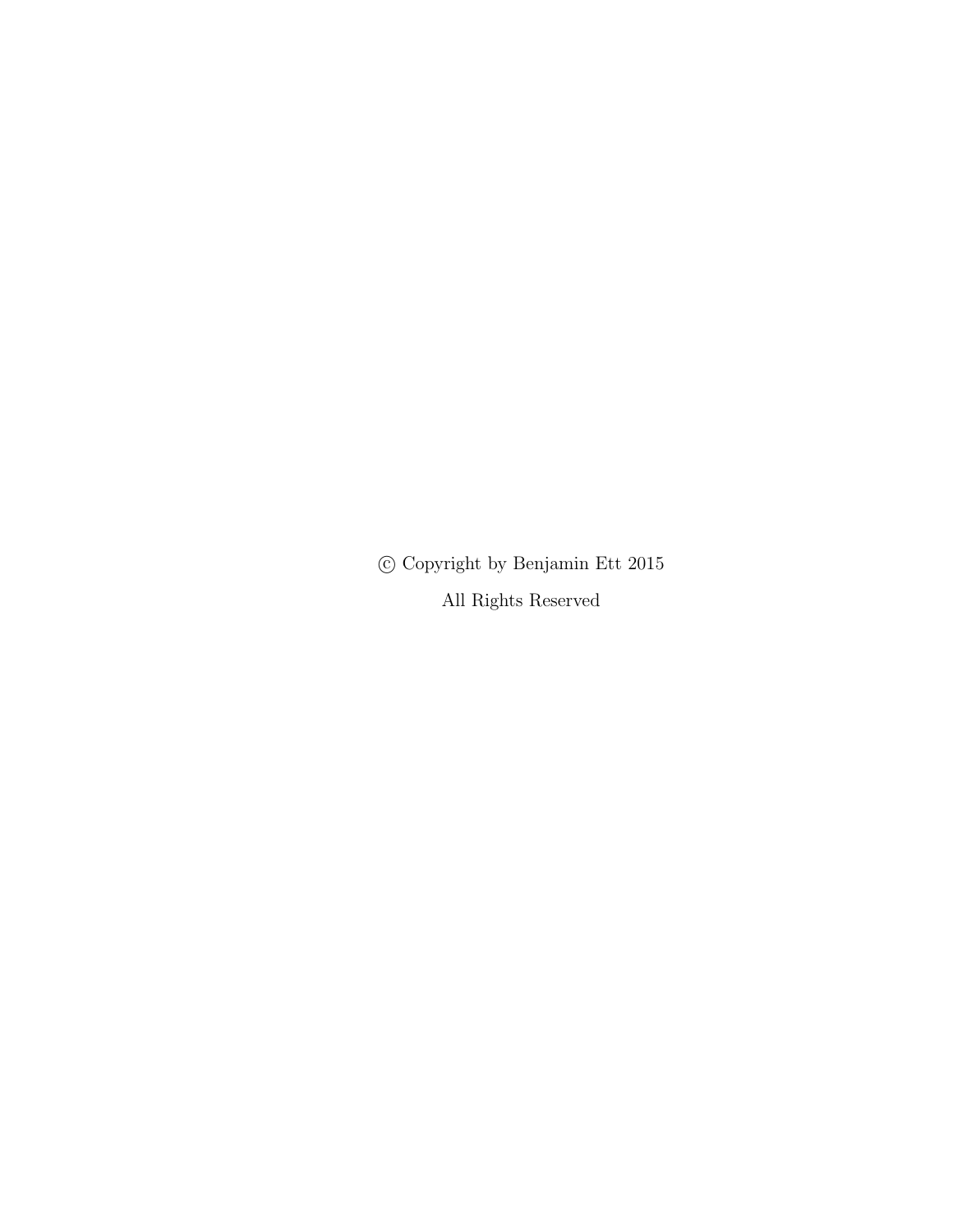© Copyright by Benjamin Ett 2015

All Rights Reserved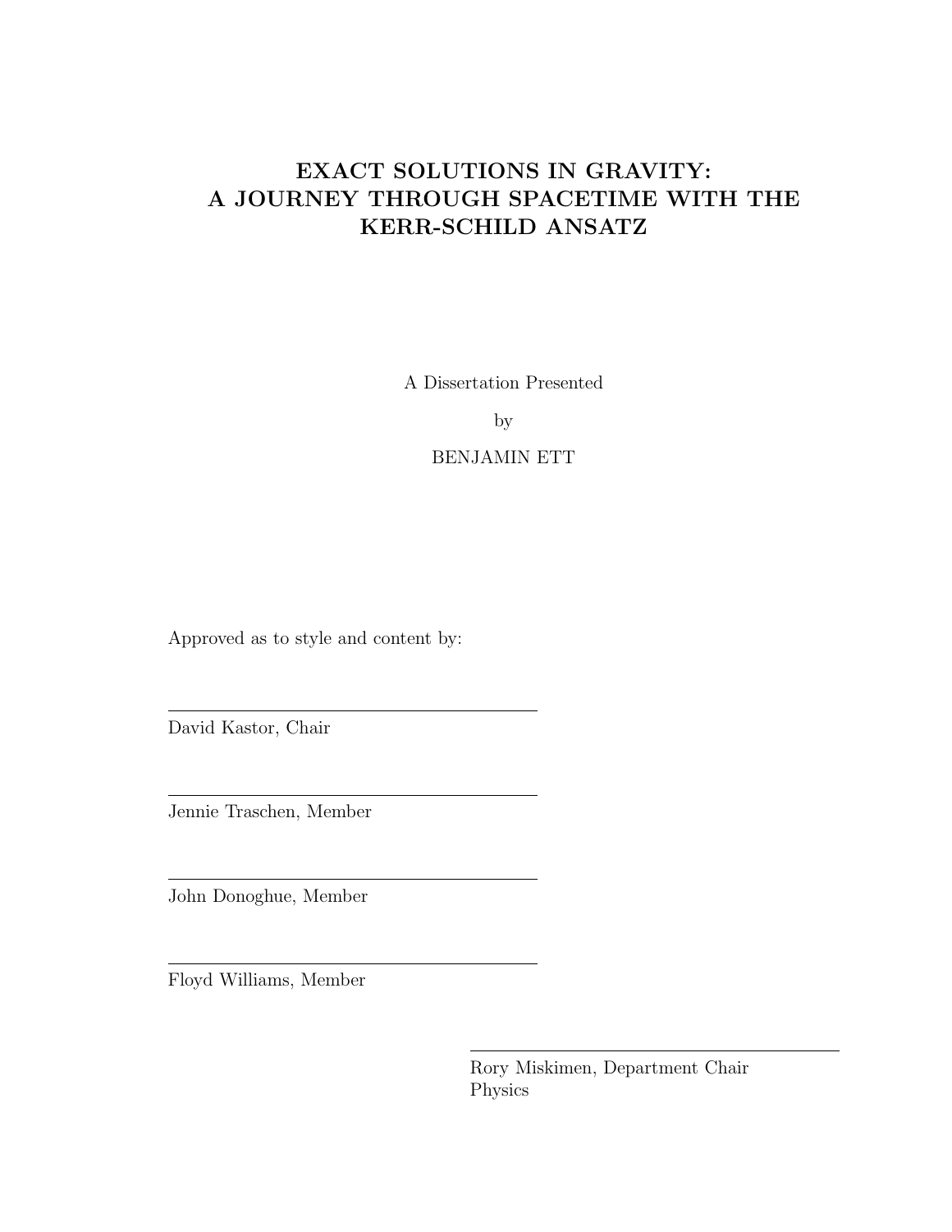# EXACT SOLUTIONS IN GRAVITY: A JOURNEY THROUGH SPACETIME WITH THE KERR-SCHILD ANSATZ

A Dissertation Presented

by

BENJAMIN ETT

Approved as to style and content by:

---

David Kastor, Chair

---

Jennie Traschen, Member

---

John Donoghue, Member

---

Floyd Williams, Member

---

Rory Miskimen, Department Chair
Physics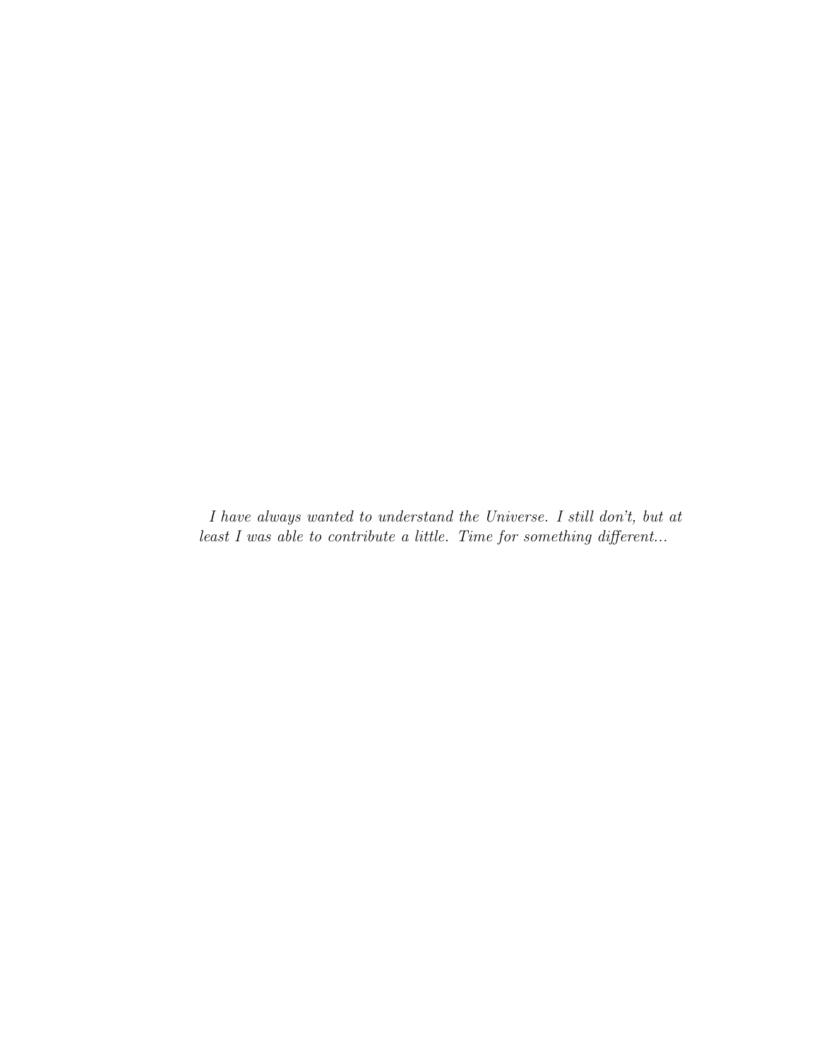*I have always wanted to understand the Universe. I still don't, but at least I was able to contribute a little. Time for something different...*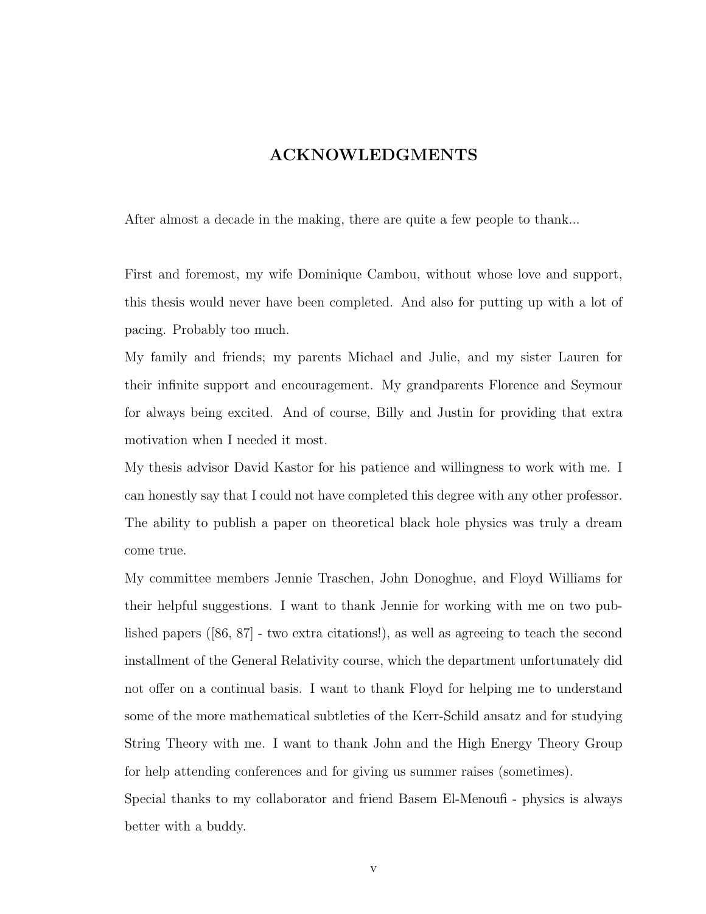# ACKNOWLEDGMENTS

After almost a decade in the making, there are quite a few people to thank...

First and foremost, my wife Dominique Cambou, without whose love and support, this thesis would never have been completed. And also for putting up with a lot of pacing. Probably too much.

My family and friends; my parents Michael and Julie, and my sister Lauren for their infinite support and encouragement. My grandparents Florence and Seymour for always being excited. And of course, Billy and Justin for providing that extra motivation when I needed it most.

My thesis advisor David Kastor for his patience and willingness to work with me. I can honestly say that I could not have completed this degree with any other professor. The ability to publish a paper on theoretical black hole physics was truly a dream come true.

My committee members Jennie Traschen, John Donoghue, and Floyd Williams for their helpful suggestions. I want to thank Jennie for working with me on two published papers ([86, 87] - two extra citations!), as well as agreeing to teach the second installment of the General Relativity course, which the department unfortunately did not offer on a continual basis. I want to thank Floyd for helping me to understand some of the more mathematical subtleties of the Kerr-Schild ansatz and for studying String Theory with me. I want to thank John and the High Energy Theory Group for help attending conferences and for giving us summer raises (sometimes).

Special thanks to my collaborator and friend Basem El-Menoufi - physics is always better with a buddy.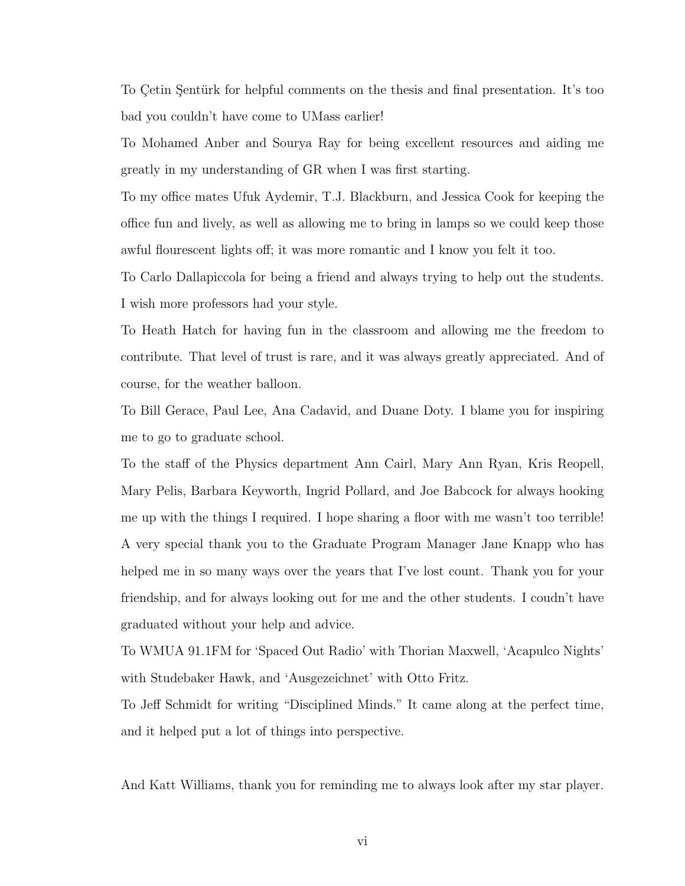To Çetin Şentürk for helpful comments on the thesis and final presentation. It's too bad you couldn't have come to UMass earlier!

To Mohamed Anber and Sourya Ray for being excellent resources and aiding me greatly in my understanding of GR when I was first starting.

To my office mates Ufuk Aydemir, T.J. Blackburn, and Jessica Cook for keeping the office fun and lively, as well as allowing me to bring in lamps so we could keep those awful flourescent lights off; it was more romantic and I know you felt it too.

To Carlo Dallapiccola for being a friend and always trying to help out the students. I wish more professors had your style.

To Heath Hatch for having fun in the classroom and allowing me the freedom to contribute. That level of trust is rare, and it was always greatly appreciated. And of course, for the weather balloon.

To Bill Gerace, Paul Lee, Ana Cadavid, and Duane Doty. I blame you for inspiring me to go to graduate school.

To the staff of the Physics department Ann Cairl, Mary Ann Ryan, Kris Reopell, Mary Pelis, Barbara Keyworth, Ingrid Pollard, and Joe Babcock for always hooking me up with the things I required. I hope sharing a floor with me wasn't too terrible!

A very special thank you to the Graduate Program Manager Jane Knapp who has helped me in so many ways over the years that I've lost count. Thank you for your friendship, and for always looking out for me and the other students. I coudn't have graduated without your help and advice.

To WMUA 91.1FM for 'Spaced Out Radio' with Thorian Maxwell, 'Acapulco Nights' with Studebaker Hawk, and 'Ausgezeichnet' with Otto Fritz.

To Jeff Schmidt for writing "Disciplined Minds." It came along at the perfect time, and it helped put a lot of things into perspective.

And Katt Williams, thank you for reminding me to always look after my star player.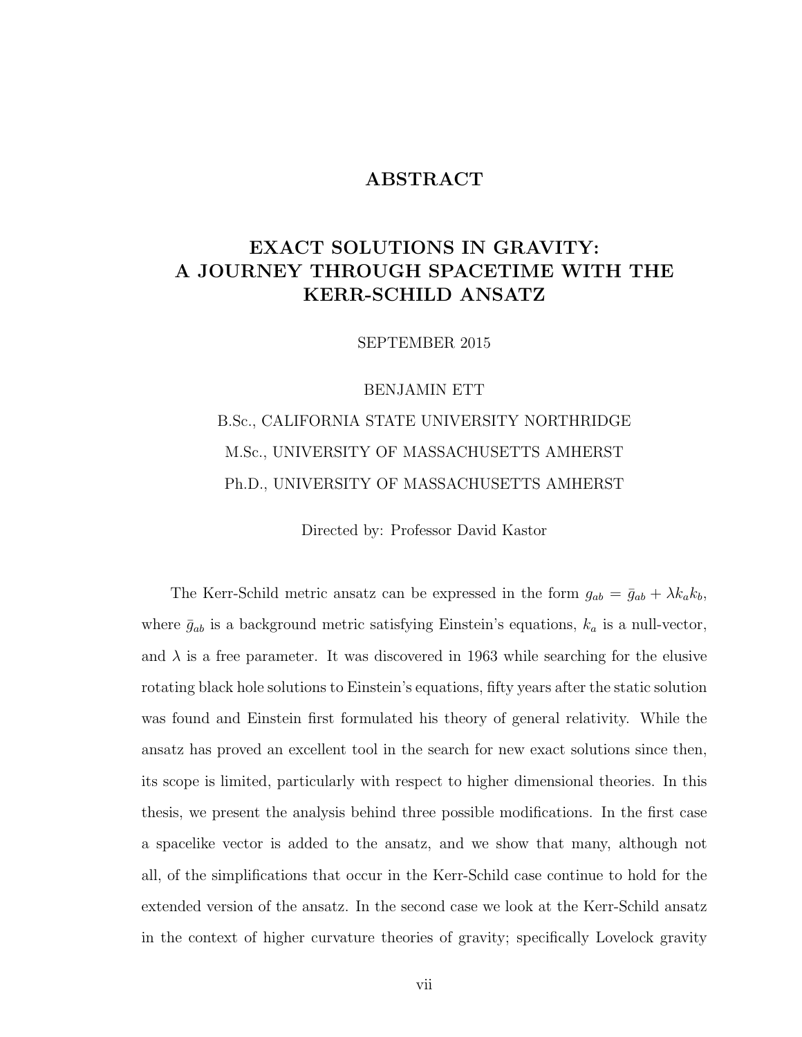# ABSTRACT

## EXACT SOLUTIONS IN GRAVITY: A JOURNEY THROUGH SPACETIME WITH THE KERR-SCHILD ANSATZ

SEPTEMBER 2015

BENJAMIN ETT

B.Sc., CALIFORNIA STATE UNIVERSITY NORTHRIDGE

M.Sc., UNIVERSITY OF MASSACHUSETTS AMHERST

Ph.D., UNIVERSITY OF MASSACHUSETTS AMHERST

Directed by: Professor David Kastor

The Kerr-Schild metric ansatz can be expressed in the form $g_{ab} = \bar{g}_{ab} + \lambda k_a k_b$, where $\bar{g}_{ab}$ is a background metric satisfying Einstein's equations, $k_a$ is a null-vector, and $\lambda$ is a free parameter. It was discovered in 1963 while searching for the elusive rotating black hole solutions to Einstein's equations, fifty years after the static solution was found and Einstein first formulated his theory of general relativity. While the ansatz has proved an excellent tool in the search for new exact solutions since then, its scope is limited, particularly with respect to higher dimensional theories. In this thesis, we present the analysis behind three possible modifications. In the first case a spacelike vector is added to the ansatz, and we show that many, although not all, of the simplifications that occur in the Kerr-Schild case continue to hold for the extended version of the ansatz. In the second case we look at the Kerr-Schild ansatz in the context of higher curvature theories of gravity; specifically Lovelock gravity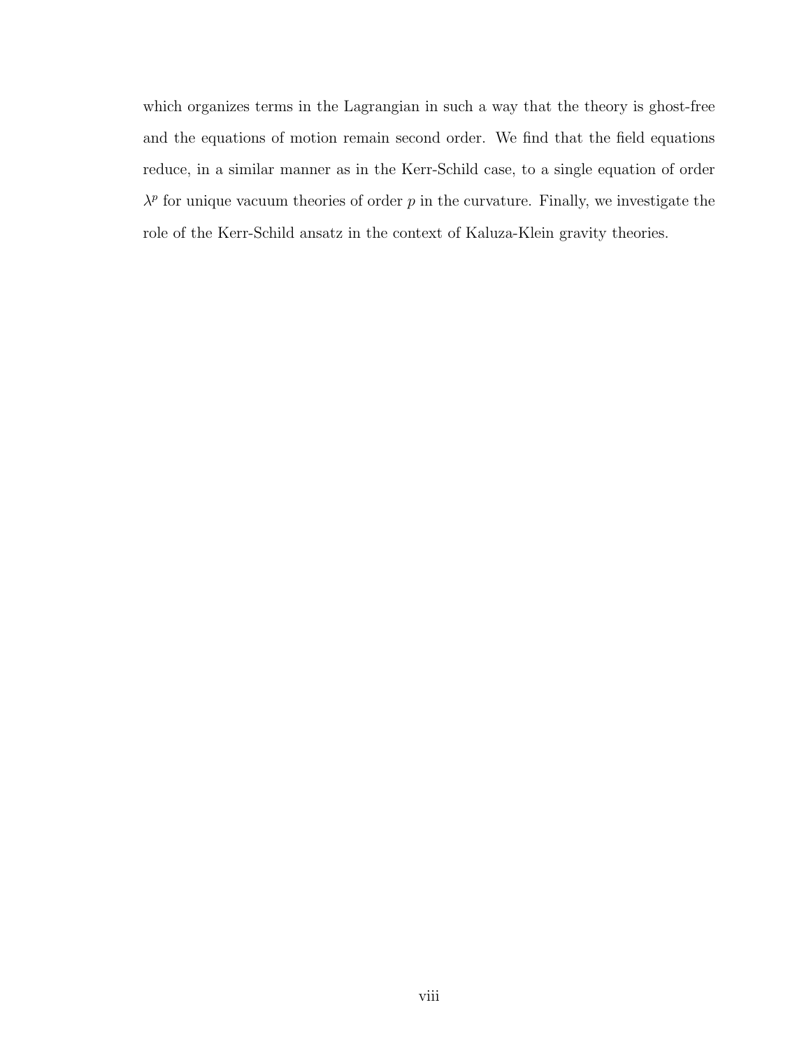which organizes terms in the Lagrangian in such a way that the theory is ghost-free and the equations of motion remain second order. We find that the field equations reduce, in a similar manner as in the Kerr-Schild case, to a single equation of order $\lambda^p$ for unique vacuum theories of order $p$ in the curvature. Finally, we investigate the role of the Kerr-Schild ansatz in the context of Kaluza-Klein gravity theories.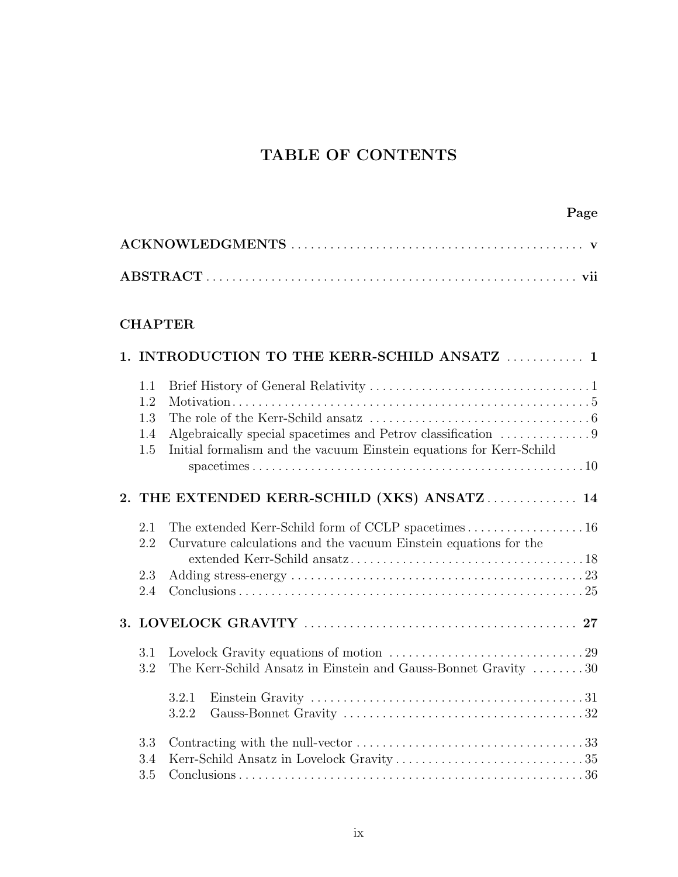# TABLE OF CONTENTS

| | Page |
|---|---|
| **ACKNOWLEDGMENTS** | **v** |
| **ABSTRACT** | **vii** |

**CHAPTER**

**1. INTRODUCTION TO THE KERR-SCHILD ANSATZ** ............ **1**

- 1.1 Brief History of General Relativity ............ 1
- 1.2 Motivation ............ 5
- 1.3 The role of the Kerr-Schild ansatz ............ 6
- 1.4 Algebraically special spacetimes and Petrov classification ............ 9
- 1.5 Initial formalism and the vacuum Einstein equations for Kerr-Schild spacetimes ............ 10

**2. THE EXTENDED KERR-SCHILD (XKS) ANSATZ** ............ **14**

- 2.1 The extended Kerr-Schild form of CCLP spacetimes ............ 16
- 2.2 Curvature calculations and the vacuum Einstein equations for the extended Kerr-Schild ansatz ............ 18
- 2.3 Adding stress-energy ............ 23
- 2.4 Conclusions ............ 25

**3. LOVELOCK GRAVITY** ............ **27**

- 3.1 Lovelock Gravity equations of motion ............ 29
- 3.2 The Kerr-Schild Ansatz in Einstein and Gauss-Bonnet Gravity ............ 30
  - 3.2.1 Einstein Gravity ............ 31
  - 3.2.2 Gauss-Bonnet Gravity ............ 32
- 3.3 Contracting with the null-vector ............ 33
- 3.4 Kerr-Schild Ansatz in Lovelock Gravity ............ 35
- 3.5 Conclusions ............ 36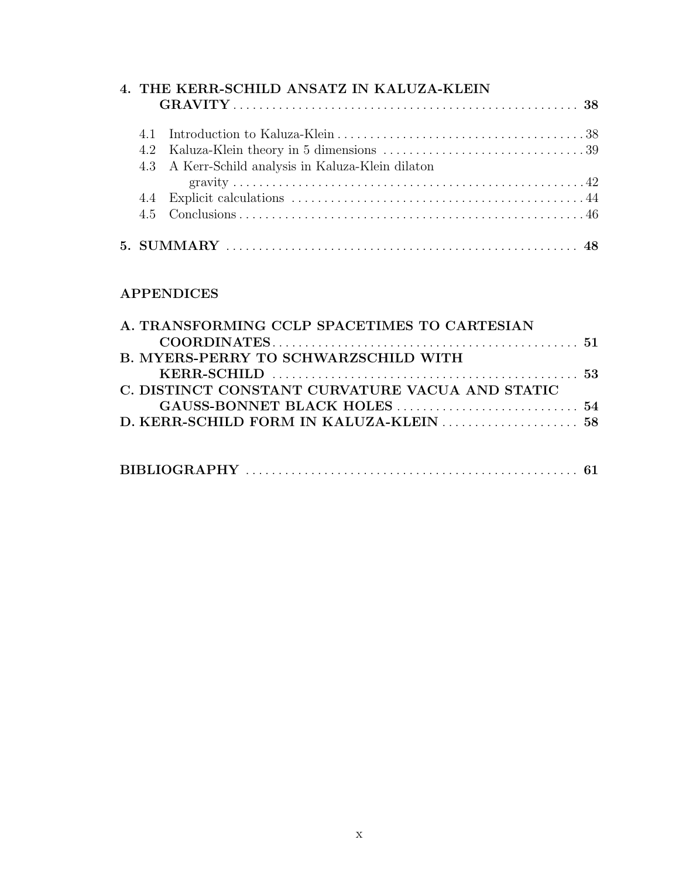**4. THE KERR-SCHILD ANSATZ IN KALUZA-KLEIN GRAVITY** ..... **38**

- 4.1 Introduction to Kaluza-Klein ..... 38
- 4.2 Kaluza-Klein theory in 5 dimensions ..... 39
- 4.3 A Kerr-Schild analysis in Kaluza-Klein dilaton gravity ..... 42
- 4.4 Explicit calculations ..... 44
- 4.5 Conclusions ..... 46

**5. SUMMARY** ..... **48**

**APPENDICES**

**A. TRANSFORMING CCLP SPACETIMES TO CARTESIAN COORDINATES** ..... **51**

**B. MYERS-PERRY TO SCHWARZSCHILD WITH KERR-SCHILD** ..... **53**

**C. DISTINCT CONSTANT CURVATURE VACUA AND STATIC GAUSS-BONNET BLACK HOLES** ..... **54**

**D. KERR-SCHILD FORM IN KALUZA-KLEIN** ..... **58**

**BIBLIOGRAPHY** ..... **61**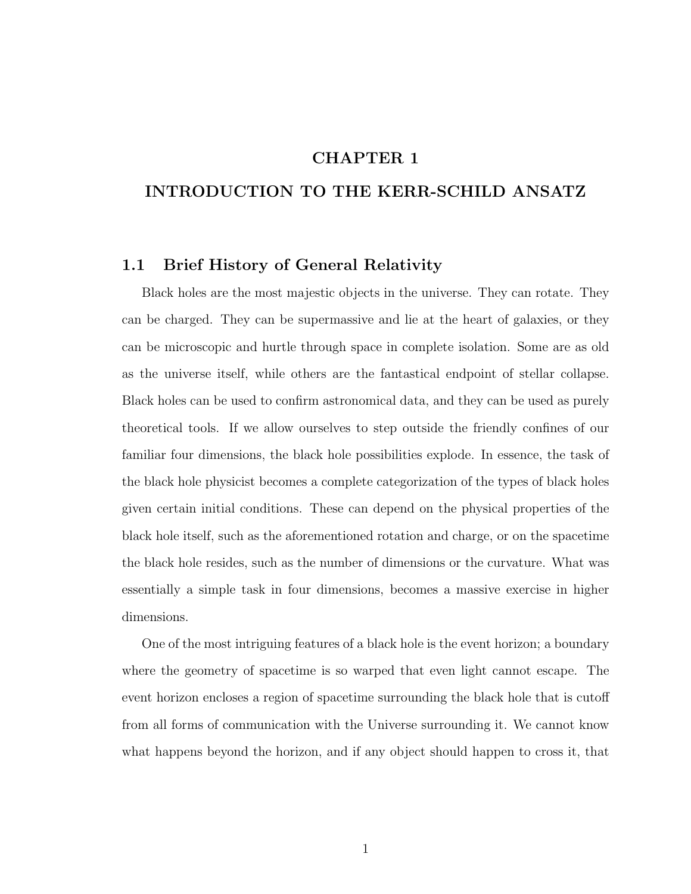# CHAPTER 1

# INTRODUCTION TO THE KERR-SCHILD ANSATZ

## 1.1 Brief History of General Relativity

Black holes are the most majestic objects in the universe. They can rotate. They can be charged. They can be supermassive and lie at the heart of galaxies, or they can be microscopic and hurtle through space in complete isolation. Some are as old as the universe itself, while others are the fantastical endpoint of stellar collapse. Black holes can be used to confirm astronomical data, and they can be used as purely theoretical tools. If we allow ourselves to step outside the friendly confines of our familiar four dimensions, the black hole possibilities explode. In essence, the task of the black hole physicist becomes a complete categorization of the types of black holes given certain initial conditions. These can depend on the physical properties of the black hole itself, such as the aforementioned rotation and charge, or on the spacetime the black hole resides, such as the number of dimensions or the curvature. What was essentially a simple task in four dimensions, becomes a massive exercise in higher dimensions.

One of the most intriguing features of a black hole is the event horizon; a boundary where the geometry of spacetime is so warped that even light cannot escape. The event horizon encloses a region of spacetime surrounding the black hole that is cutoff from all forms of communication with the Universe surrounding it. We cannot know what happens beyond the horizon, and if any object should happen to cross it, that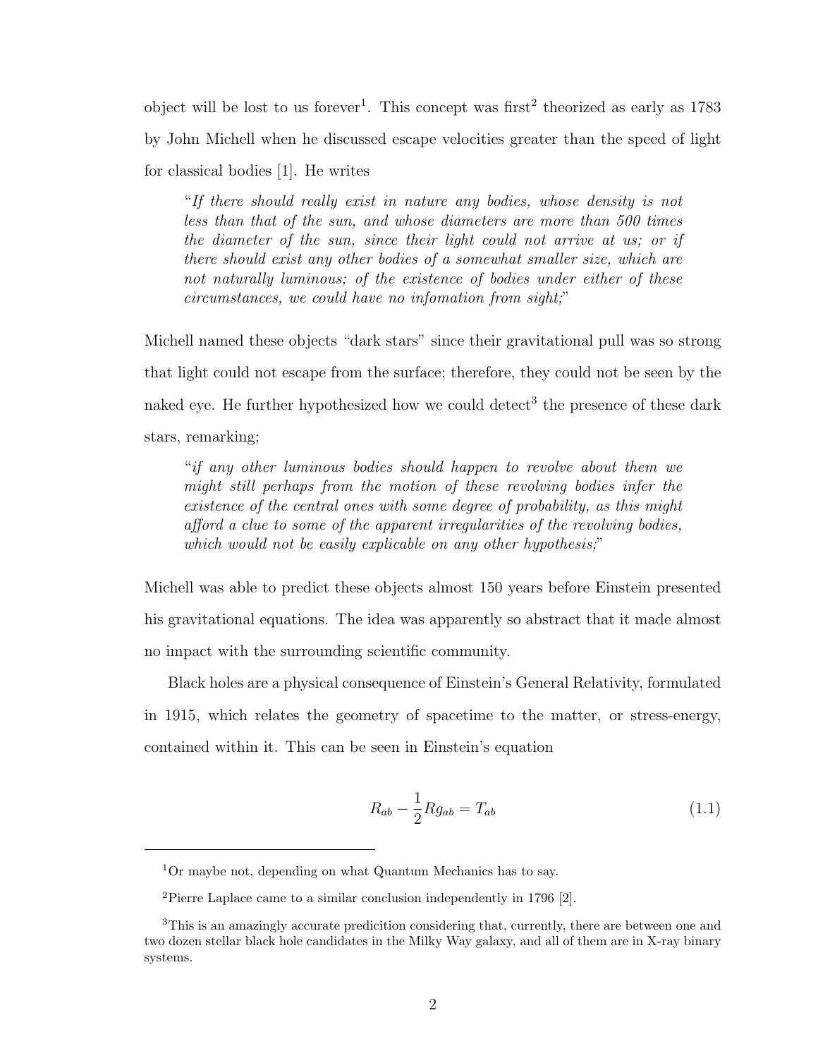object will be lost to us forever[1]. This concept was first[2] theorized as early as 1783 by John Michell when he discussed escape velocities greater than the speed of light for classical bodies [1]. He writes

> "*If there should really exist in nature any bodies, whose density is not less than that of the sun, and whose diameters are more than 500 times the diameter of the sun, since their light could not arrive at us; or if there should exist any other bodies of a somewhat smaller size, which are not naturally luminous; of the existence of bodies under either of these circumstances, we could have no infomation from sight;*"

Michell named these objects "dark stars" since their gravitational pull was so strong that light could not escape from the surface; therefore, they could not be seen by the naked eye. He further hypothesized how we could detect[3] the presence of these dark stars, remarking;

> "*if any other luminous bodies should happen to revolve about them we might still perhaps from the motion of these revolving bodies infer the existence of the central ones with some degree of probability, as this might afford a clue to some of the apparent irregularities of the revolving bodies, which would not be easily explicable on any other hypothesis;*"

Michell was able to predict these objects almost 150 years before Einstein presented his gravitational equations. The idea was apparently so abstract that it made almost no impact with the surrounding scientific community.

Black holes are a physical consequence of Einstein's General Relativity, formulated in 1915, which relates the geometry of spacetime to the matter, or stress-energy, contained within it. This can be seen in Einstein's equation

$$R_{ab} - \frac{1}{2}Rg_{ab} = T_{ab} \tag{1.1}$$

---

[1] Or maybe not, depending on what Quantum Mechanics has to say.

[2] Pierre Laplace came to a similar conclusion independently in 1796 [2].

[3] This is an amazingly accurate predicition considering that, currently, there are between one and two dozen stellar black hole candidates in the Milky Way galaxy, and all of them are in X-ray binary systems.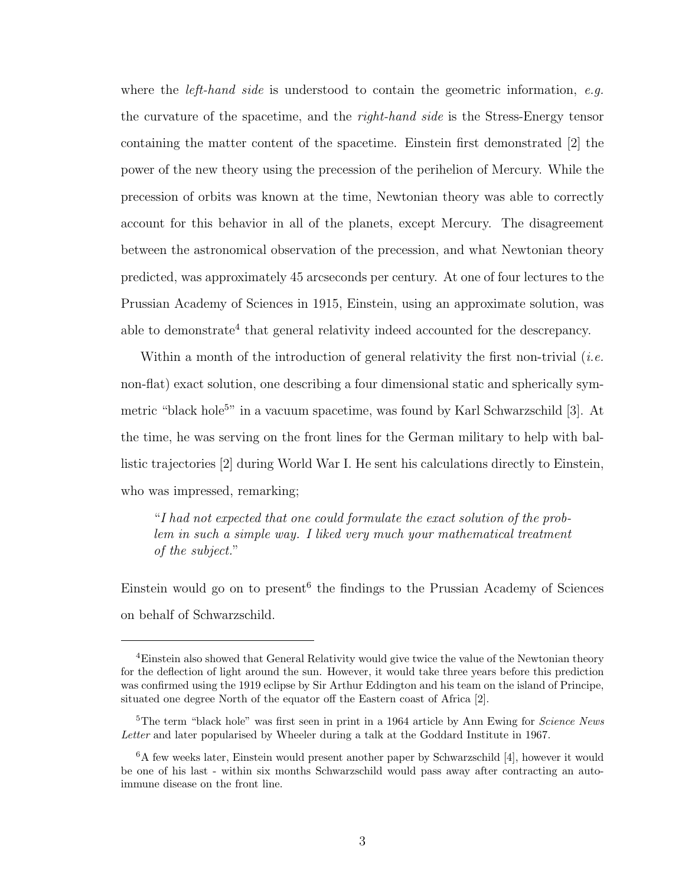where the *left-hand side* is understood to contain the geometric information, *e.g.* the curvature of the spacetime, and the *right-hand side* is the Stress-Energy tensor containing the matter content of the spacetime. Einstein first demonstrated [2] the power of the new theory using the precession of the perihelion of Mercury. While the precession of orbits was known at the time, Newtonian theory was able to correctly account for this behavior in all of the planets, except Mercury. The disagreement between the astronomical observation of the precession, and what Newtonian theory predicted, was approximately 45 arcseconds per century. At one of four lectures to the Prussian Academy of Sciences in 1915, Einstein, using an approximate solution, was able to demonstrate[4] that general relativity indeed accounted for the descrepancy.

Within a month of the introduction of general relativity the first non-trivial (*i.e.* non-flat) exact solution, one describing a four dimensional static and spherically symmetric "black hole[5]" in a vacuum spacetime, was found by Karl Schwarzschild [3]. At the time, he was serving on the front lines for the German military to help with ballistic trajectories [2] during World War I. He sent his calculations directly to Einstein, who was impressed, remarking;

> "*I had not expected that one could formulate the exact solution of the problem in such a simple way. I liked very much your mathematical treatment of the subject.*"

Einstein would go on to present[6] the findings to the Prussian Academy of Sciences on behalf of Schwarzschild.

---

[4] Einstein also showed that General Relativity would give twice the value of the Newtonian theory for the deflection of light around the sun. However, it would take three years before this prediction was confirmed using the 1919 eclipse by Sir Arthur Eddington and his team on the island of Principe, situated one degree North of the equator off the Eastern coast of Africa [2].

[5] The term "black hole" was first seen in print in a 1964 article by Ann Ewing for *Science News Letter* and later popularised by Wheeler during a talk at the Goddard Institute in 1967.

[6] A few weeks later, Einstein would present another paper by Schwarzschild [4], however it would be one of his last - within six months Schwarzschild would pass away after contracting an auto-immune disease on the front line.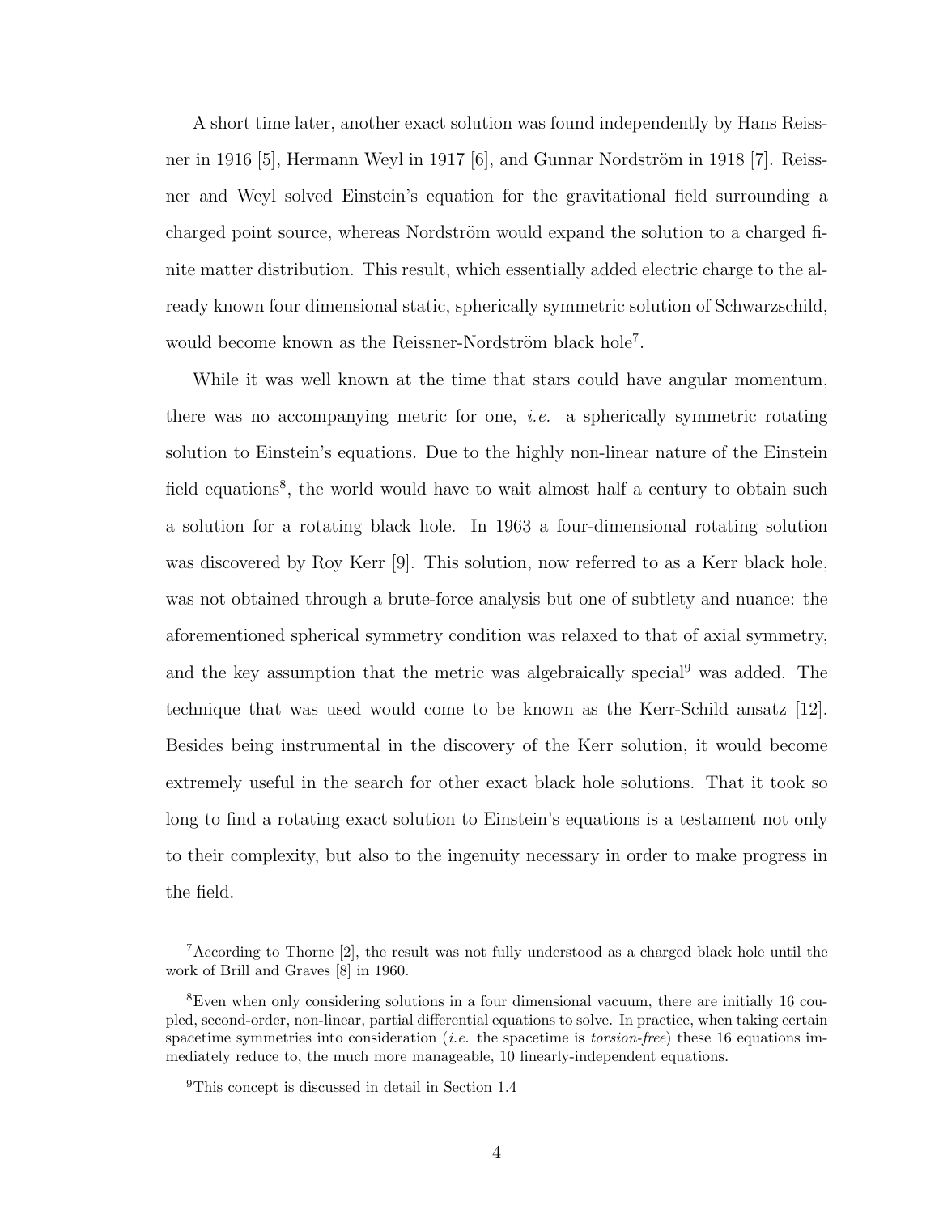A short time later, another exact solution was found independently by Hans Reissner in 1916 [5], Hermann Weyl in 1917 [6], and Gunnar Nordström in 1918 [7]. Reissner and Weyl solved Einstein's equation for the gravitational field surrounding a charged point source, whereas Nordström would expand the solution to a charged finite matter distribution. This result, which essentially added electric charge to the already known four dimensional static, spherically symmetric solution of Schwarzschild, would become known as the Reissner-Nordström black hole[7].

While it was well known at the time that stars could have angular momentum, there was no accompanying metric for one, *i.e.* a spherically symmetric rotating solution to Einstein's equations. Due to the highly non-linear nature of the Einstein field equations[8], the world would have to wait almost half a century to obtain such a solution for a rotating black hole. In 1963 a four-dimensional rotating solution was discovered by Roy Kerr [9]. This solution, now referred to as a Kerr black hole, was not obtained through a brute-force analysis but one of subtlety and nuance: the aforementioned spherical symmetry condition was relaxed to that of axial symmetry, and the key assumption that the metric was algebraically special[9] was added. The technique that was used would come to be known as the Kerr-Schild ansatz [12]. Besides being instrumental in the discovery of the Kerr solution, it would become extremely useful in the search for other exact black hole solutions. That it took so long to find a rotating exact solution to Einstein's equations is a testament not only to their complexity, but also to the ingenuity necessary in order to make progress in the field.

---

[7] According to Thorne [2], the result was not fully understood as a charged black hole until the work of Brill and Graves [8] in 1960.

[8] Even when only considering solutions in a four dimensional vacuum, there are initially 16 coupled, second-order, non-linear, partial differential equations to solve. In practice, when taking certain spacetime symmetries into consideration (*i.e.* the spacetime is *torsion-free*) these 16 equations immediately reduce to, the much more manageable, 10 linearly-independent equations.

[9] This concept is discussed in detail in Section 1.4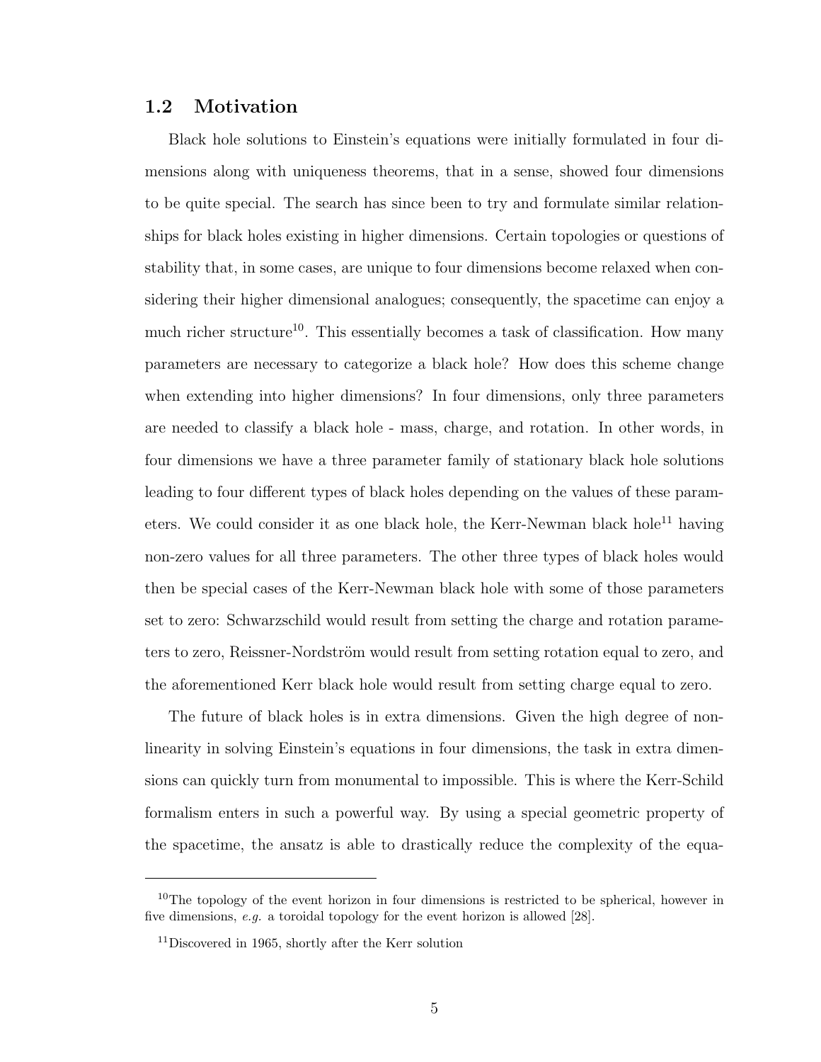## 1.2 Motivation

Black hole solutions to Einstein's equations were initially formulated in four dimensions along with uniqueness theorems, that in a sense, showed four dimensions to be quite special. The search has since been to try and formulate similar relationships for black holes existing in higher dimensions. Certain topologies or questions of stability that, in some cases, are unique to four dimensions become relaxed when considering their higher dimensional analogues; consequently, the spacetime can enjoy a much richer structure[10]. This essentially becomes a task of classification. How many parameters are necessary to categorize a black hole? How does this scheme change when extending into higher dimensions? In four dimensions, only three parameters are needed to classify a black hole - mass, charge, and rotation. In other words, in four dimensions we have a three parameter family of stationary black hole solutions leading to four different types of black holes depending on the values of these parameters. We could consider it as one black hole, the Kerr-Newman black hole[11] having non-zero values for all three parameters. The other three types of black holes would then be special cases of the Kerr-Newman black hole with some of those parameters set to zero: Schwarzschild would result from setting the charge and rotation parameters to zero, Reissner-Nordström would result from setting rotation equal to zero, and the aforementioned Kerr black hole would result from setting charge equal to zero.

The future of black holes is in extra dimensions. Given the high degree of nonlinearity in solving Einstein's equations in four dimensions, the task in extra dimensions can quickly turn from monumental to impossible. This is where the Kerr-Schild formalism enters in such a powerful way. By using a special geometric property of the spacetime, the ansatz is able to drastically reduce the complexity of the equa-

---

[10] The topology of the event horizon in four dimensions is restricted to be spherical, however in five dimensions, *e.g.* a toroidal topology for the event horizon is allowed [28].

[11] Discovered in 1965, shortly after the Kerr solution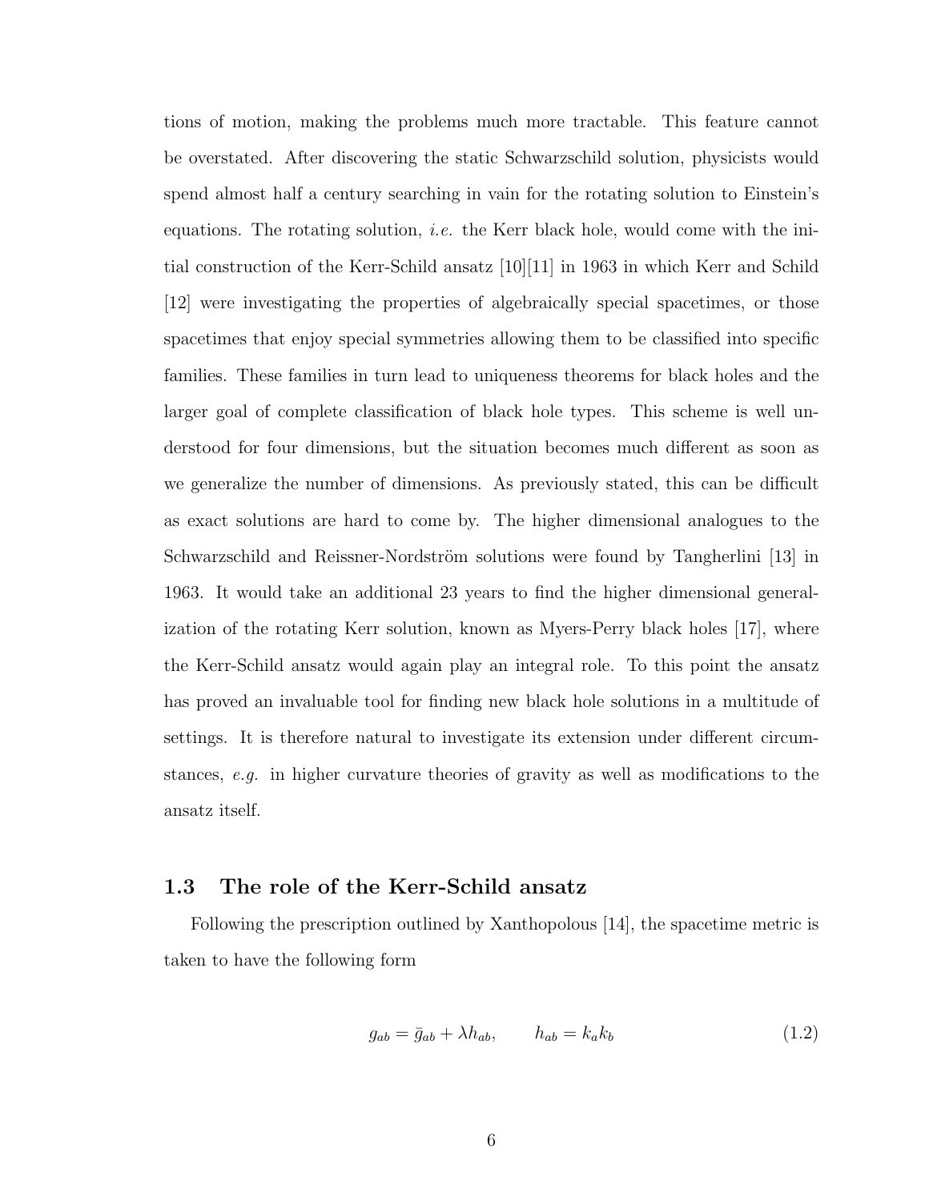tions of motion, making the problems much more tractable. This feature cannot be overstated. After discovering the static Schwarzschild solution, physicists would spend almost half a century searching in vain for the rotating solution to Einstein's equations. The rotating solution, *i.e.* the Kerr black hole, would come with the initial construction of the Kerr-Schild ansatz [10][11] in 1963 in which Kerr and Schild [12] were investigating the properties of algebraically special spacetimes, or those spacetimes that enjoy special symmetries allowing them to be classified into specific families. These families in turn lead to uniqueness theorems for black holes and the larger goal of complete classification of black hole types. This scheme is well understood for four dimensions, but the situation becomes much different as soon as we generalize the number of dimensions. As previously stated, this can be difficult as exact solutions are hard to come by. The higher dimensional analogues to the Schwarzschild and Reissner-Nordström solutions were found by Tangherlini [13] in 1963. It would take an additional 23 years to find the higher dimensional generalization of the rotating Kerr solution, known as Myers-Perry black holes [17], where the Kerr-Schild ansatz would again play an integral role. To this point the ansatz has proved an invaluable tool for finding new black hole solutions in a multitude of settings. It is therefore natural to investigate its extension under different circumstances, *e.g.* in higher curvature theories of gravity as well as modifications to the ansatz itself.

## 1.3 The role of the Kerr-Schild ansatz

Following the prescription outlined by Xanthopolous [14], the spacetime metric is taken to have the following form

$$g_{ab} = \bar{g}_{ab} + \lambda h_{ab}, \qquad h_{ab} = k_a k_b \tag{1.2}$$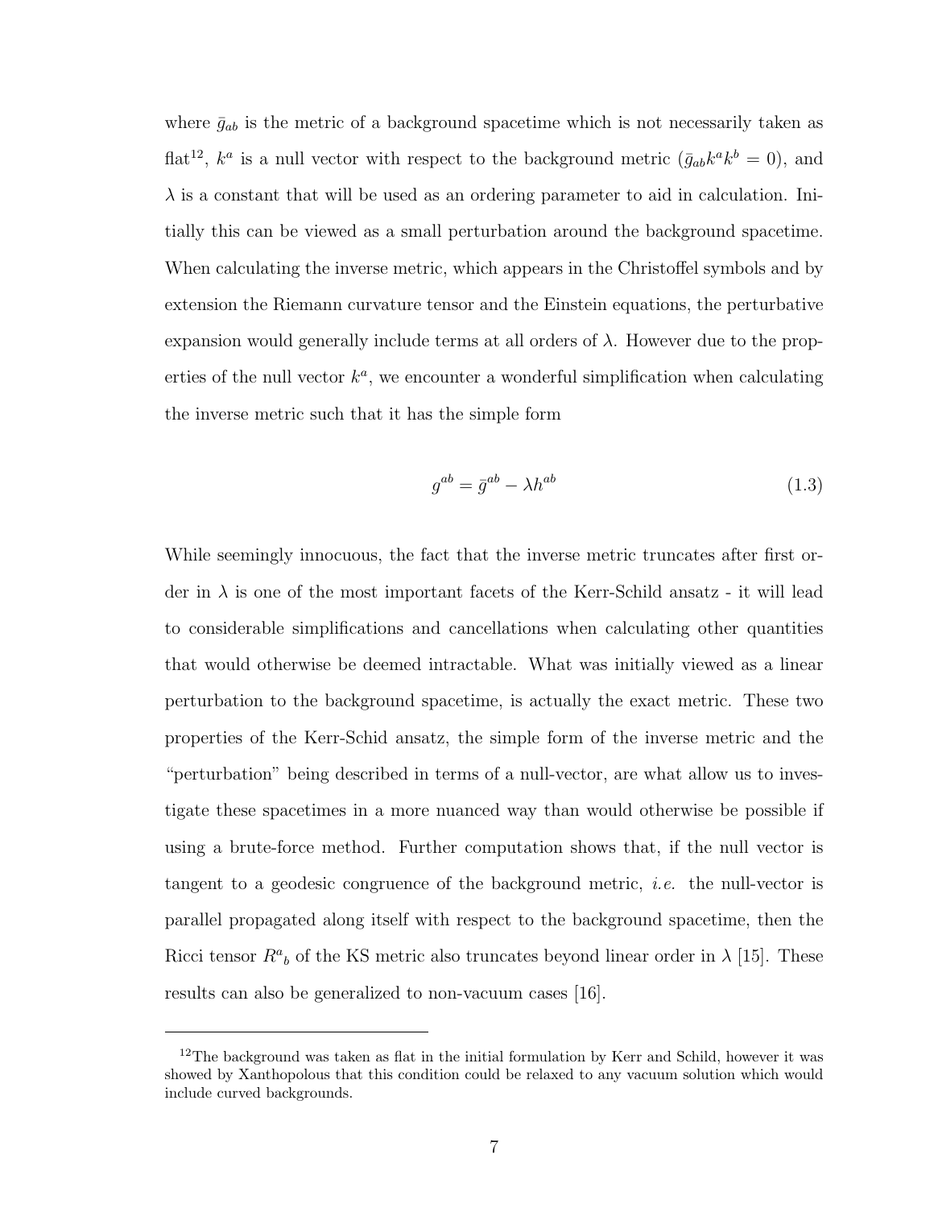where $\bar{g}_{ab}$ is the metric of a background spacetime which is not necessarily taken as flat[12], $k^a$ is a null vector with respect to the background metric ($\bar{g}_{ab}k^a k^b = 0$), and $\lambda$ is a constant that will be used as an ordering parameter to aid in calculation. Initially this can be viewed as a small perturbation around the background spacetime. When calculating the inverse metric, which appears in the Christoffel symbols and by extension the Riemann curvature tensor and the Einstein equations, the perturbative expansion would generally include terms at all orders of $\lambda$. However due to the properties of the null vector $k^a$, we encounter a wonderful simplification when calculating the inverse metric such that it has the simple form

$$g^{ab} = \bar{g}^{ab} - \lambda h^{ab} \tag{1.3}$$

While seemingly innocuous, the fact that the inverse metric truncates after first order in $\lambda$ is one of the most important facets of the Kerr-Schild ansatz - it will lead to considerable simplifications and cancellations when calculating other quantities that would otherwise be deemed intractable. What was initially viewed as a linear perturbation to the background spacetime, is actually the exact metric. These two properties of the Kerr-Schid ansatz, the simple form of the inverse metric and the "perturbation" being described in terms of a null-vector, are what allow us to investigate these spacetimes in a more nuanced way than would otherwise be possible if using a brute-force method. Further computation shows that, if the null vector is tangent to a geodesic congruence of the background metric, *i.e.* the null-vector is parallel propagated along itself with respect to the background spacetime, then the Ricci tensor $R^a{}_b$ of the KS metric also truncates beyond linear order in $\lambda$ [15]. These results can also be generalized to non-vacuum cases [16].

---

[12] The background was taken as flat in the initial formulation by Kerr and Schild, however it was showed by Xanthopolous that this condition could be relaxed to any vacuum solution which would include curved backgrounds.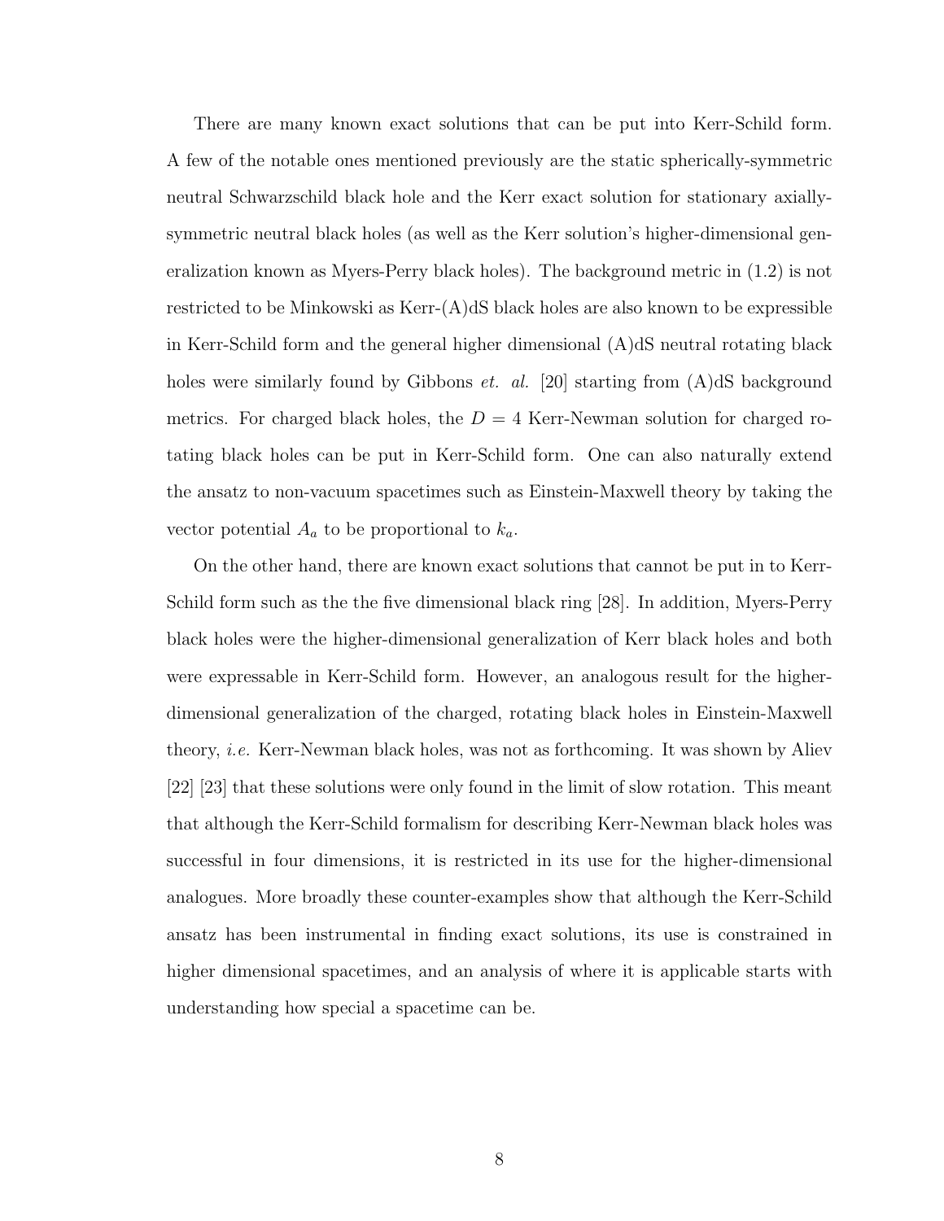There are many known exact solutions that can be put into Kerr-Schild form. A few of the notable ones mentioned previously are the static spherically-symmetric neutral Schwarzschild black hole and the Kerr exact solution for stationary axially-symmetric neutral black holes (as well as the Kerr solution's higher-dimensional generalization known as Myers-Perry black holes). The background metric in (1.2) is not restricted to be Minkowski as Kerr-(A)dS black holes are also known to be expressible in Kerr-Schild form and the general higher dimensional (A)dS neutral rotating black holes were similarly found by Gibbons *et. al.* [20] starting from (A)dS background metrics. For charged black holes, the $D = 4$ Kerr-Newman solution for charged rotating black holes can be put in Kerr-Schild form. One can also naturally extend the ansatz to non-vacuum spacetimes such as Einstein-Maxwell theory by taking the vector potential $A_a$ to be proportional to $k_a$.

On the other hand, there are known exact solutions that cannot be put in to Kerr-Schild form such as the the five dimensional black ring [28]. In addition, Myers-Perry black holes were the higher-dimensional generalization of Kerr black holes and both were expressable in Kerr-Schild form. However, an analogous result for the higher-dimensional generalization of the charged, rotating black holes in Einstein-Maxwell theory, *i.e.* Kerr-Newman black holes, was not as forthcoming. It was shown by Aliev [22] [23] that these solutions were only found in the limit of slow rotation. This meant that although the Kerr-Schild formalism for describing Kerr-Newman black holes was successful in four dimensions, it is restricted in its use for the higher-dimensional analogues. More broadly these counter-examples show that although the Kerr-Schild ansatz has been instrumental in finding exact solutions, its use is constrained in higher dimensional spacetimes, and an analysis of where it is applicable starts with understanding how special a spacetime can be.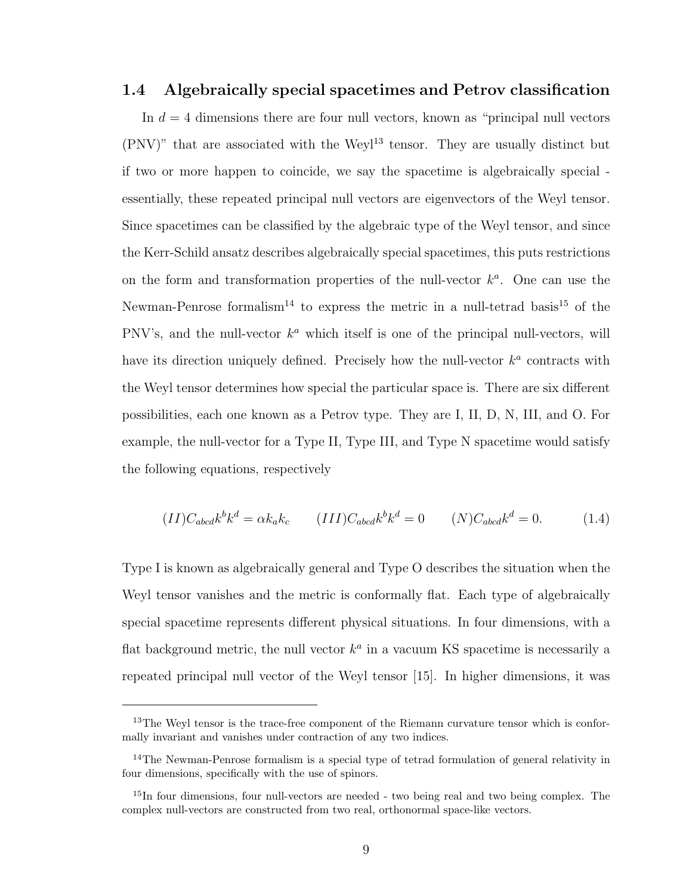## 1.4 Algebraically special spacetimes and Petrov classification

In $d = 4$ dimensions there are four null vectors, known as "principal null vectors (PNV)" that are associated with the Weyl[13] tensor. They are usually distinct but if two or more happen to coincide, we say the spacetime is algebraically special - essentially, these repeated principal null vectors are eigenvectors of the Weyl tensor. Since spacetimes can be classified by the algebraic type of the Weyl tensor, and since the Kerr-Schild ansatz describes algebraically special spacetimes, this puts restrictions on the form and transformation properties of the null-vector $k^a$. One can use the Newman-Penrose formalism[14] to express the metric in a null-tetrad basis[15] of the PNV's, and the null-vector $k^a$ which itself is one of the principal null-vectors, will have its direction uniquely defined. Precisely how the null-vector $k^a$ contracts with the Weyl tensor determines how special the particular space is. There are six different possibilities, each one known as a Petrov type. They are I, II, D, N, III, and O. For example, the null-vector for a Type II, Type III, and Type N spacetime would satisfy the following equations, respectively

$$(II) C_{abcd}k^b k^d = \alpha k_a k_c \qquad (III) C_{abcd}k^b k^d = 0 \qquad (N) C_{abcd}k^d = 0. \tag{1.4}$$

Type I is known as algebraically general and Type O describes the situation when the Weyl tensor vanishes and the metric is conformally flat. Each type of algebraically special spacetime represents different physical situations. In four dimensions, with a flat background metric, the null vector $k^a$ in a vacuum KS spacetime is necessarily a repeated principal null vector of the Weyl tensor [15]. In higher dimensions, it was

---

[13] The Weyl tensor is the trace-free component of the Riemann curvature tensor which is conformally invariant and vanishes under contraction of any two indices.

[14] The Newman-Penrose formalism is a special type of tetrad formulation of general relativity in four dimensions, specifically with the use of spinors.

[15] In four dimensions, four null-vectors are needed - two being real and two being complex. The complex null-vectors are constructed from two real, orthonormal space-like vectors.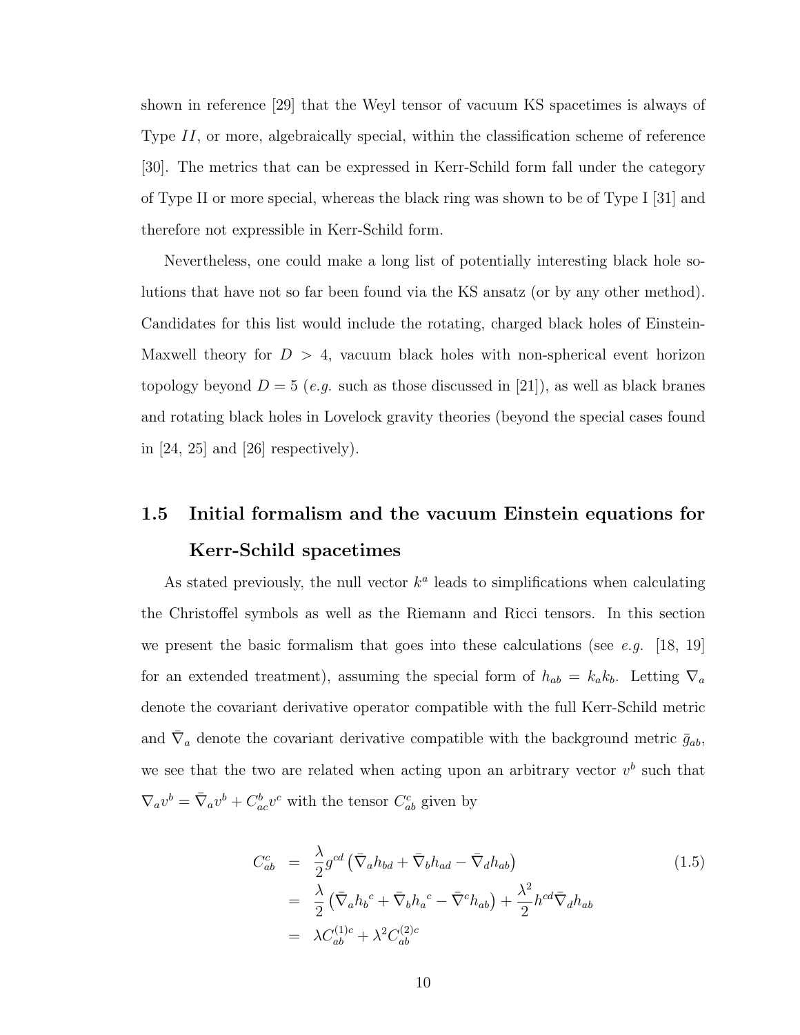shown in reference [29] that the Weyl tensor of vacuum KS spacetimes is always of Type $II$, or more, algebraically special, within the classification scheme of reference [30]. The metrics that can be expressed in Kerr-Schild form fall under the category of Type II or more special, whereas the black ring was shown to be of Type I [31] and therefore not expressible in Kerr-Schild form.

Nevertheless, one could make a long list of potentially interesting black hole solutions that have not so far been found via the KS ansatz (or by any other method). Candidates for this list would include the rotating, charged black holes of Einstein-Maxwell theory for $D > 4$, vacuum black holes with non-spherical event horizon topology beyond $D = 5$ (*e.g.* such as those discussed in [21]), as well as black branes and rotating black holes in Lovelock gravity theories (beyond the special cases found in [24, 25] and [26] respectively).

## 1.5 Initial formalism and the vacuum Einstein equations for Kerr-Schild spacetimes

As stated previously, the null vector $k^a$ leads to simplifications when calculating the Christoffel symbols as well as the Riemann and Ricci tensors. In this section we present the basic formalism that goes into these calculations (see *e.g.* [18, 19] for an extended treatment), assuming the special form of $h_{ab} = k_a k_b$. Letting $\nabla_a$ denote the covariant derivative operator compatible with the full Kerr-Schild metric and $\bar{\nabla}_a$ denote the covariant derivative compatible with the background metric $\bar{g}_{ab}$, we see that the two are related when acting upon an arbitrary vector $v^b$ such that $\nabla_a v^b = \bar{\nabla}_a v^b + C^b_{ac} v^c$ with the tensor $C^c_{ab}$ given by

$$
\begin{aligned}
C^c_{ab} &= \frac{\lambda}{2} g^{cd} \left( \bar{\nabla}_a h_{bd} + \bar{\nabla}_b h_{ad} - \bar{\nabla}_d h_{ab} \right) \\
&= \frac{\lambda}{2} \left( \bar{\nabla}_a h_b{}^c + \bar{\nabla}_b h_a{}^c - \bar{\nabla}^c h_{ab} \right) + \frac{\lambda^2}{2} h^{cd} \bar{\nabla}_d h_{ab} \\
&= \lambda C^{(1)c}_{ab} + \lambda^2 C^{(2)c}_{ab}
\end{aligned}
\tag{1.5}
$$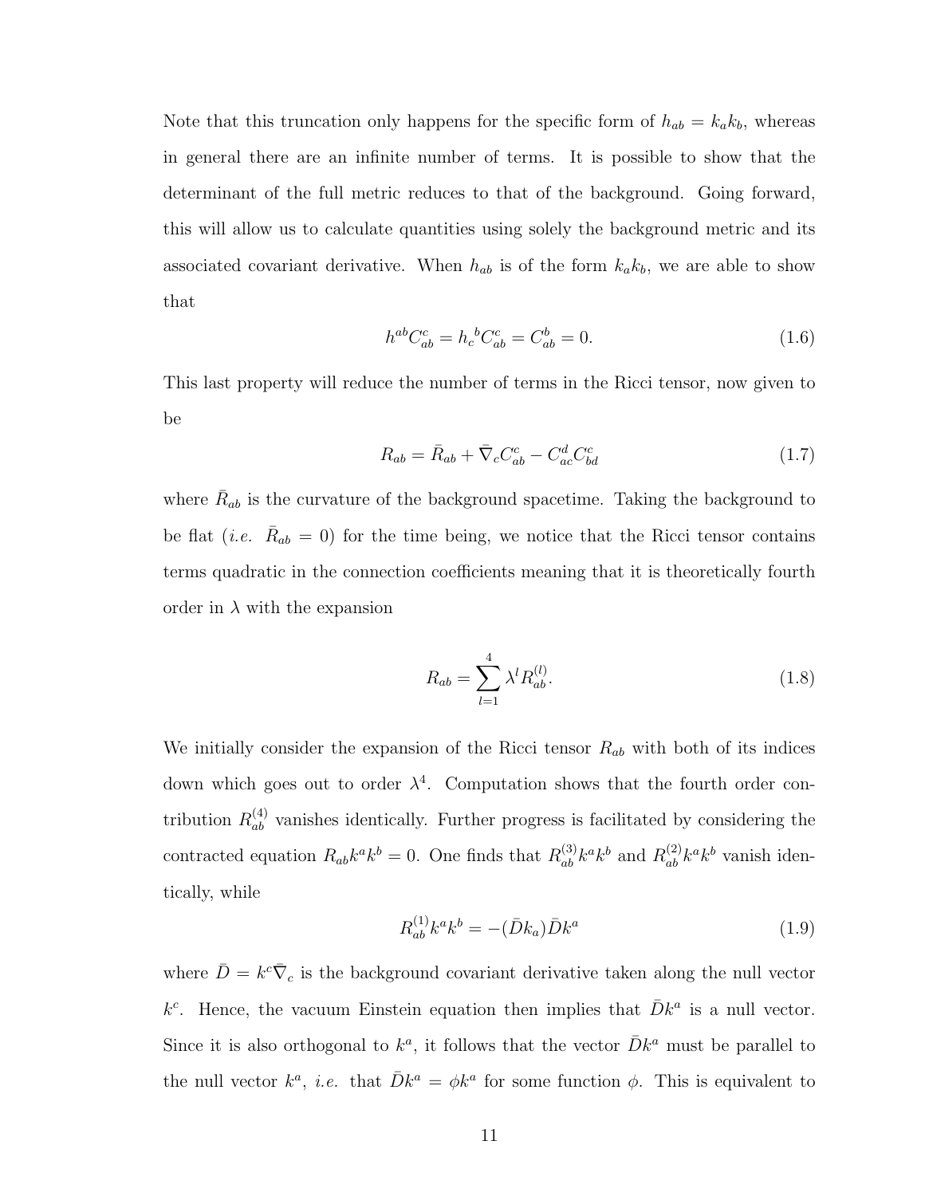Note that this truncation only happens for the specific form of $h_{ab} = k_a k_b$, whereas in general there are an infinite number of terms. It is possible to show that the determinant of the full metric reduces to that of the background. Going forward, this will allow us to calculate quantities using solely the background metric and its associated covariant derivative. When $h_{ab}$ is of the form $k_a k_b$, we are able to show that

$$h^{ab} C^c_{ab} = h_c{}^b C^c_{ab} = C^b_{ab} = 0. \tag{1.6}$$

This last property will reduce the number of terms in the Ricci tensor, now given to be

$$R_{ab} = \bar{R}_{ab} + \bar{\nabla}_c C^c_{ab} - C^d_{ac} C^c_{bd} \tag{1.7}$$

where $\bar{R}_{ab}$ is the curvature of the background spacetime. Taking the background to be flat (*i.e.* $\bar{R}_{ab} = 0$) for the time being, we notice that the Ricci tensor contains terms quadratic in the connection coefficients meaning that it is theoretically fourth order in $\lambda$ with the expansion

$$R_{ab} = \sum_{l=1}^{4} \lambda^l R^{(l)}_{ab}. \tag{1.8}$$

We initially consider the expansion of the Ricci tensor $R_{ab}$ with both of its indices down which goes out to order $\lambda^4$. Computation shows that the fourth order contribution $R^{(4)}_{ab}$ vanishes identically. Further progress is facilitated by considering the contracted equation $R_{ab} k^a k^b = 0$. One finds that $R^{(3)}_{ab} k^a k^b$ and $R^{(2)}_{ab} k^a k^b$ vanish identically, while

$$R^{(1)}_{ab} k^a k^b = -(\bar{D} k_a) \bar{D} k^a \tag{1.9}$$

where $\bar{D} = k^c \bar{\nabla}_c$ is the background covariant derivative taken along the null vector $k^c$. Hence, the vacuum Einstein equation then implies that $\bar{D} k^a$ is a null vector. Since it is also orthogonal to $k^a$, it follows that the vector $\bar{D} k^a$ must be parallel to the null vector $k^a$, *i.e.* that $\bar{D} k^a = \phi k^a$ for some function $\phi$. This is equivalent to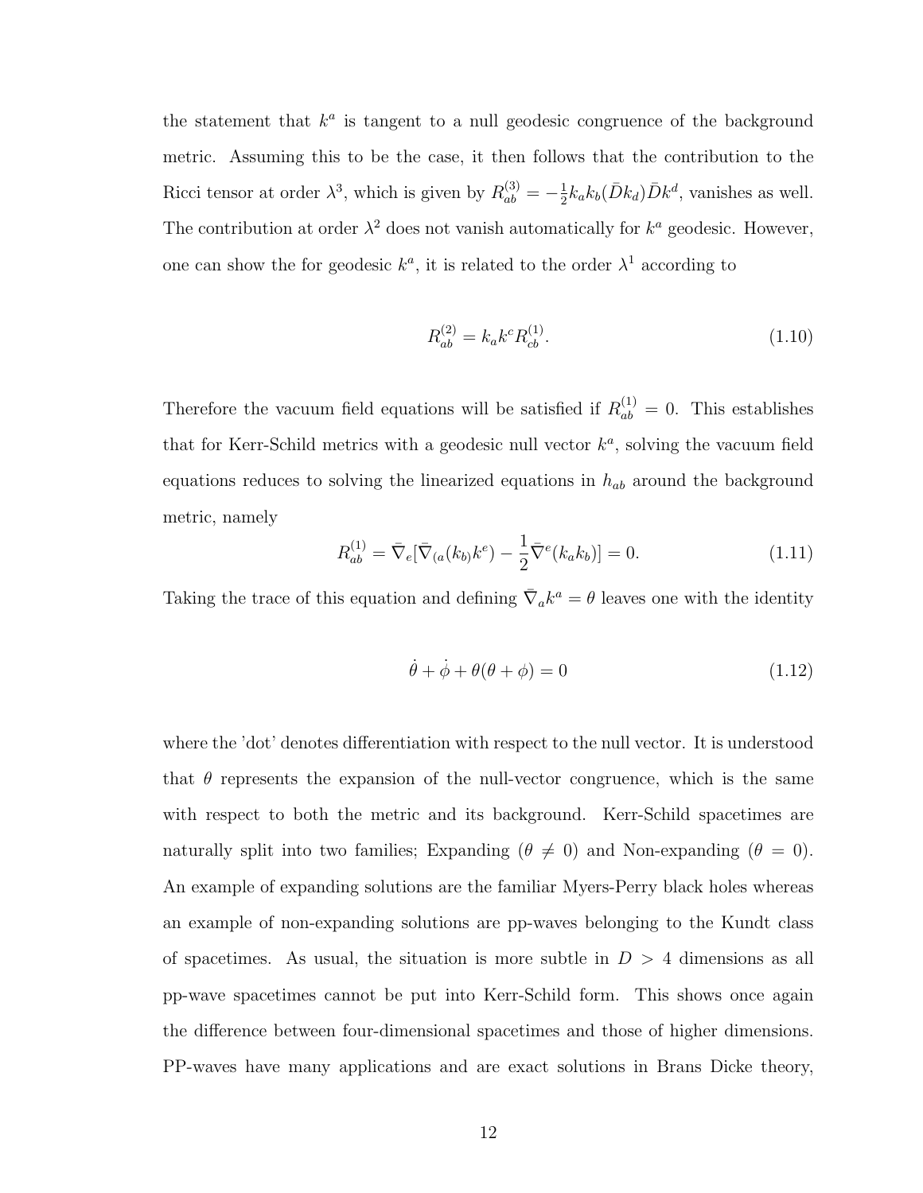the statement that $k^a$ is tangent to a null geodesic congruence of the background metric. Assuming this to be the case, it then follows that the contribution to the Ricci tensor at order $\lambda^3$, which is given by $R^{(3)}_{ab} = -\frac{1}{2}k_a k_b(\bar{D}k_d)\bar{D}k^d$, vanishes as well. The contribution at order $\lambda^2$ does not vanish automatically for $k^a$ geodesic. However, one can show the for geodesic $k^a$, it is related to the order $\lambda^1$ according to

$$R^{(2)}_{ab} = k_a k^c R^{(1)}_{cb}. \tag{1.10}$$

Therefore the vacuum field equations will be satisfied if $R^{(1)}_{ab} = 0$. This establishes that for Kerr-Schild metrics with a geodesic null vector $k^a$, solving the vacuum field equations reduces to solving the linearized equations in $h_{ab}$ around the background metric, namely

$$R^{(1)}_{ab} = \bar{\nabla}_e[\bar{\nabla}_{(a}(k_{b)}k^e) - \frac{1}{2}\bar{\nabla}^e(k_a k_b)] = 0. \tag{1.11}$$

Taking the trace of this equation and defining $\bar{\nabla}_a k^a = \theta$ leaves one with the identity

$$\dot{\theta} + \dot{\phi} + \theta(\theta + \phi) = 0 \tag{1.12}$$

where the 'dot' denotes differentiation with respect to the null vector. It is understood that $\theta$ represents the expansion of the null-vector congruence, which is the same with respect to both the metric and its background. Kerr-Schild spacetimes are naturally split into two families; Expanding ($\theta \neq 0$) and Non-expanding ($\theta = 0$). An example of expanding solutions are the familiar Myers-Perry black holes whereas an example of non-expanding solutions are pp-waves belonging to the Kundt class of spacetimes. As usual, the situation is more subtle in $D > 4$ dimensions as all pp-wave spacetimes cannot be put into Kerr-Schild form. This shows once again the difference between four-dimensional spacetimes and those of higher dimensions. PP-waves have many applications and are exact solutions in Brans Dicke theory,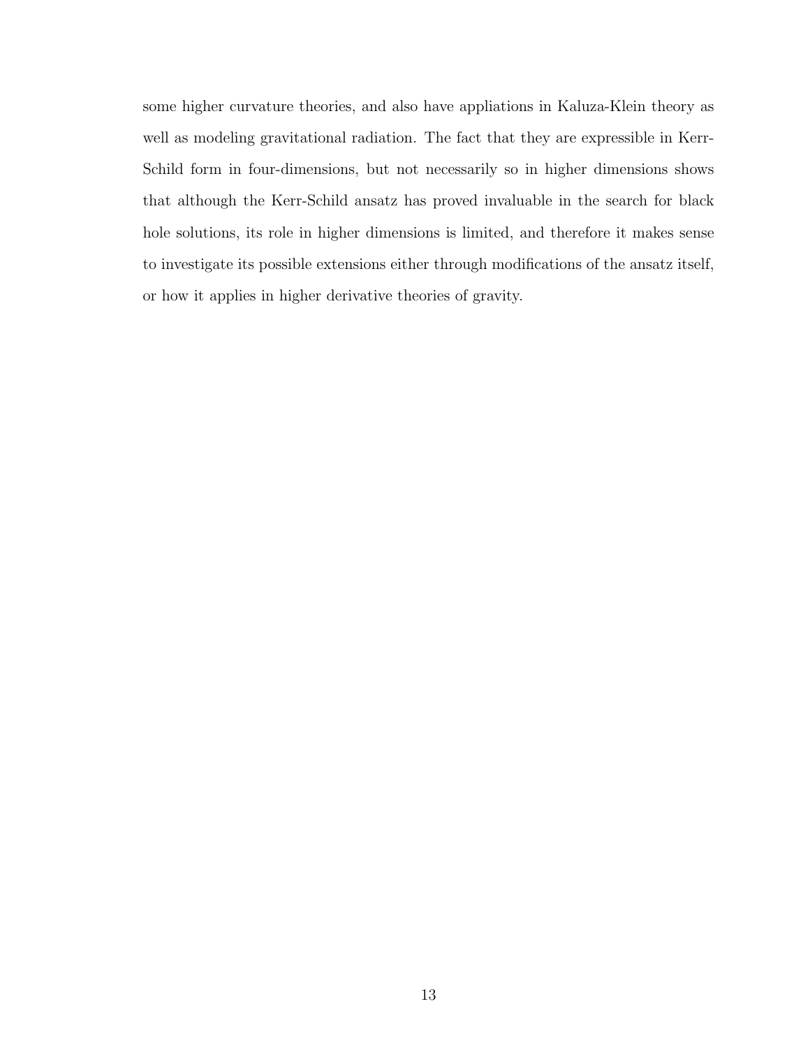some higher curvature theories, and also have appliations in Kaluza-Klein theory as well as modeling gravitational radiation. The fact that they are expressible in Kerr-Schild form in four-dimensions, but not necessarily so in higher dimensions shows that although the Kerr-Schild ansatz has proved invaluable in the search for black hole solutions, its role in higher dimensions is limited, and therefore it makes sense to investigate its possible extensions either through modifications of the ansatz itself, or how it applies in higher derivative theories of gravity.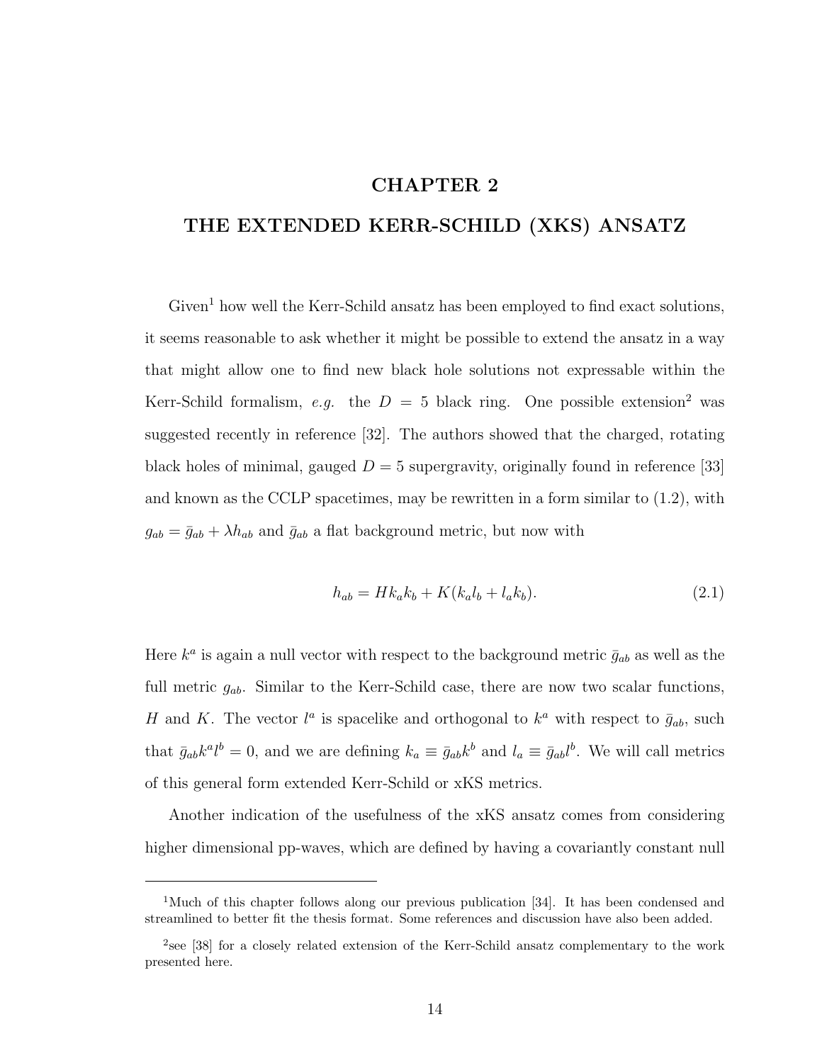# CHAPTER 2

# THE EXTENDED KERR-SCHILD (XKS) ANSATZ

Given[1] how well the Kerr-Schild ansatz has been employed to find exact solutions, it seems reasonable to ask whether it might be possible to extend the ansatz in a way that might allow one to find new black hole solutions not expressable within the Kerr-Schild formalism, *e.g.* the $D = 5$ black ring. One possible extension[2] was suggested recently in reference [32]. The authors showed that the charged, rotating black holes of minimal, gauged $D = 5$ supergravity, originally found in reference [33] and known as the CCLP spacetimes, may be rewritten in a form similar to (1.2), with $g_{ab} = \bar{g}_{ab} + \lambda h_{ab}$ and $\bar{g}_{ab}$ a flat background metric, but now with

$$h_{ab} = H k_a k_b + K(k_a l_b + l_a k_b). \tag{2.1}$$

Here $k^a$ is again a null vector with respect to the background metric $\bar{g}_{ab}$ as well as the full metric $g_{ab}$. Similar to the Kerr-Schild case, there are now two scalar functions, $H$ and $K$. The vector $l^a$ is spacelike and orthogonal to $k^a$ with respect to $\bar{g}_{ab}$, such that $\bar{g}_{ab}k^a l^b = 0$, and we are defining $k_a \equiv \bar{g}_{ab}k^b$ and $l_a \equiv \bar{g}_{ab}l^b$. We will call metrics of this general form extended Kerr-Schild or xKS metrics.

Another indication of the usefulness of the xKS ansatz comes from considering higher dimensional pp-waves, which are defined by having a covariantly constant null

---

[1] Much of this chapter follows along our previous publication [34]. It has been condensed and streamlined to better fit the thesis format. Some references and discussion have also been added.

[2] see [38] for a closely related extension of the Kerr-Schild ansatz complementary to the work presented here.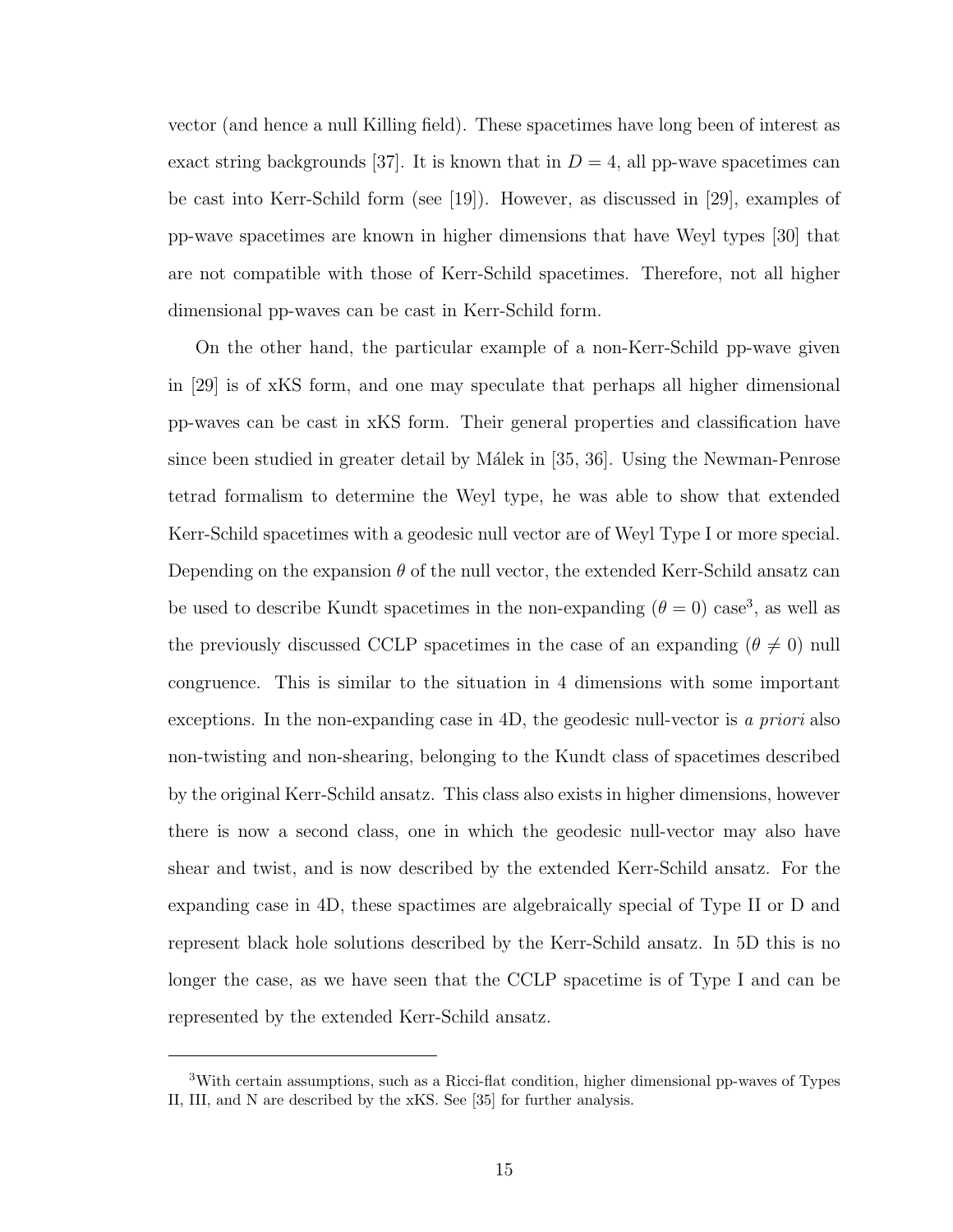vector (and hence a null Killing field). These spacetimes have long been of interest as exact string backgrounds [37]. It is known that in $D = 4$, all pp-wave spacetimes can be cast into Kerr-Schild form (see [19]). However, as discussed in [29], examples of pp-wave spacetimes are known in higher dimensions that have Weyl types [30] that are not compatible with those of Kerr-Schild spacetimes. Therefore, not all higher dimensional pp-waves can be cast in Kerr-Schild form.

On the other hand, the particular example of a non-Kerr-Schild pp-wave given in [29] is of xKS form, and one may speculate that perhaps all higher dimensional pp-waves can be cast in xKS form. Their general properties and classification have since been studied in greater detail by Málek in [35, 36]. Using the Newman-Penrose tetrad formalism to determine the Weyl type, he was able to show that extended Kerr-Schild spacetimes with a geodesic null vector are of Weyl Type I or more special. Depending on the expansion $\theta$ of the null vector, the extended Kerr-Schild ansatz can be used to describe Kundt spacetimes in the non-expanding ($\theta = 0$) case[3], as well as the previously discussed CCLP spacetimes in the case of an expanding ($\theta \neq 0$) null congruence. This is similar to the situation in 4 dimensions with some important exceptions. In the non-expanding case in 4D, the geodesic null-vector is *a priori* also non-twisting and non-shearing, belonging to the Kundt class of spacetimes described by the original Kerr-Schild ansatz. This class also exists in higher dimensions, however there is now a second class, one in which the geodesic null-vector may also have shear and twist, and is now described by the extended Kerr-Schild ansatz. For the expanding case in 4D, these spactimes are algebraically special of Type II or D and represent black hole solutions described by the Kerr-Schild ansatz. In 5D this is no longer the case, as we have seen that the CCLP spacetime is of Type I and can be represented by the extended Kerr-Schild ansatz.

---

[3]With certain assumptions, such as a Ricci-flat condition, higher dimensional pp-waves of Types II, III, and N are described by the xKS. See [35] for further analysis.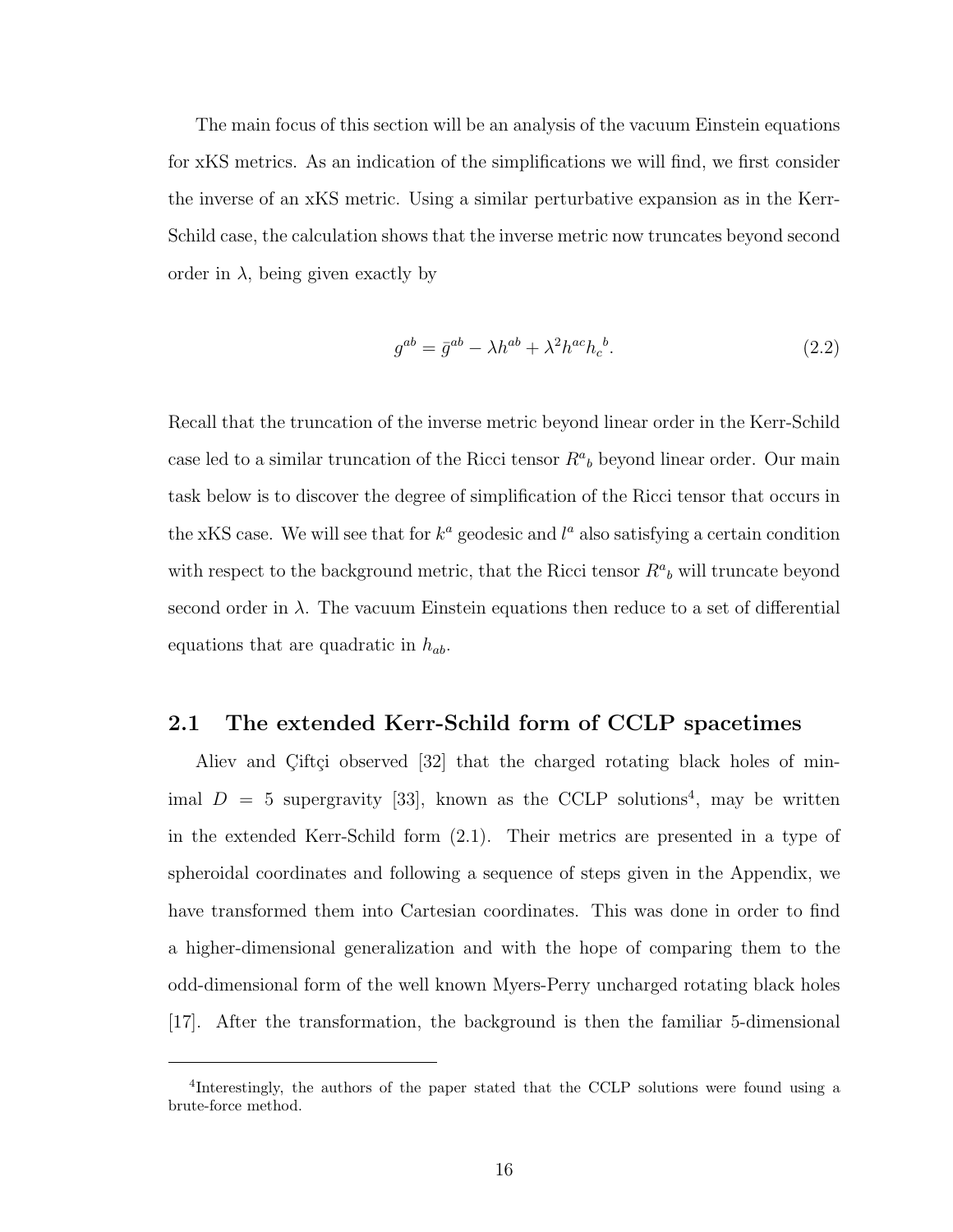The main focus of this section will be an analysis of the vacuum Einstein equations for xKS metrics. As an indication of the simplifications we will find, we first consider the inverse of an xKS metric. Using a similar perturbative expansion as in the Kerr-Schild case, the calculation shows that the inverse metric now truncates beyond second order in $\lambda$, being given exactly by

$$g^{ab} = \bar{g}^{ab} - \lambda h^{ab} + \lambda^2 h^{ac} h_c{}^b. \tag{2.2}$$

Recall that the truncation of the inverse metric beyond linear order in the Kerr-Schild case led to a similar truncation of the Ricci tensor $R^a{}_b$ beyond linear order. Our main task below is to discover the degree of simplification of the Ricci tensor that occurs in the xKS case. We will see that for $k^a$ geodesic and $l^a$ also satisfying a certain condition with respect to the background metric, that the Ricci tensor $R^a{}_b$ will truncate beyond second order in $\lambda$. The vacuum Einstein equations then reduce to a set of differential equations that are quadratic in $h_{ab}$.

## 2.1 The extended Kerr-Schild form of CCLP spacetimes

Aliev and Çiftçi observed [32] that the charged rotating black holes of minimal $D = 5$ supergravity [33], known as the CCLP solutions[4], may be written in the extended Kerr-Schild form (2.1). Their metrics are presented in a type of spheroidal coordinates and following a sequence of steps given in the Appendix, we have transformed them into Cartesian coordinates. This was done in order to find a higher-dimensional generalization and with the hope of comparing them to the odd-dimensional form of the well known Myers-Perry uncharged rotating black holes [17]. After the transformation, the background is then the familiar 5-dimensional

[4]Interestingly, the authors of the paper stated that the CCLP solutions were found using a brute-force method.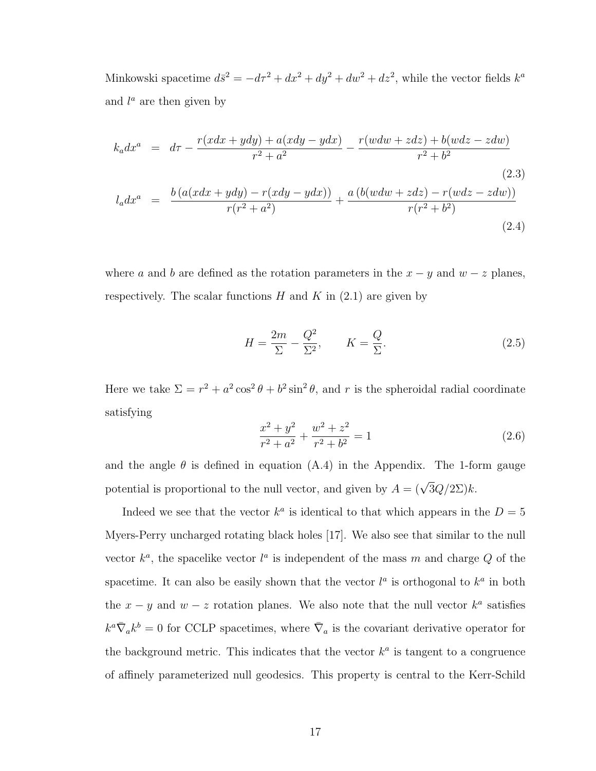Minkowski spacetime $d\bar{s}^2 = -d\tau^2 + dx^2 + dy^2 + dw^2 + dz^2$, while the vector fields $k^a$ and $l^a$ are then given by

$$k_a dx^a = d\tau - \frac{r(xdx + ydy) + a(xdy - ydx)}{r^2 + a^2} - \frac{r(wdw + zdz) + b(wdz - zdw)}{r^2 + b^2} \tag{2.3}$$

$$l_a dx^a = \frac{b\left(a(xdx + ydy) - r(xdy - ydx)\right)}{r(r^2 + a^2)} + \frac{a\left(b(wdw + zdz) - r(wdz - zdw)\right)}{r(r^2 + b^2)} \tag{2.4}$$

where $a$ and $b$ are defined as the rotation parameters in the $x-y$ and $w-z$ planes, respectively. The scalar functions $H$ and $K$ in (2.1) are given by

$$H = \frac{2m}{\Sigma} - \frac{Q^2}{\Sigma^2}, \qquad K = \frac{Q}{\Sigma}. \tag{2.5}$$

Here we take $\Sigma = r^2 + a^2 \cos^2\theta + b^2 \sin^2\theta$, and $r$ is the spheroidal radial coordinate satisfying

$$\frac{x^2 + y^2}{r^2 + a^2} + \frac{w^2 + z^2}{r^2 + b^2} = 1 \tag{2.6}$$

and the angle $\theta$ is defined in equation (A.4) in the Appendix. The 1-form gauge potential is proportional to the null vector, and given by $A = (\sqrt{3}Q/2\Sigma)k$.

Indeed we see that the vector $k^a$ is identical to that which appears in the $D = 5$ Myers-Perry uncharged rotating black holes [17]. We also see that similar to the null vector $k^a$, the spacelike vector $l^a$ is independent of the mass $m$ and charge $Q$ of the spacetime. It can also be easily shown that the vector $l^a$ is orthogonal to $k^a$ in both the $x-y$ and $w-z$ rotation planes. We also note that the null vector $k^a$ satisfies $k^a \bar{\nabla}_a k^b = 0$ for CCLP spacetimes, where $\bar{\nabla}_a$ is the covariant derivative operator for the background metric. This indicates that the vector $k^a$ is tangent to a congruence of affinely parameterized null geodesics. This property is central to the Kerr-Schild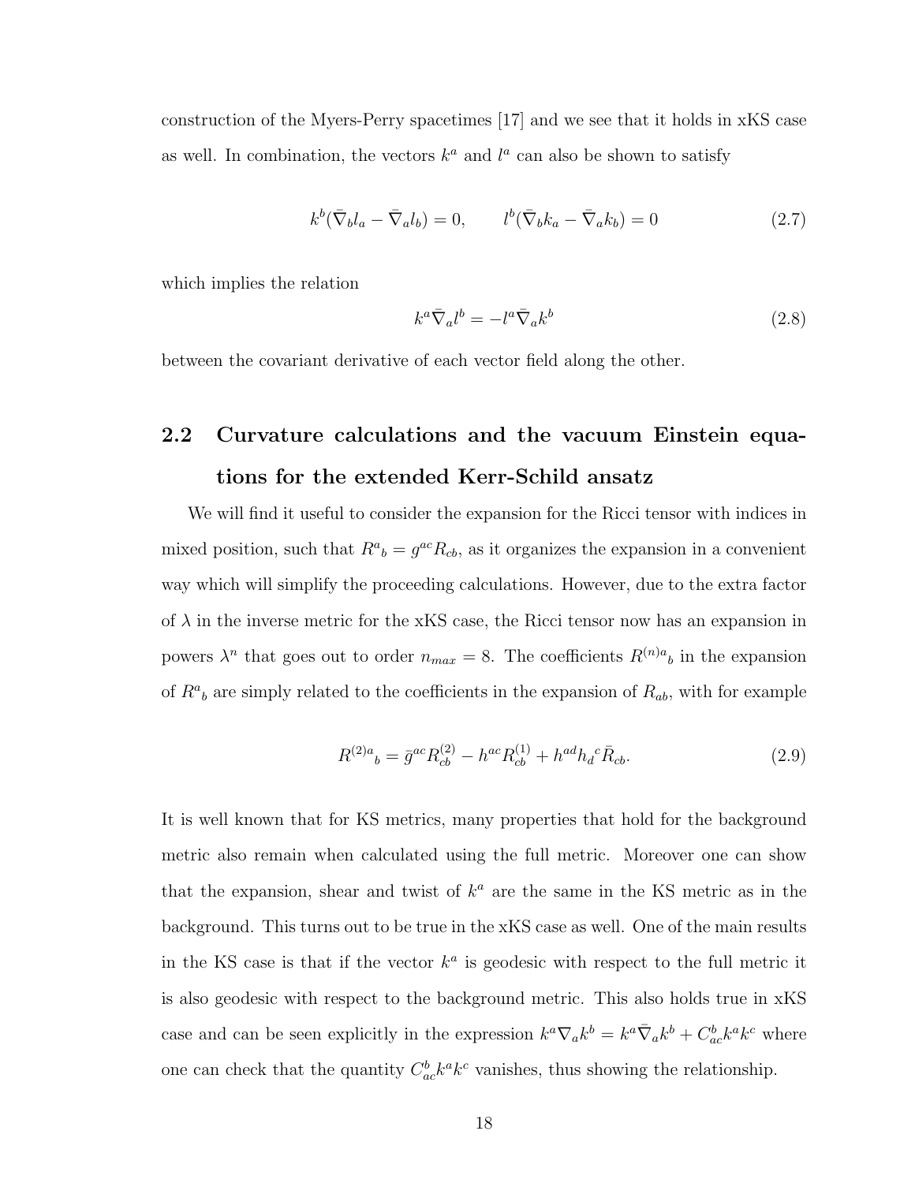construction of the Myers-Perry spacetimes [17] and we see that it holds in xKS case as well. In combination, the vectors $k^a$ and $l^a$ can also be shown to satisfy

$$k^b(\bar{\nabla}_b l_a - \bar{\nabla}_a l_b) = 0, \qquad l^b(\bar{\nabla}_b k_a - \bar{\nabla}_a k_b) = 0 \tag{2.7}$$

which implies the relation

$$k^a \bar{\nabla}_a l^b = -l^a \bar{\nabla}_a k^b \tag{2.8}$$

between the covariant derivative of each vector field along the other.

## 2.2 Curvature calculations and the vacuum Einstein equations for the extended Kerr-Schild ansatz

We will find it useful to consider the expansion for the Ricci tensor with indices in mixed position, such that $R^a{}_b = g^{ac}R_{cb}$, as it organizes the expansion in a convenient way which will simplify the proceeding calculations. However, due to the extra factor of $\lambda$ in the inverse metric for the xKS case, the Ricci tensor now has an expansion in powers $\lambda^n$ that goes out to order $n_{max} = 8$. The coefficients $R^{(n)a}{}_b$ in the expansion of $R^a{}_b$ are simply related to the coefficients in the expansion of $R_{ab}$, with for example

$$R^{(2)a}{}_b = \bar{g}^{ac}R^{(2)}_{cb} - h^{ac}R^{(1)}_{cb} + h^{ad}h_d{}^c\bar{R}_{cb}. \tag{2.9}$$

It is well known that for KS metrics, many properties that hold for the background metric also remain when calculated using the full metric. Moreover one can show that the expansion, shear and twist of $k^a$ are the same in the KS metric as in the background. This turns out to be true in the xKS case as well. One of the main results in the KS case is that if the vector $k^a$ is geodesic with respect to the full metric it is also geodesic with respect to the background metric. This also holds true in xKS case and can be seen explicitly in the expression $k^a\nabla_a k^b = k^a\bar{\nabla}_a k^b + C^b_{ac}k^a k^c$ where one can check that the quantity $C^b_{ac}k^a k^c$ vanishes, thus showing the relationship.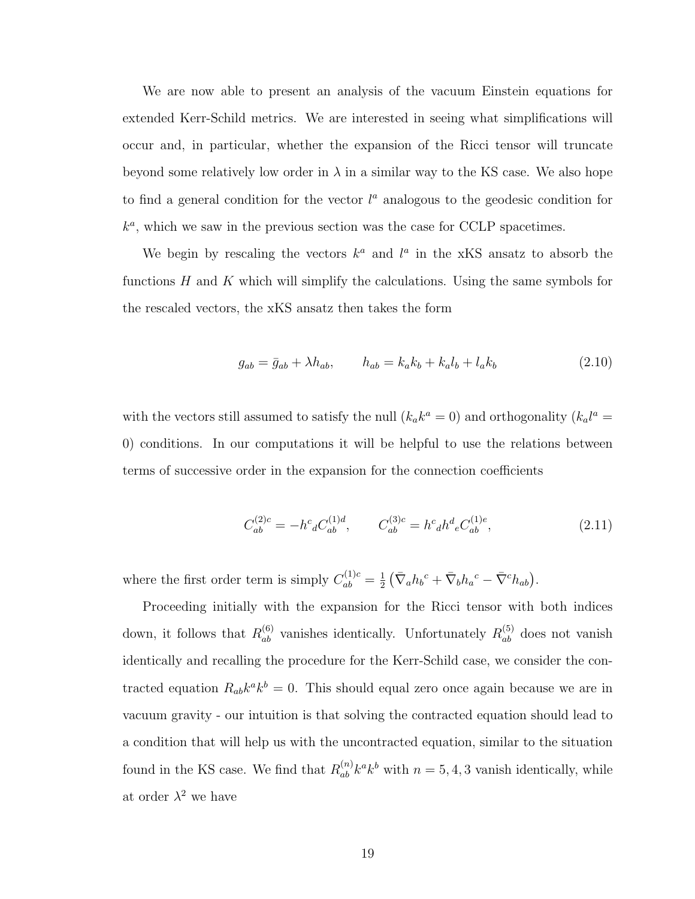We are now able to present an analysis of the vacuum Einstein equations for extended Kerr-Schild metrics. We are interested in seeing what simplifications will occur and, in particular, whether the expansion of the Ricci tensor will truncate beyond some relatively low order in $\lambda$ in a similar way to the KS case. We also hope to find a general condition for the vector $l^a$ analogous to the geodesic condition for $k^a$, which we saw in the previous section was the case for CCLP spacetimes.

We begin by rescaling the vectors $k^a$ and $l^a$ in the xKS ansatz to absorb the functions $H$ and $K$ which will simplify the calculations. Using the same symbols for the rescaled vectors, the xKS ansatz then takes the form

$$g_{ab} = \bar{g}_{ab} + \lambda h_{ab}, \qquad h_{ab} = k_a k_b + k_a l_b + l_a k_b \tag{2.10}$$

with the vectors still assumed to satisfy the null ($k_a k^a = 0$) and orthogonality ($k_a l^a = 0$) conditions. In our computations it will be helpful to use the relations between terms of successive order in the expansion for the connection coefficients

$$C^{(2)c}_{ab} = -h^c{}_d C^{(1)d}_{ab}, \qquad C^{(3)c}_{ab} = h^c{}_d h^d{}_e C^{(1)e}_{ab}, \tag{2.11}$$

where the first order term is simply $C^{(1)c}_{ab} = \frac{1}{2}\left(\bar{\nabla}_a h_b{}^c + \bar{\nabla}_b h_a{}^c - \bar{\nabla}^c h_{ab}\right)$.

Proceeding initially with the expansion for the Ricci tensor with both indices down, it follows that $R^{(6)}_{ab}$ vanishes identically. Unfortunately $R^{(5)}_{ab}$ does not vanish identically and recalling the procedure for the Kerr-Schild case, we consider the contracted equation $R_{ab}k^a k^b = 0$. This should equal zero once again because we are in vacuum gravity - our intuition is that solving the contracted equation should lead to a condition that will help us with the uncontracted equation, similar to the situation found in the KS case. We find that $R^{(n)}_{ab}k^a k^b$ with $n = 5, 4, 3$ vanish identically, while at order $\lambda^2$ we have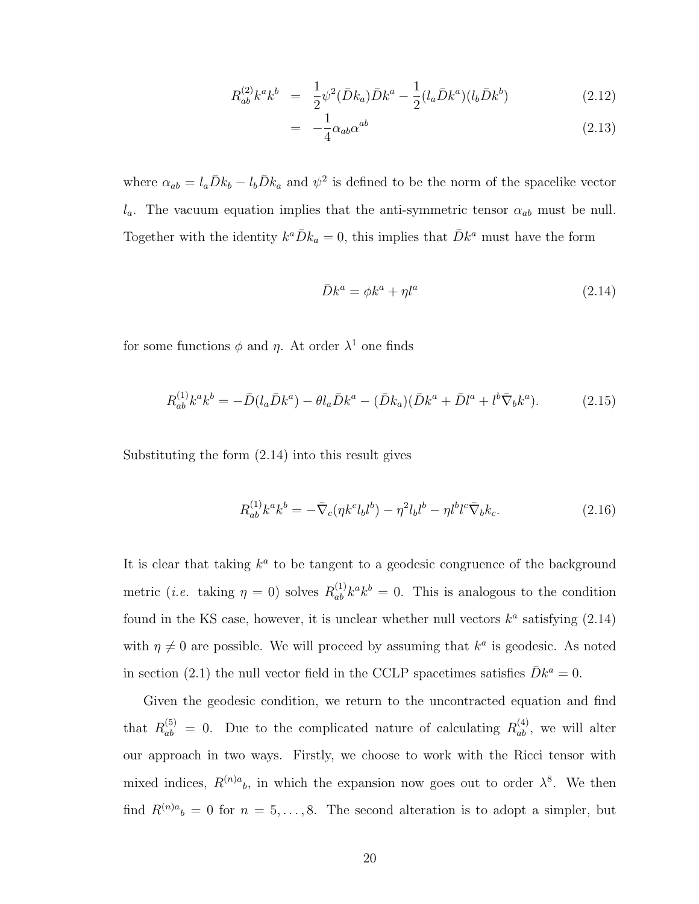$$
\begin{aligned}
R^{(2)}_{ab}k^a k^b &= \frac{1}{2}\psi^2(\bar{D}k_a)\bar{D}k^a - \frac{1}{2}(l_a\bar{D}k^a)(l_b\bar{D}k^b) && (2.12)\\
&= -\frac{1}{4}\alpha_{ab}\alpha^{ab} && (2.13)
\end{aligned}
$$

where $\alpha_{ab} = l_a\bar{D}k_b - l_b\bar{D}k_a$ and $\psi^2$ is defined to be the norm of the spacelike vector $l_a$. The vacuum equation implies that the anti-symmetric tensor $\alpha_{ab}$ must be null. Together with the identity $k^a\bar{D}k_a = 0$, this implies that $\bar{D}k^a$ must have the form

$$
\bar{D}k^a = \phi k^a + \eta l^a \tag{2.14}
$$

for some functions $\phi$ and $\eta$. At order $\lambda^1$ one finds

$$
R^{(1)}_{ab}k^a k^b = -\bar{D}(l_a\bar{D}k^a) - \theta l_a\bar{D}k^a - (\bar{D}k_a)(\bar{D}k^a + \bar{D}l^a + l^b\bar{\nabla}_b k^a). \tag{2.15}
$$

Substituting the form (2.14) into this result gives

$$
R^{(1)}_{ab}k^a k^b = -\bar{\nabla}_c(\eta k^c l_b l^b) - \eta^2 l_b l^b - \eta l^b l^c \bar{\nabla}_b k_c. \tag{2.16}
$$

It is clear that taking $k^a$ to be tangent to a geodesic congruence of the background metric (*i.e.* taking $\eta = 0$) solves $R^{(1)}_{ab}k^a k^b = 0$. This is analogous to the condition found in the KS case, however, it is unclear whether null vectors $k^a$ satisfying (2.14) with $\eta \neq 0$ are possible. We will proceed by assuming that $k^a$ is geodesic. As noted in section (2.1) the null vector field in the CCLP spacetimes satisfies $\bar{D}k^a = 0$.

Given the geodesic condition, we return to the uncontracted equation and find that $R^{(5)}_{ab} = 0$. Due to the complicated nature of calculating $R^{(4)}_{ab}$, we will alter our approach in two ways. Firstly, we choose to work with the Ricci tensor with mixed indices, $R^{(n)a}{}_b$, in which the expansion now goes out to order $\lambda^8$. We then find $R^{(n)a}{}_b = 0$ for $n = 5, \ldots, 8$. The second alteration is to adopt a simpler, but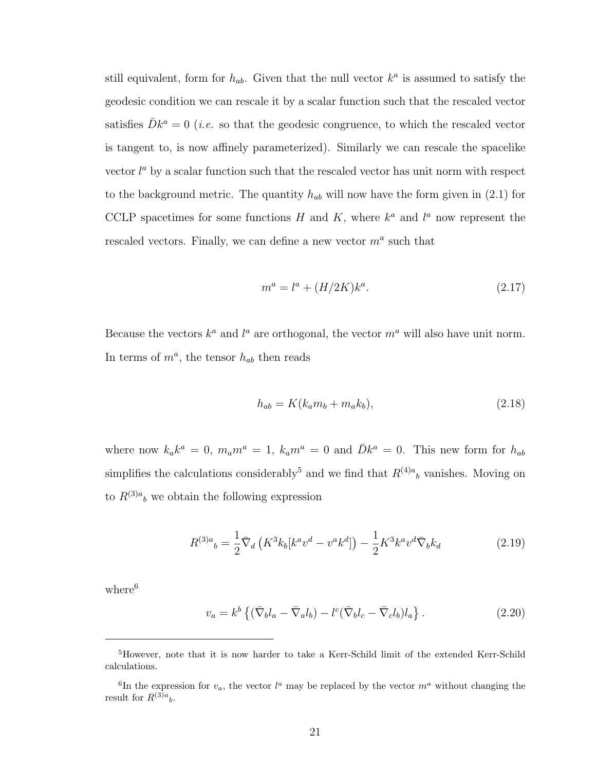still equivalent, form for $h_{ab}$. Given that the null vector $k^a$ is assumed to satisfy the geodesic condition we can rescale it by a scalar function such that the rescaled vector satisfies $\bar{D}k^a = 0$ (*i.e.* so that the geodesic congruence, to which the rescaled vector is tangent to, is now affinely parameterized). Similarly we can rescale the spacelike vector $l^a$ by a scalar function such that the rescaled vector has unit norm with respect to the background metric. The quantity $h_{ab}$ will now have the form given in (2.1) for CCLP spacetimes for some functions $H$ and $K$, where $k^a$ and $l^a$ now represent the rescaled vectors. Finally, we can define a new vector $m^a$ such that

$$m^a = l^a + (H/2K)k^a. \tag{2.17}$$

Because the vectors $k^a$ and $l^a$ are orthogonal, the vector $m^a$ will also have unit norm. In terms of $m^a$, the tensor $h_{ab}$ then reads

$$h_{ab} = K(k_a m_b + m_a k_b), \tag{2.18}$$

where now $k_a k^a = 0$, $m_a m^a = 1$, $k_a m^a = 0$ and $\bar{D}k^a = 0$. This new form for $h_{ab}$ simplifies the calculations considerably[5] and we find that $R^{(4)a}{}_b$ vanishes. Moving on to $R^{(3)a}{}_b$ we obtain the following expression

$$R^{(3)a}{}_b = \frac{1}{2}\bar{\nabla}_d\left(K^3 k_b[k^a v^d - v^a k^d]\right) - \frac{1}{2}K^3 k^a v^d \bar{\nabla}_b k_d \tag{2.19}$$

where[6]

$$v_a = k^b\left\{(\bar{\nabla}_b l_a - \bar{\nabla}_a l_b) - l^c(\bar{\nabla}_b l_c - \bar{\nabla}_c l_b)l_a\right\}. \tag{2.20}$$

---

[5] However, note that it is now harder to take a Kerr-Schild limit of the extended Kerr-Schild calculations.

[6] In the expression for $v_a$, the vector $l^a$ may be replaced by the vector $m^a$ without changing the result for $R^{(3)a}{}_b$.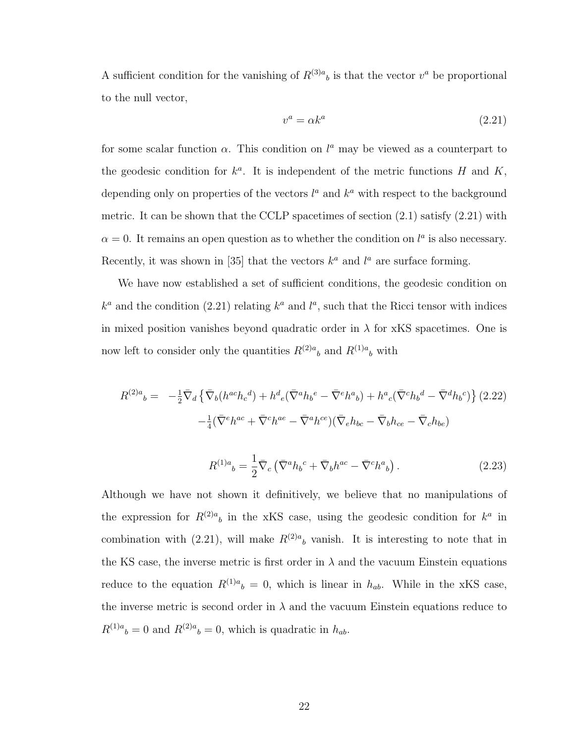A sufficient condition for the vanishing of ${R^{(3)a}}_b$ is that the vector $v^a$ be proportional to the null vector,

$$v^a = \alpha k^a \tag{2.21}$$

for some scalar function $\alpha$. This condition on $l^a$ may be viewed as a counterpart to the geodesic condition for $k^a$. It is independent of the metric functions $H$ and $K$, depending only on properties of the vectors $l^a$ and $k^a$ with respect to the background metric. It can be shown that the CCLP spacetimes of section (2.1) satisfy (2.21) with $\alpha = 0$. It remains an open question as to whether the condition on $l^a$ is also necessary. Recently, it was shown in [35] that the vectors $k^a$ and $l^a$ are surface forming.

We have now established a set of sufficient conditions, the geodesic condition on $k^a$ and the condition (2.21) relating $k^a$ and $l^a$, such that the Ricci tensor with indices in mixed position vanishes beyond quadratic order in $\lambda$ for xKS spacetimes. One is now left to consider only the quantities ${R^{(2)a}}_b$ and ${R^{(1)a}}_b$ with

$$\begin{aligned} {R^{(2)a}}_b = \; & -\tfrac{1}{2}\bar{\nabla}_d \left\{ \bar{\nabla}_b (h^{ac} {h_c}^d) + {h^d}_e (\bar{\nabla}^a {h_b}^e - \bar{\nabla}^e {h^a}_b) + {h^a}_c (\bar{\nabla}^c {h_b}^d - \bar{\nabla}^d {h_b}^c) \right\} \\ & -\tfrac{1}{4}(\bar{\nabla}^e h^{ac} + \bar{\nabla}^c h^{ae} - \bar{\nabla}^a h^{ce})(\bar{\nabla}_e h_{bc} - \bar{\nabla}_b h_{ce} - \bar{\nabla}_c h_{be}) \end{aligned} \tag{2.22}$$

$${R^{(1)a}}_b = \frac{1}{2}\bar{\nabla}_c \left( \bar{\nabla}^a {h_b}^c + \bar{\nabla}_b h^{ac} - \bar{\nabla}^c {h^a}_b \right). \tag{2.23}$$

Although we have not shown it definitively, we believe that no manipulations of the expression for ${R^{(2)a}}_b$ in the xKS case, using the geodesic condition for $k^a$ in combination with (2.21), will make ${R^{(2)a}}_b$ vanish. It is interesting to note that in the KS case, the inverse metric is first order in $\lambda$ and the vacuum Einstein equations reduce to the equation ${R^{(1)a}}_b = 0$, which is linear in $h_{ab}$. While in the xKS case, the inverse metric is second order in $\lambda$ and the vacuum Einstein equations reduce to ${R^{(1)a}}_b = 0$ and ${R^{(2)a}}_b = 0$, which is quadratic in $h_{ab}$.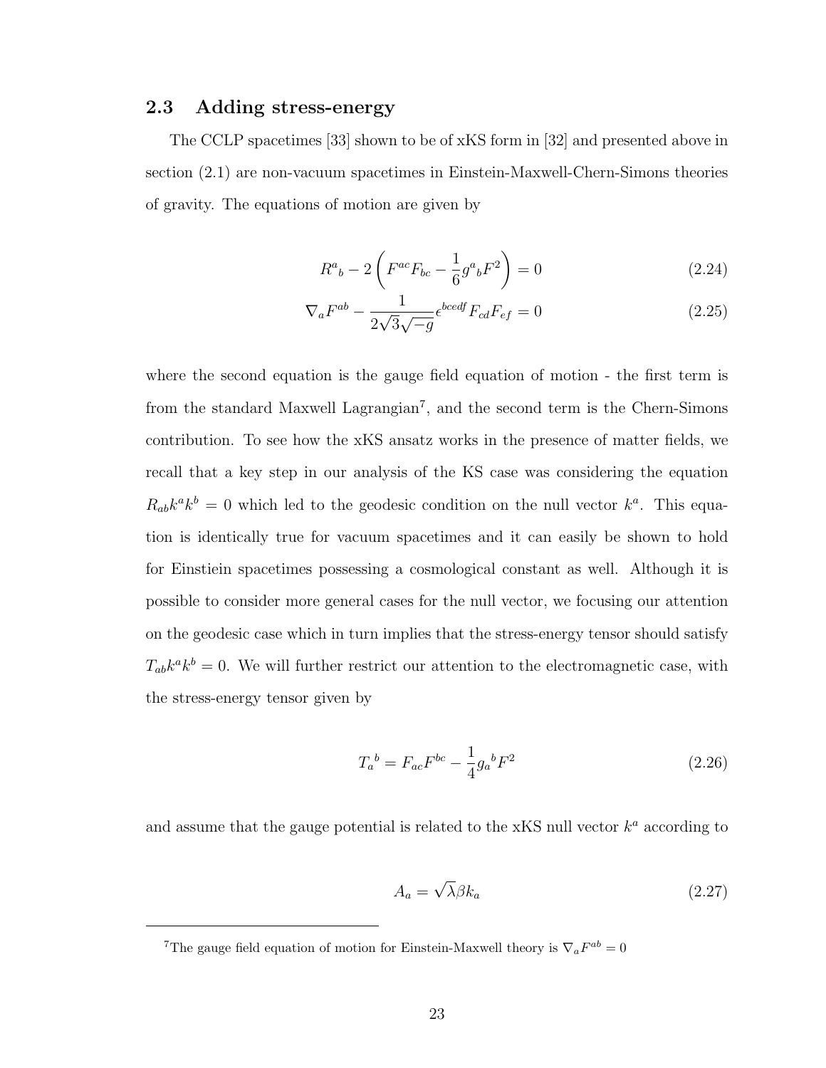## 2.3 Adding stress-energy

The CCLP spacetimes [33] shown to be of xKS form in [32] and presented above in section (2.1) are non-vacuum spacetimes in Einstein-Maxwell-Chern-Simons theories of gravity. The equations of motion are given by

$$R^a{}_b - 2\left(F^{ac}F_{bc} - \frac{1}{6}g^a{}_b F^2\right) = 0 \tag{2.24}$$

$$\nabla_a F^{ab} - \frac{1}{2\sqrt{3}\sqrt{-g}}\epsilon^{bcedf}F_{cd}F_{ef} = 0 \tag{2.25}$$

where the second equation is the gauge field equation of motion - the first term is from the standard Maxwell Lagrangian[7], and the second term is the Chern-Simons contribution. To see how the xKS ansatz works in the presence of matter fields, we recall that a key step in our analysis of the KS case was considering the equation $R_{ab}k^ak^b = 0$ which led to the geodesic condition on the null vector $k^a$. This equation is identically true for vacuum spacetimes and it can easily be shown to hold for Einstein spacetimes possessing a cosmological constant as well. Although it is possible to consider more general cases for the null vector, we focusing our attention on the geodesic case which in turn implies that the stress-energy tensor should satisfy $T_{ab}k^ak^b = 0$. We will further restrict our attention to the electromagnetic case, with the stress-energy tensor given by

$$T_a{}^b = F_{ac}F^{bc} - \frac{1}{4}g_a{}^b F^2 \tag{2.26}$$

and assume that the gauge potential is related to the xKS null vector $k^a$ according to

$$A_a = \sqrt{\lambda}\beta k_a \tag{2.27}$$

[7] The gauge field equation of motion for Einstein-Maxwell theory is $\nabla_a F^{ab} = 0$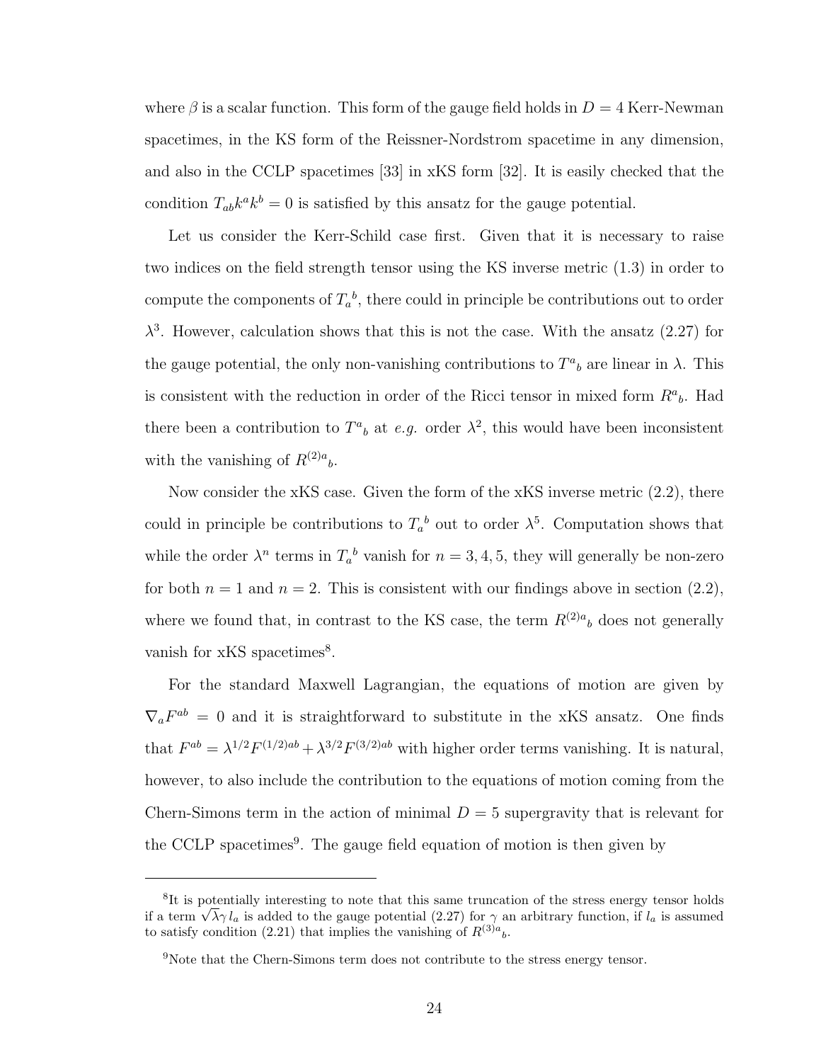where $\beta$ is a scalar function. This form of the gauge field holds in $D = 4$ Kerr-Newman spacetimes, in the KS form of the Reissner-Nordstrom spacetime in any dimension, and also in the CCLP spacetimes [33] in xKS form [32]. It is easily checked that the condition $T_{ab}k^a k^b = 0$ is satisfied by this ansatz for the gauge potential.

Let us consider the Kerr-Schild case first. Given that it is necessary to raise two indices on the field strength tensor using the KS inverse metric (1.3) in order to compute the components of $T_a{}^b$, there could in principle be contributions out to order $\lambda^3$. However, calculation shows that this is not the case. With the ansatz (2.27) for the gauge potential, the only non-vanishing contributions to $T^a{}_b$ are linear in $\lambda$. This is consistent with the reduction in order of the Ricci tensor in mixed form $R^a{}_b$. Had there been a contribution to $T^a{}_b$ at *e.g.* order $\lambda^2$, this would have been inconsistent with the vanishing of $R^{(2)a}{}_b$.

Now consider the xKS case. Given the form of the xKS inverse metric (2.2), there could in principle be contributions to $T_a{}^b$ out to order $\lambda^5$. Computation shows that while the order $\lambda^n$ terms in $T_a{}^b$ vanish for $n = 3, 4, 5$, they will generally be non-zero for both $n = 1$ and $n = 2$. This is consistent with our findings above in section (2.2), where we found that, in contrast to the KS case, the term $R^{(2)a}{}_b$ does not generally vanish for xKS spacetimes[8].

For the standard Maxwell Lagrangian, the equations of motion are given by $\nabla_a F^{ab} = 0$ and it is straightforward to substitute in the xKS ansatz. One finds that $F^{ab} = \lambda^{1/2} F^{(1/2)ab} + \lambda^{3/2} F^{(3/2)ab}$ with higher order terms vanishing. It is natural, however, to also include the contribution to the equations of motion coming from the Chern-Simons term in the action of minimal $D = 5$ supergravity that is relevant for the CCLP spacetimes[9]. The gauge field equation of motion is then given by

---

[8] It is potentially interesting to note that this same truncation of the stress energy tensor holds if a term $\sqrt{\lambda}\gamma\, l_a$ is added to the gauge potential (2.27) for $\gamma$ an arbitrary function, if $l_a$ is assumed to satisfy condition (2.21) that implies the vanishing of $R^{(3)a}{}_b$.

[9] Note that the Chern-Simons term does not contribute to the stress energy tensor.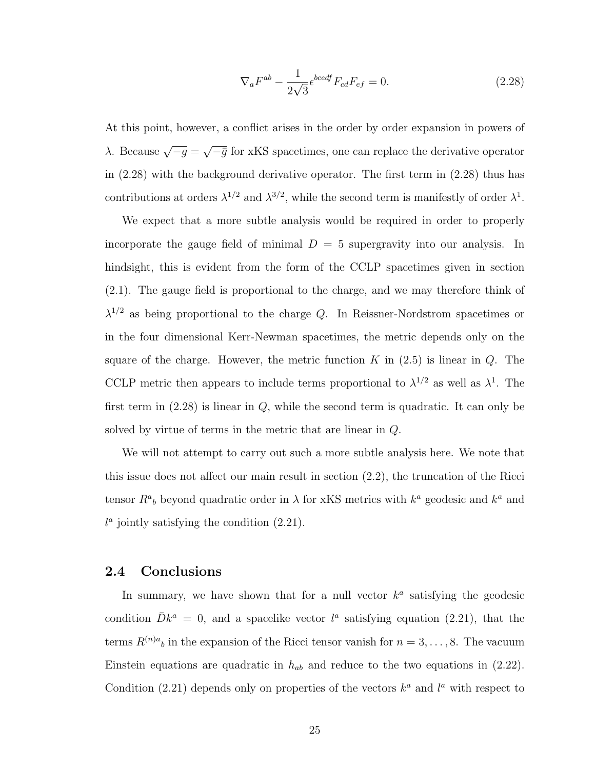$$\nabla_a F^{ab} - \frac{1}{2\sqrt{3}}\epsilon^{bcedf} F_{cd} F_{ef} = 0. \tag{2.28}$$

At this point, however, a conflict arises in the order by order expansion in powers of $\lambda$. Because $\sqrt{-g} = \sqrt{-\bar{g}}$ for xKS spacetimes, one can replace the derivative operator in (2.28) with the background derivative operator. The first term in (2.28) thus has contributions at orders $\lambda^{1/2}$ and $\lambda^{3/2}$, while the second term is manifestly of order $\lambda^1$.

We expect that a more subtle analysis would be required in order to properly incorporate the gauge field of minimal $D = 5$ supergravity into our analysis. In hindsight, this is evident from the form of the CCLP spacetimes given in section (2.1). The gauge field is proportional to the charge, and we may therefore think of $\lambda^{1/2}$ as being proportional to the charge $Q$. In Reissner-Nordstrom spacetimes or in the four dimensional Kerr-Newman spacetimes, the metric depends only on the square of the charge. However, the metric function $K$ in (2.5) is linear in $Q$. The CCLP metric then appears to include terms proportional to $\lambda^{1/2}$ as well as $\lambda^1$. The first term in (2.28) is linear in $Q$, while the second term is quadratic. It can only be solved by virtue of terms in the metric that are linear in $Q$.

We will not attempt to carry out such a more subtle analysis here. We note that this issue does not affect our main result in section (2.2), the truncation of the Ricci tensor $R^a{}_b$ beyond quadratic order in $\lambda$ for xKS metrics with $k^a$ geodesic and $k^a$ and $l^a$ jointly satisfying the condition (2.21).

## 2.4 Conclusions

In summary, we have shown that for a null vector $k^a$ satisfying the geodesic condition $\bar{D}k^a = 0$, and a spacelike vector $l^a$ satisfying equation (2.21), that the terms $R^{(n)a}{}_b$ in the expansion of the Ricci tensor vanish for $n = 3, \ldots, 8$. The vacuum Einstein equations are quadratic in $h_{ab}$ and reduce to the two equations in (2.22). Condition (2.21) depends only on properties of the vectors $k^a$ and $l^a$ with respect to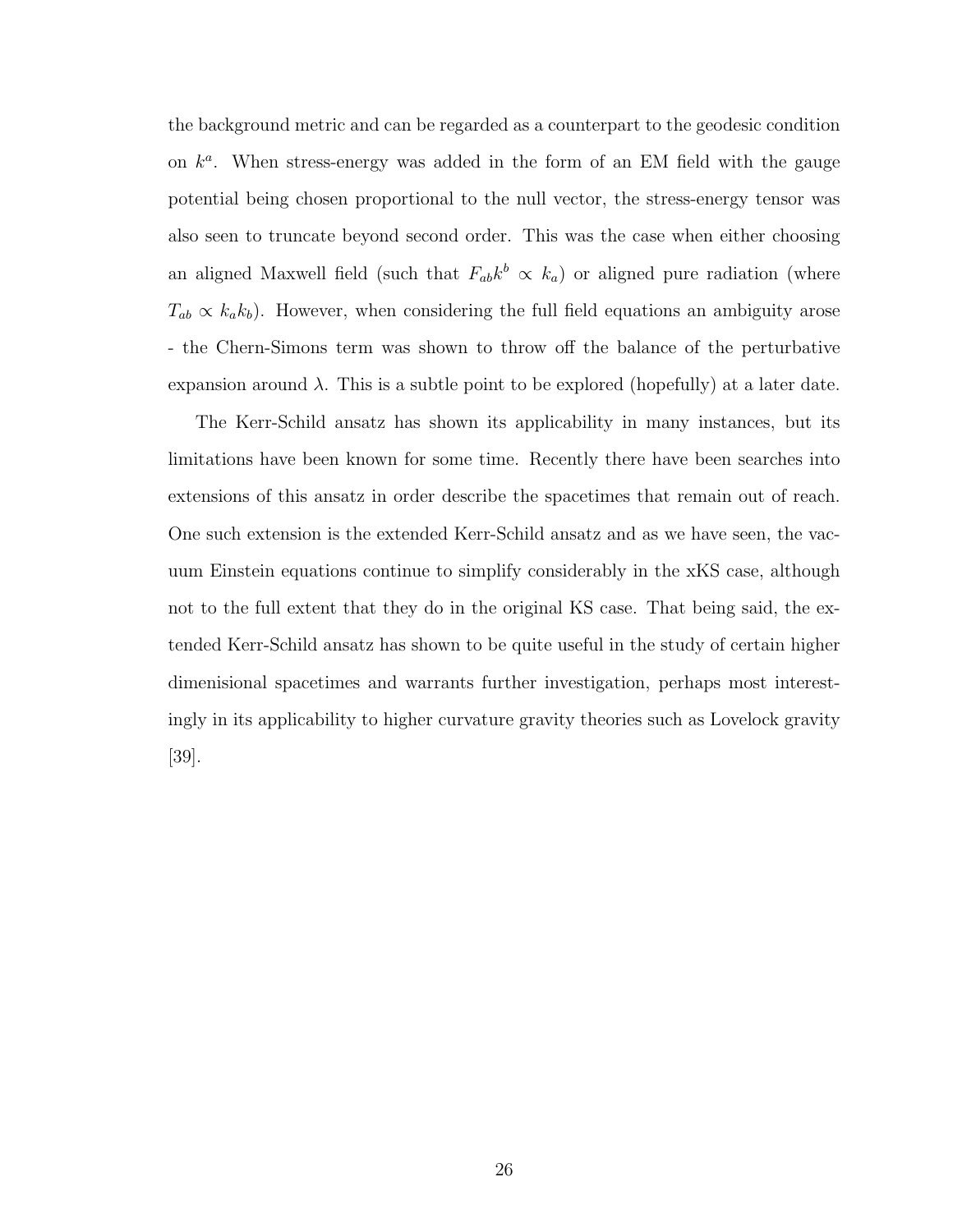the background metric and can be regarded as a counterpart to the geodesic condition on $k^a$. When stress-energy was added in the form of an EM field with the gauge potential being chosen proportional to the null vector, the stress-energy tensor was also seen to truncate beyond second order. This was the case when either choosing an aligned Maxwell field (such that $F_{ab}k^b \propto k_a$) or aligned pure radiation (where $T_{ab} \propto k_a k_b$). However, when considering the full field equations an ambiguity arose - the Chern-Simons term was shown to throw off the balance of the perturbative expansion around $\lambda$. This is a subtle point to be explored (hopefully) at a later date.

The Kerr-Schild ansatz has shown its applicability in many instances, but its limitations have been known for some time. Recently there have been searches into extensions of this ansatz in order describe the spacetimes that remain out of reach. One such extension is the extended Kerr-Schild ansatz and as we have seen, the vacuum Einstein equations continue to simplify considerably in the xKS case, although not to the full extent that they do in the original KS case. That being said, the extended Kerr-Schild ansatz has shown to be quite useful in the study of certain higher dimenisional spacetimes and warrants further investigation, perhaps most interestingly in its applicability to higher curvature gravity theories such as Lovelock gravity [39].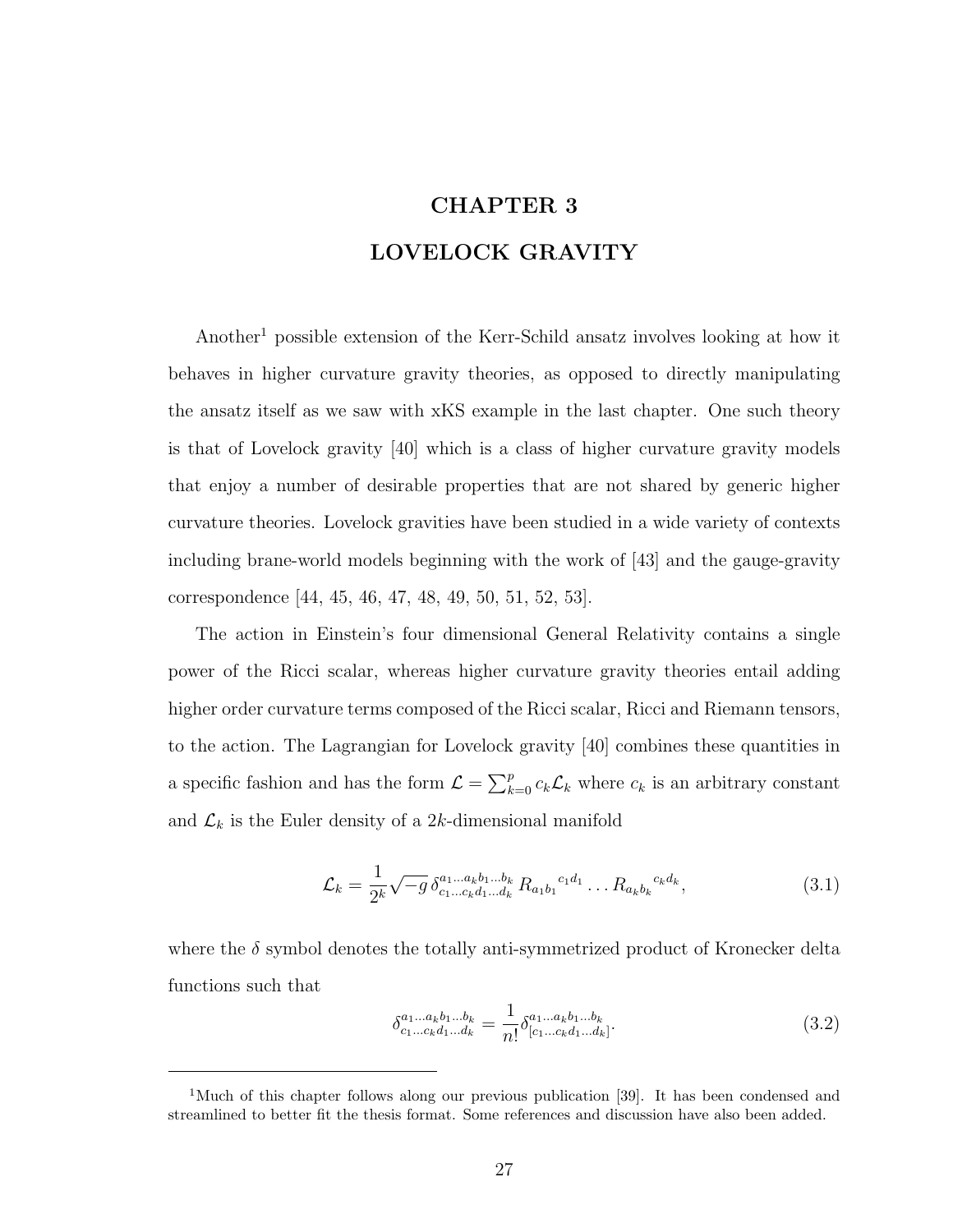# CHAPTER 3

# LOVELOCK GRAVITY

Another[1] possible extension of the Kerr-Schild ansatz involves looking at how it behaves in higher curvature gravity theories, as opposed to directly manipulating the ansatz itself as we saw with xKS example in the last chapter. One such theory is that of Lovelock gravity [40] which is a class of higher curvature gravity models that enjoy a number of desirable properties that are not shared by generic higher curvature theories. Lovelock gravities have been studied in a wide variety of contexts including brane-world models beginning with the work of [43] and the gauge-gravity correspondence [44, 45, 46, 47, 48, 49, 50, 51, 52, 53].

The action in Einstein's four dimensional General Relativity contains a single power of the Ricci scalar, whereas higher curvature gravity theories entail adding higher order curvature terms composed of the Ricci scalar, Ricci and Riemann tensors, to the action. The Lagrangian for Lovelock gravity [40] combines these quantities in a specific fashion and has the form $\mathcal{L} = \sum_{k=0}^{p} c_k \mathcal{L}_k$ where $c_k$ is an arbitrary constant and $\mathcal{L}_k$ is the Euler density of a $2k$-dimensional manifold

$$\mathcal{L}_k = \frac{1}{2^k} \sqrt{-g}\, \delta^{a_1 \dots a_k b_1 \dots b_k}_{c_1 \dots c_k d_1 \dots d_k}\, R_{a_1 b_1}{}^{c_1 d_1} \dots R_{a_k b_k}{}^{c_k d_k}, \tag{3.1}$$

where the $\delta$ symbol denotes the totally anti-symmetrized product of Kronecker delta functions such that

$$\delta^{a_1 \dots a_k b_1 \dots b_k}_{c_1 \dots c_k d_1 \dots d_k} = \frac{1}{n!} \delta^{a_1 \dots a_k b_1 \dots b_k}_{[c_1 \dots c_k d_1 \dots d_k]}. \tag{3.2}$$

---

[1] Much of this chapter follows along our previous publication [39]. It has been condensed and streamlined to better fit the thesis format. Some references and discussion have also been added.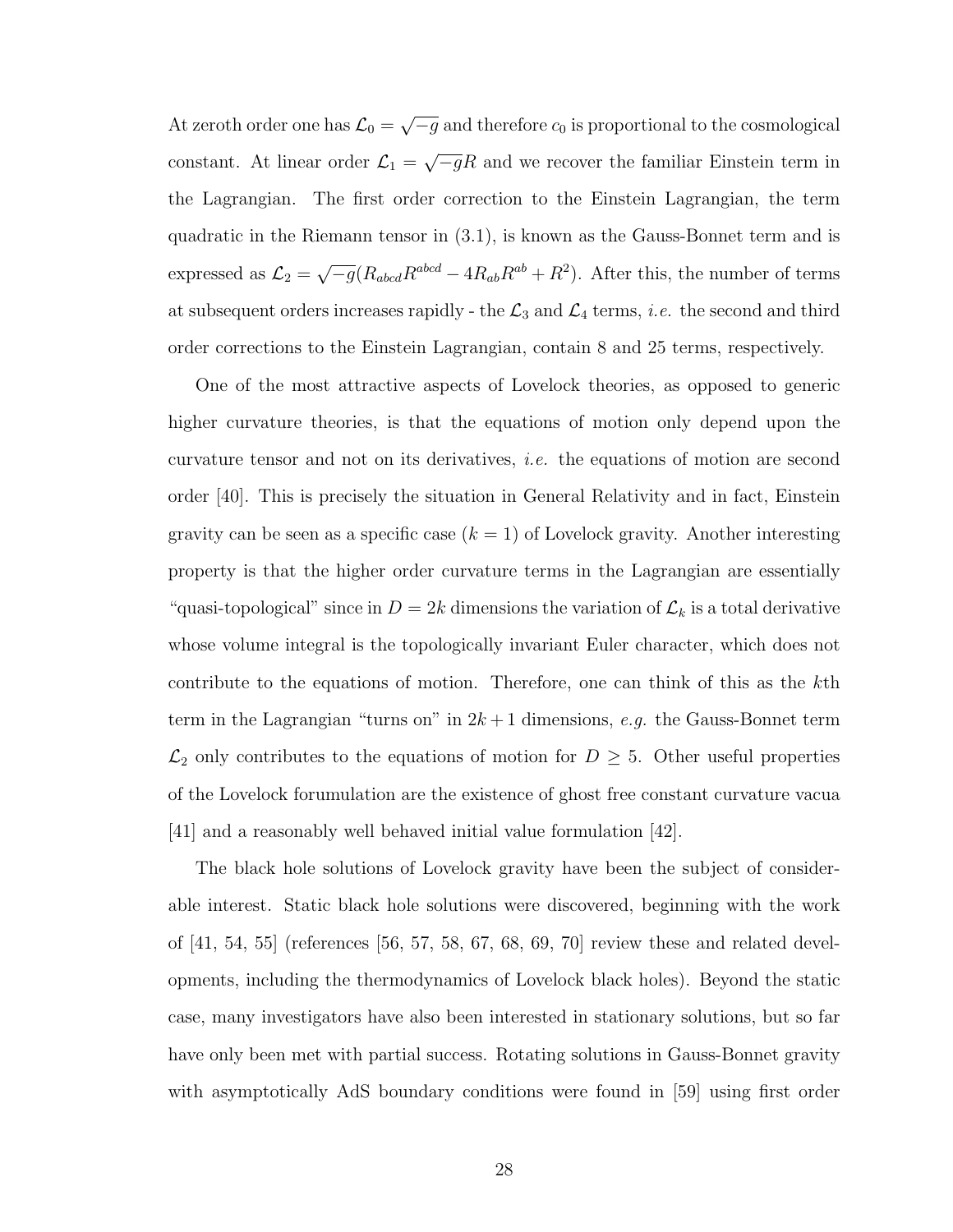At zeroth order one has $\mathcal{L}_0 = \sqrt{-g}$ and therefore $c_0$ is proportional to the cosmological constant. At linear order $\mathcal{L}_1 = \sqrt{-g}R$ and we recover the familiar Einstein term in the Lagrangian. The first order correction to the Einstein Lagrangian, the term quadratic in the Riemann tensor in (3.1), is known as the Gauss-Bonnet term and is expressed as $\mathcal{L}_2 = \sqrt{-g}(R_{abcd}R^{abcd} - 4R_{ab}R^{ab} + R^2)$. After this, the number of terms at subsequent orders increases rapidly - the $\mathcal{L}_3$ and $\mathcal{L}_4$ terms, *i.e.* the second and third order corrections to the Einstein Lagrangian, contain 8 and 25 terms, respectively.

One of the most attractive aspects of Lovelock theories, as opposed to generic higher curvature theories, is that the equations of motion only depend upon the curvature tensor and not on its derivatives, *i.e.* the equations of motion are second order [40]. This is precisely the situation in General Relativity and in fact, Einstein gravity can be seen as a specific case ($k = 1$) of Lovelock gravity. Another interesting property is that the higher order curvature terms in the Lagrangian are essentially "quasi-topological" since in $D = 2k$ dimensions the variation of $\mathcal{L}_k$ is a total derivative whose volume integral is the topologically invariant Euler character, which does not contribute to the equations of motion. Therefore, one can think of this as the $k$th term in the Lagrangian "turns on" in $2k+1$ dimensions, *e.g.* the Gauss-Bonnet term $\mathcal{L}_2$ only contributes to the equations of motion for $D \geq 5$. Other useful properties of the Lovelock forumulation are the existence of ghost free constant curvature vacua [41] and a reasonably well behaved initial value formulation [42].

The black hole solutions of Lovelock gravity have been the subject of considerable interest. Static black hole solutions were discovered, beginning with the work of [41, 54, 55] (references [56, 57, 58, 67, 68, 69, 70] review these and related developments, including the thermodynamics of Lovelock black holes). Beyond the static case, many investigators have also been interested in stationary solutions, but so far have only been met with partial success. Rotating solutions in Gauss-Bonnet gravity with asymptotically AdS boundary conditions were found in [59] using first order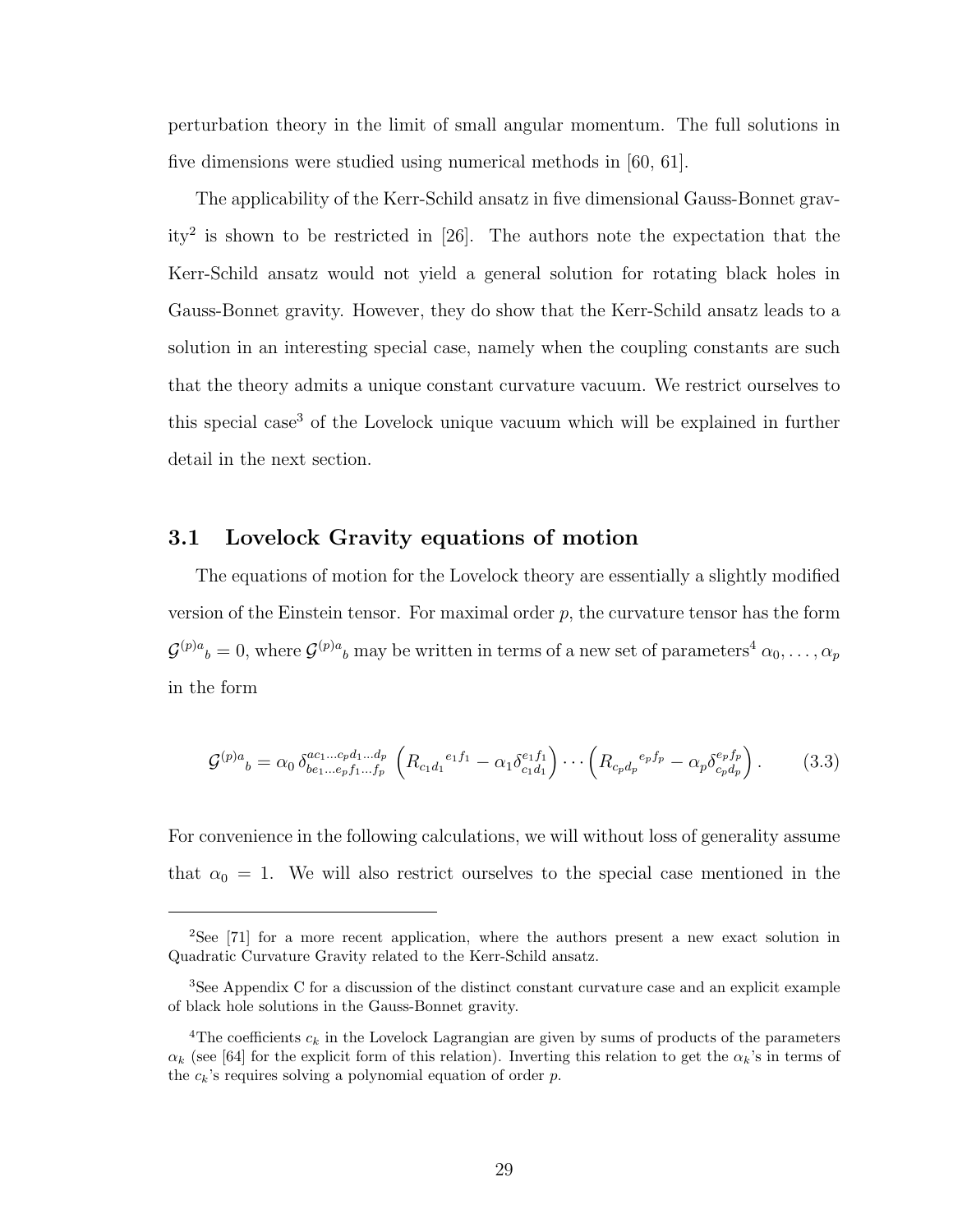perturbation theory in the limit of small angular momentum. The full solutions in five dimensions were studied using numerical methods in [60, 61].

The applicability of the Kerr-Schild ansatz in five dimensional Gauss-Bonnet gravity[2] is shown to be restricted in [26]. The authors note the expectation that the Kerr-Schild ansatz would not yield a general solution for rotating black holes in Gauss-Bonnet gravity. However, they do show that the Kerr-Schild ansatz leads to a solution in an interesting special case, namely when the coupling constants are such that the theory admits a unique constant curvature vacuum. We restrict ourselves to this special case[3] of the Lovelock unique vacuum which will be explained in further detail in the next section.

## 3.1 Lovelock Gravity equations of motion

The equations of motion for the Lovelock theory are essentially a slightly modified version of the Einstein tensor. For maximal order $p$, the curvature tensor has the form ${\mathcal{G}^{(p)a}}_b = 0$, where ${\mathcal{G}^{(p)a}}_b$ may be written in terms of a new set of parameters[4] $\alpha_0, \ldots, \alpha_p$ in the form

$$
{\mathcal{G}^{(p)a}}_b = \alpha_0 \, \delta^{ac_1 \ldots c_p d_1 \ldots d_p}_{be_1 \ldots e_p f_1 \ldots f_p} \left( {R_{c_1 d_1}}^{e_1 f_1} - \alpha_1 \delta^{e_1 f_1}_{c_1 d_1} \right) \cdots \left( {R_{c_p d_p}}^{e_p f_p} - \alpha_p \delta^{e_p f_p}_{c_p d_p} \right). \tag{3.3}
$$

For convenience in the following calculations, we will without loss of generality assume that $\alpha_0 = 1$. We will also restrict ourselves to the special case mentioned in the

---

[2] See [71] for a more recent application, where the authors present a new exact solution in Quadratic Curvature Gravity related to the Kerr-Schild ansatz.

[3] See Appendix C for a discussion of the distinct constant curvature case and an explicit example of black hole solutions in the Gauss-Bonnet gravity.

[4] The coefficients $c_k$ in the Lovelock Lagrangian are given by sums of products of the parameters $\alpha_k$ (see [64] for the explicit form of this relation). Inverting this relation to get the $\alpha_k$'s in terms of the $c_k$'s requires solving a polynomial equation of order $p$.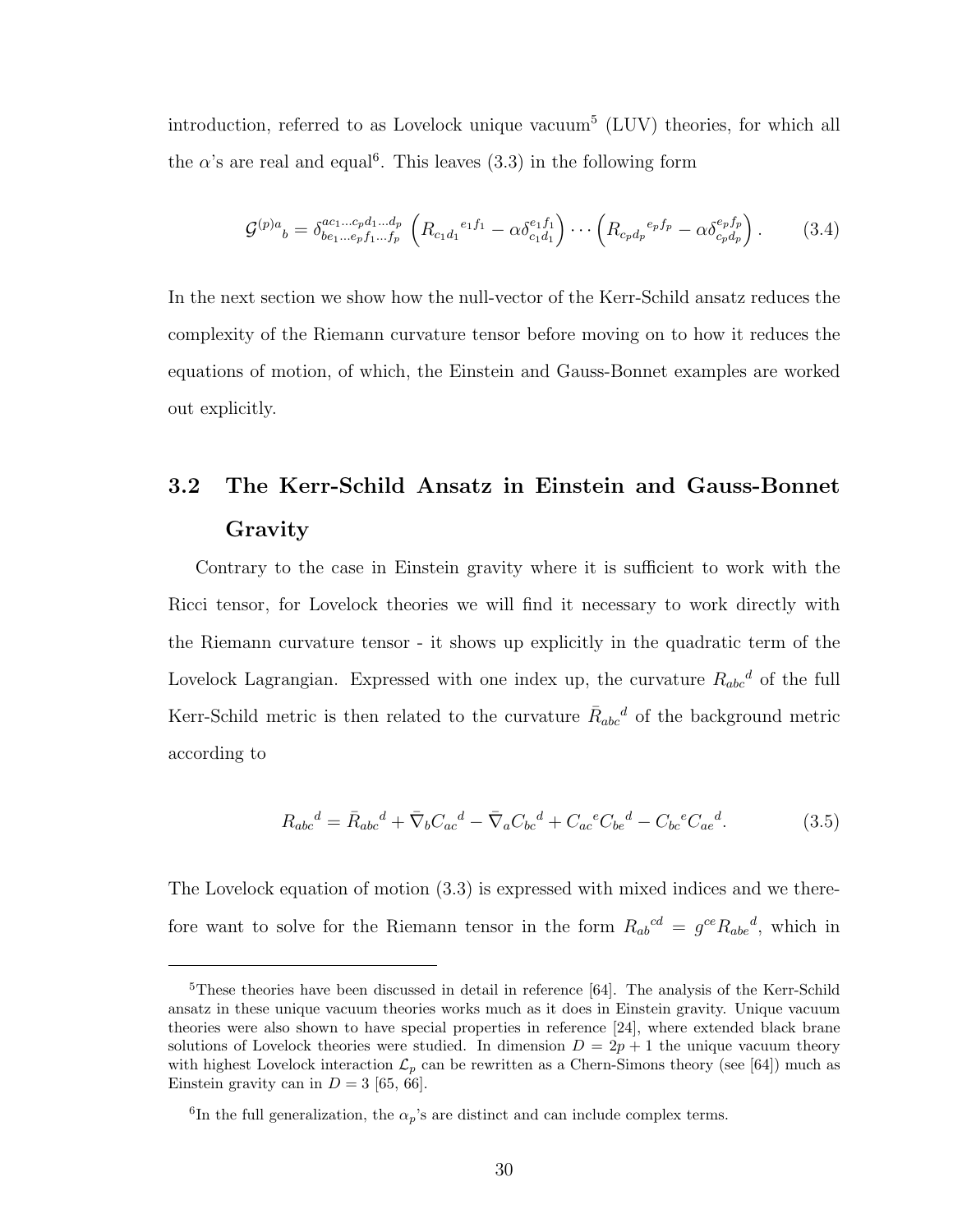introduction, referred to as Lovelock unique vacuum[5] (LUV) theories, for which all the $\alpha$'s are real and equal[6]. This leaves (3.3) in the following form

$$\mathcal{G}^{(p)a}{}_b = \delta^{ac_1\ldots c_p d_1\ldots d_p}_{be_1\ldots e_p f_1\ldots f_p} \left(R_{c_1d_1}{}^{e_1f_1} - \alpha\delta^{e_1f_1}_{c_1d_1}\right)\cdots\left(R_{c_pd_p}{}^{e_pf_p} - \alpha\delta^{e_pf_p}_{c_pd_p}\right). \tag{3.4}$$

In the next section we show how the null-vector of the Kerr-Schild ansatz reduces the complexity of the Riemann curvature tensor before moving on to how it reduces the equations of motion, of which, the Einstein and Gauss-Bonnet examples are worked out explicitly.

## 3.2 The Kerr-Schild Ansatz in Einstein and Gauss-Bonnet Gravity

Contrary to the case in Einstein gravity where it is sufficient to work with the Ricci tensor, for Lovelock theories we will find it necessary to work directly with the Riemann curvature tensor - it shows up explicitly in the quadratic term of the Lovelock Lagrangian. Expressed with one index up, the curvature $R_{abc}{}^d$ of the full Kerr-Schild metric is then related to the curvature $\bar{R}_{abc}{}^d$ of the background metric according to

$$R_{abc}{}^d = \bar{R}_{abc}{}^d + \bar{\nabla}_b C_{ac}{}^d - \bar{\nabla}_a C_{bc}{}^d + C_{ac}{}^e C_{be}{}^d - C_{bc}{}^e C_{ae}{}^d. \tag{3.5}$$

The Lovelock equation of motion (3.3) is expressed with mixed indices and we therefore want to solve for the Riemann tensor in the form $R_{ab}{}^{cd} = g^{ce}R_{abe}{}^d$, which in

---

[5]These theories have been discussed in detail in reference [64]. The analysis of the Kerr-Schild ansatz in these unique vacuum theories works much as it does in Einstein gravity. Unique vacuum theories were also shown to have special properties in reference [24], where extended black brane solutions of Lovelock theories were studied. In dimension $D = 2p + 1$ the unique vacuum theory with highest Lovelock interaction $\mathcal{L}_p$ can be rewritten as a Chern-Simons theory (see [64]) much as Einstein gravity can in $D = 3$ [65, 66].

[6]In the full generalization, the $\alpha_p$'s are distinct and can include complex terms.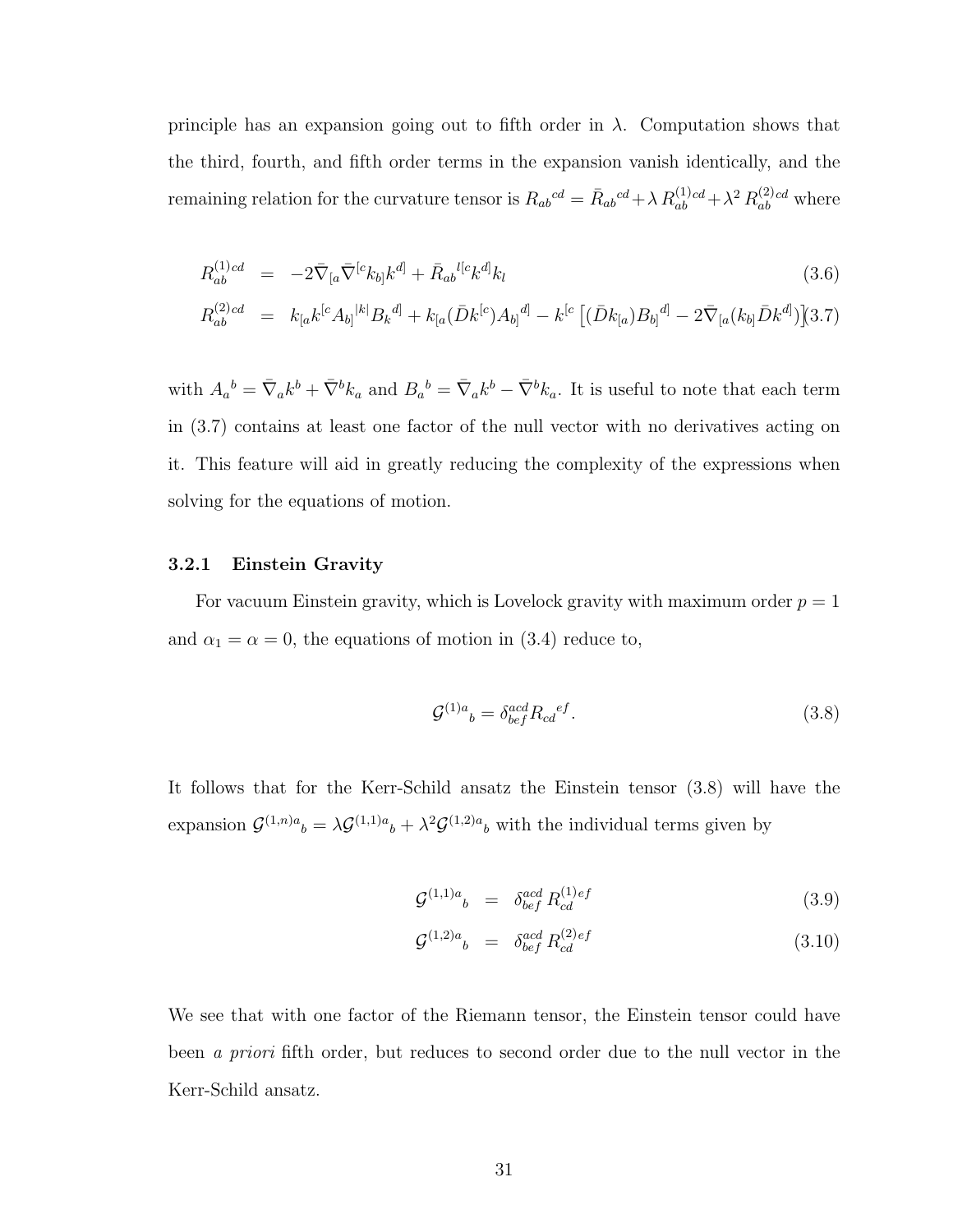principle has an expansion going out to fifth order in $\lambda$. Computation shows that the third, fourth, and fifth order terms in the expansion vanish identically, and the remaining relation for the curvature tensor is $R_{ab}{}^{cd} = \bar{R}_{ab}{}^{cd} + \lambda\, R^{(1)cd}_{ab} + \lambda^2\, R^{(2)cd}_{ab}$ where

$$
\begin{aligned}
R^{(1)cd}_{ab} &= -2\bar{\nabla}_{[a}\bar{\nabla}^{[c}k_{b]}k^{d]} + \bar{R}_{ab}{}^{l[c}k^{d]}k_l && (3.6)\\
R^{(2)cd}_{ab} &= k_{[a}k^{[c}A_{b]}{}^{|k|}B_k{}^{d]} + k_{[a}(\bar{D}k^{[c})A_{b]}{}^{d]} - k^{[c}\left[(\bar{D}k_{[a})B_{b]}{}^{d]} - 2\bar{\nabla}_{[a}(k_{b]}\bar{D}k^{d]})\right] && (3.7)
\end{aligned}
$$

with $A_a{}^b = \bar{\nabla}_a k^b + \bar{\nabla}^b k_a$ and $B_a{}^b = \bar{\nabla}_a k^b - \bar{\nabla}^b k_a$. It is useful to note that each term in (3.7) contains at least one factor of the null vector with no derivatives acting on it. This feature will aid in greatly reducing the complexity of the expressions when solving for the equations of motion.

### 3.2.1 Einstein Gravity

For vacuum Einstein gravity, which is Lovelock gravity with maximum order $p = 1$ and $\alpha_1 = \alpha = 0$, the equations of motion in (3.4) reduce to,

$$
\mathcal{G}^{(1)a}{}_b = \delta^{acd}_{bef} R_{cd}{}^{ef}. \tag{3.8}
$$

It follows that for the Kerr-Schild ansatz the Einstein tensor (3.8) will have the expansion $\mathcal{G}^{(1,n)a}{}_b = \lambda \mathcal{G}^{(1,1)a}{}_b + \lambda^2 \mathcal{G}^{(1,2)a}{}_b$ with the individual terms given by

$$
\begin{aligned}
\mathcal{G}^{(1,1)a}{}_b &= \delta^{acd}_{bef}\, R^{(1)ef}_{cd} && (3.9)\\
\mathcal{G}^{(1,2)a}{}_b &= \delta^{acd}_{bef}\, R^{(2)ef}_{cd} && (3.10)
\end{aligned}
$$

We see that with one factor of the Riemann tensor, the Einstein tensor could have been *a priori* fifth order, but reduces to second order due to the null vector in the Kerr-Schild ansatz.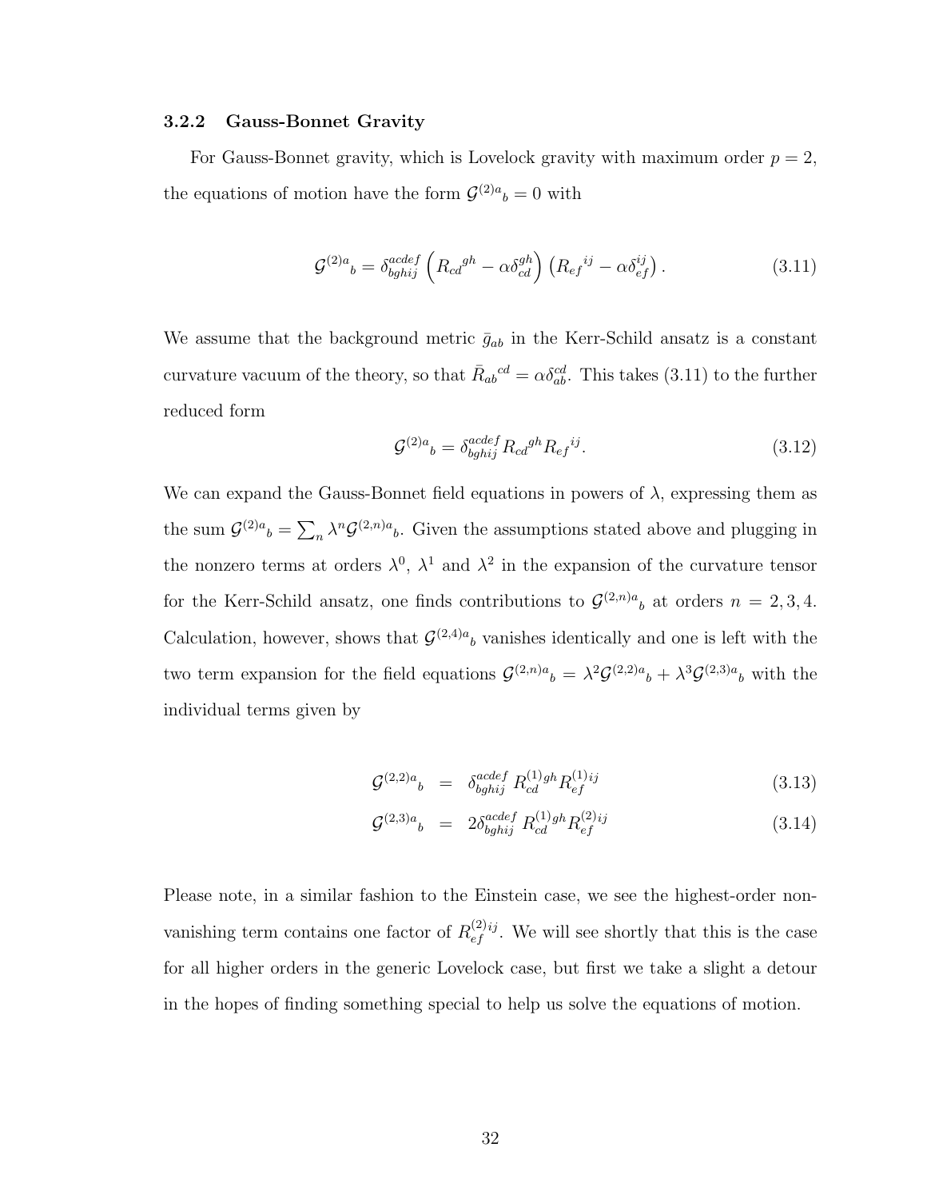### 3.2.2 Gauss-Bonnet Gravity

For Gauss-Bonnet gravity, which is Lovelock gravity with maximum order $p = 2$, the equations of motion have the form $\mathcal{G}^{(2)a}{}_b = 0$ with

$$\mathcal{G}^{(2)a}{}_b = \delta^{acdef}_{bghij} \left( R_{cd}{}^{gh} - \alpha \delta^{gh}_{cd} \right) \left( R_{ef}{}^{ij} - \alpha \delta^{ij}_{ef} \right). \tag{3.11}$$

We assume that the background metric $\bar{g}_{ab}$ in the Kerr-Schild ansatz is a constant curvature vacuum of the theory, so that $\bar{R}_{ab}{}^{cd} = \alpha \delta^{cd}_{ab}$. This takes (3.11) to the further reduced form

$$\mathcal{G}^{(2)a}{}_b = \delta^{acdef}_{bghij} R_{cd}{}^{gh} R_{ef}{}^{ij}. \tag{3.12}$$

We can expand the Gauss-Bonnet field equations in powers of $\lambda$, expressing them as the sum $\mathcal{G}^{(2)a}{}_b = \sum_n \lambda^n \mathcal{G}^{(2,n)a}{}_b$. Given the assumptions stated above and plugging in the nonzero terms at orders $\lambda^0$, $\lambda^1$ and $\lambda^2$ in the expansion of the curvature tensor for the Kerr-Schild ansatz, one finds contributions to $\mathcal{G}^{(2,n)a}{}_b$ at orders $n = 2, 3, 4$. Calculation, however, shows that $\mathcal{G}^{(2,4)a}{}_b$ vanishes identically and one is left with the two term expansion for the field equations $\mathcal{G}^{(2,n)a}{}_b = \lambda^2 \mathcal{G}^{(2,2)a}{}_b + \lambda^3 \mathcal{G}^{(2,3)a}{}_b$ with the individual terms given by

$$\mathcal{G}^{(2,2)a}{}_b = \delta^{acdef}_{bghij} R^{(1)gh}_{cd} R^{(1)ij}_{ef} \tag{3.13}$$

$$\mathcal{G}^{(2,3)a}{}_b = 2\delta^{acdef}_{bghij} R^{(1)gh}_{cd} R^{(2)ij}_{ef} \tag{3.14}$$

Please note, in a similar fashion to the Einstein case, we see the highest-order non-vanishing term contains one factor of $R^{(2)ij}_{ef}$. We will see shortly that this is the case for all higher orders in the generic Lovelock case, but first we take a slight a detour in the hopes of finding something special to help us solve the equations of motion.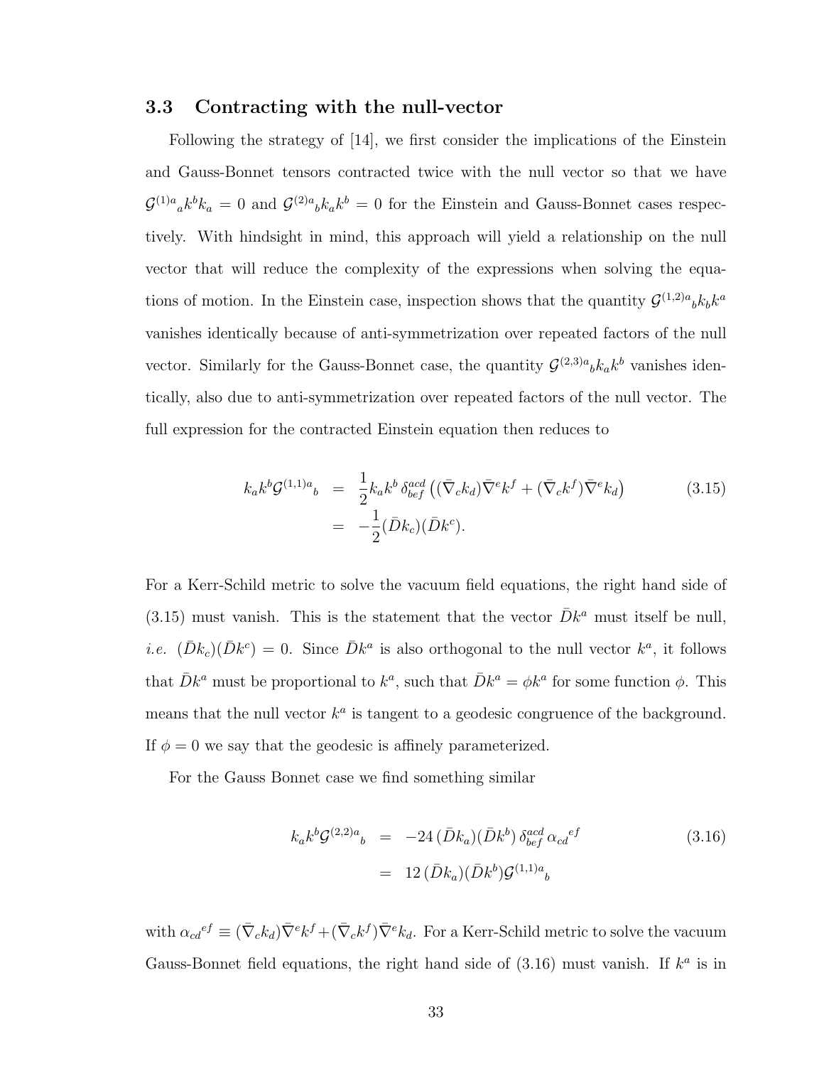### 3.3 Contracting with the null-vector

Following the strategy of [14], we first consider the implications of the Einstein and Gauss-Bonnet tensors contracted twice with the null vector so that we have $\mathcal{G}^{(1)a}{}_a k^b k_a = 0$ and $\mathcal{G}^{(2)a}{}_b k_a k^b = 0$ for the Einstein and Gauss-Bonnet cases respectively. With hindsight in mind, this approach will yield a relationship on the null vector that will reduce the complexity of the expressions when solving the equations of motion. In the Einstein case, inspection shows that the quantity $\mathcal{G}^{(1,2)a}{}_b k_b k^a$ vanishes identically because of anti-symmetrization over repeated factors of the null vector. Similarly for the Gauss-Bonnet case, the quantity $\mathcal{G}^{(2,3)a}{}_b k_a k^b$ vanishes identically, also due to anti-symmetrization over repeated factors of the null vector. The full expression for the contracted Einstein equation then reduces to

$$
\begin{aligned}
k_a k^b \mathcal{G}^{(1,1)a}{}_b &= \frac{1}{2} k_a k^b \, \delta^{acd}_{bef} \left( (\bar{\nabla}_c k_d) \bar{\nabla}^e k^f + (\bar{\nabla}_c k^f) \bar{\nabla}^e k_d \right) \\
&= -\frac{1}{2} (\bar{D} k_c)(\bar{D} k^c).
\end{aligned}
\tag{3.15}
$$

For a Kerr-Schild metric to solve the vacuum field equations, the right hand side of (3.15) must vanish. This is the statement that the vector $\bar{D}k^a$ must itself be null, *i.e.* $(\bar{D}k_c)(\bar{D}k^c) = 0$. Since $\bar{D}k^a$ is also orthogonal to the null vector $k^a$, it follows that $\bar{D}k^a$ must be proportional to $k^a$, such that $\bar{D}k^a = \phi k^a$ for some function $\phi$. This means that the null vector $k^a$ is tangent to a geodesic congruence of the background. If $\phi = 0$ we say that the geodesic is affinely parameterized.

For the Gauss Bonnet case we find something similar

$$
\begin{aligned}
k_a k^b \mathcal{G}^{(2,2)a}{}_b &= -24 \, (\bar{D} k_a)(\bar{D} k^b) \, \delta^{acd}_{bef} \, \alpha_{cd}{}^{ef} \\
&= 12 \, (\bar{D} k_a)(\bar{D} k^b) \mathcal{G}^{(1,1)a}{}_b
\end{aligned}
\tag{3.16}
$$

with $\alpha_{cd}{}^{ef} \equiv (\bar{\nabla}_c k_d) \bar{\nabla}^e k^f + (\bar{\nabla}_c k^f) \bar{\nabla}^e k_d$. For a Kerr-Schild metric to solve the vacuum Gauss-Bonnet field equations, the right hand side of (3.16) must vanish. If $k^a$ is in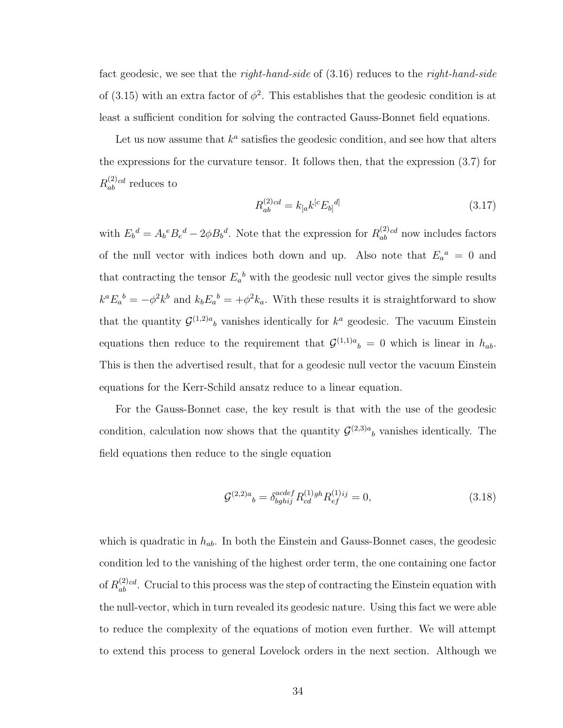fact geodesic, we see that the *right-hand-side* of (3.16) reduces to the *right-hand-side* of (3.15) with an extra factor of $\phi^2$. This establishes that the geodesic condition is at least a sufficient condition for solving the contracted Gauss-Bonnet field equations.

Let us now assume that $k^a$ satisfies the geodesic condition, and see how that alters the expressions for the curvature tensor. It follows then, that the expression (3.7) for $R^{(2)cd}_{ab}$ reduces to

$$R^{(2)cd}_{ab} = k_{[a}k^{[c}E_{b]}{}^{d]} \tag{3.17}$$

with $E_b{}^d = A_b{}^e B_e{}^d - 2\phi B_b{}^d$. Note that the expression for $R^{(2)cd}_{ab}$ now includes factors of the null vector with indices both down and up. Also note that $E_a{}^a = 0$ and that contracting the tensor $E_a{}^b$ with the geodesic null vector gives the simple results $k^a E_a{}^b = -\phi^2 k^b$ and $k_b E_a{}^b = +\phi^2 k_a$. With these results it is straightforward to show that the quantity $\mathcal{G}^{(1,2)a}{}_b$ vanishes identically for $k^a$ geodesic. The vacuum Einstein equations then reduce to the requirement that $\mathcal{G}^{(1,1)a}{}_b = 0$ which is linear in $h_{ab}$. This is then the advertised result, that for a geodesic null vector the vacuum Einstein equations for the Kerr-Schild ansatz reduce to a linear equation.

For the Gauss-Bonnet case, the key result is that with the use of the geodesic condition, calculation now shows that the quantity $\mathcal{G}^{(2,3)a}{}_b$ vanishes identically. The field equations then reduce to the single equation

$$\mathcal{G}^{(2,2)a}{}_b = \delta^{acdef}_{bghij} R^{(1)gh}_{cd} R^{(1)ij}_{ef} = 0, \tag{3.18}$$

which is quadratic in $h_{ab}$. In both the Einstein and Gauss-Bonnet cases, the geodesic condition led to the vanishing of the highest order term, the one containing one factor of $R^{(2)cd}_{ab}$. Crucial to this process was the step of contracting the Einstein equation with the null-vector, which in turn revealed its geodesic nature. Using this fact we were able to reduce the complexity of the equations of motion even further. We will attempt to extend this process to general Lovelock orders in the next section. Although we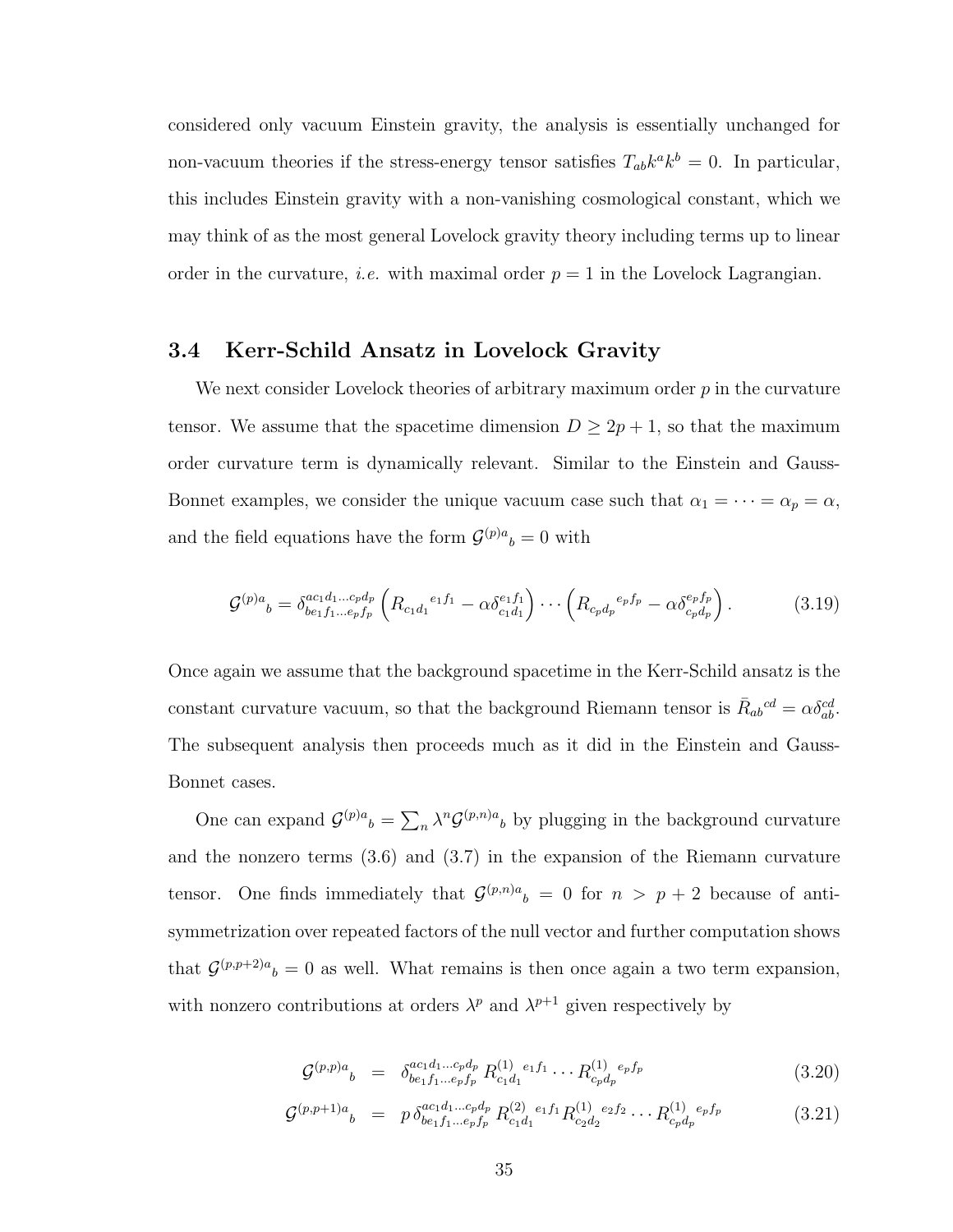considered only vacuum Einstein gravity, the analysis is essentially unchanged for non-vacuum theories if the stress-energy tensor satisfies $T_{ab}k^a k^b = 0$. In particular, this includes Einstein gravity with a non-vanishing cosmological constant, which we may think of as the most general Lovelock gravity theory including terms up to linear order in the curvature, *i.e.* with maximal order $p = 1$ in the Lovelock Lagrangian.

## 3.4 Kerr-Schild Ansatz in Lovelock Gravity

We next consider Lovelock theories of arbitrary maximum order $p$ in the curvature tensor. We assume that the spacetime dimension $D \geq 2p + 1$, so that the maximum order curvature term is dynamically relevant. Similar to the Einstein and Gauss-Bonnet examples, we consider the unique vacuum case such that $\alpha_1 = \cdots = \alpha_p = \alpha$, and the field equations have the form $\mathcal{G}^{(p)a}{}_b = 0$ with

$$\mathcal{G}^{(p)a}{}_b = \delta^{ac_1d_1\ldots c_pd_p}_{be_1f_1\ldots e_pf_p} \left( R_{c_1d_1}{}^{e_1f_1} - \alpha\delta^{e_1f_1}_{c_1d_1} \right) \cdots \left( R_{c_pd_p}{}^{e_pf_p} - \alpha\delta^{e_pf_p}_{c_pd_p} \right). \tag{3.19}$$

Once again we assume that the background spacetime in the Kerr-Schild ansatz is the constant curvature vacuum, so that the background Riemann tensor is $\bar{R}_{ab}{}^{cd} = \alpha\delta^{cd}_{ab}$. The subsequent analysis then proceeds much as it did in the Einstein and Gauss-Bonnet cases.

One can expand $\mathcal{G}^{(p)a}{}_b = \sum_n \lambda^n \mathcal{G}^{(p,n)a}{}_b$ by plugging in the background curvature and the nonzero terms (3.6) and (3.7) in the expansion of the Riemann curvature tensor. One finds immediately that $\mathcal{G}^{(p,n)a}{}_b = 0$ for $n > p + 2$ because of anti-symmetrization over repeated factors of the null vector and further computation shows that $\mathcal{G}^{(p,p+2)a}{}_b = 0$ as well. What remains is then once again a two term expansion, with nonzero contributions at orders $\lambda^p$ and $\lambda^{p+1}$ given respectively by

$$\mathcal{G}^{(p,p)a}{}_b = \delta^{ac_1d_1\ldots c_pd_p}_{be_1f_1\ldots e_pf_p} R^{(1)}_{c_1d_1}{}^{e_1f_1} \cdots R^{(1)}_{c_pd_p}{}^{e_pf_p} \tag{3.20}$$

$$\mathcal{G}^{(p,p+1)a}{}_b = p\, \delta^{ac_1d_1\ldots c_pd_p}_{be_1f_1\ldots e_pf_p} R^{(2)}_{c_1d_1}{}^{e_1f_1} R^{(1)}_{c_2d_2}{}^{e_2f_2} \cdots R^{(1)}_{c_pd_p}{}^{e_pf_p} \tag{3.21}$$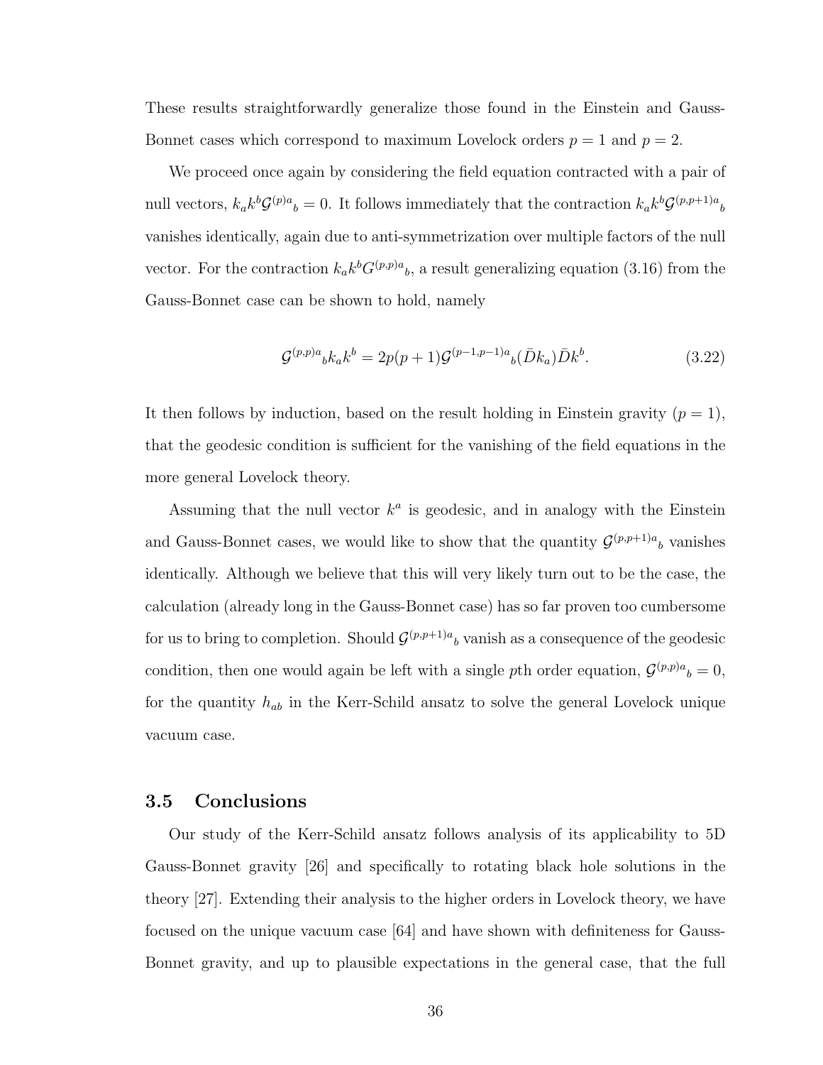These results straightforwardly generalize those found in the Einstein and Gauss-Bonnet cases which correspond to maximum Lovelock orders $p = 1$ and $p = 2$.

We proceed once again by considering the field equation contracted with a pair of null vectors, $k_a k^b \mathcal{G}^{(p)a}{}_b = 0$. It follows immediately that the contraction $k_a k^b \mathcal{G}^{(p,p+1)a}{}_b$ vanishes identically, again due to anti-symmetrization over multiple factors of the null vector. For the contraction $k_a k^b G^{(p,p)a}{}_b$, a result generalizing equation (3.16) from the Gauss-Bonnet case can be shown to hold, namely

$$\mathcal{G}^{(p,p)a}{}_b k_a k^b = 2p(p+1)\mathcal{G}^{(p-1,p-1)a}{}_b(\bar{D}k_a)\bar{D}k^b. \tag{3.22}$$

It then follows by induction, based on the result holding in Einstein gravity ($p = 1$), that the geodesic condition is sufficient for the vanishing of the field equations in the more general Lovelock theory.

Assuming that the null vector $k^a$ is geodesic, and in analogy with the Einstein and Gauss-Bonnet cases, we would like to show that the quantity $\mathcal{G}^{(p,p+1)a}{}_b$ vanishes identically. Although we believe that this will very likely turn out to be the case, the calculation (already long in the Gauss-Bonnet case) has so far proven too cumbersome for us to bring to completion. Should $\mathcal{G}^{(p,p+1)a}{}_b$ vanish as a consequence of the geodesic condition, then one would again be left with a single $p$th order equation, $\mathcal{G}^{(p,p)a}{}_b = 0$, for the quantity $h_{ab}$ in the Kerr-Schild ansatz to solve the general Lovelock unique vacuum case.

## 3.5 Conclusions

Our study of the Kerr-Schild ansatz follows analysis of its applicability to 5D Gauss-Bonnet gravity [26] and specifically to rotating black hole solutions in the theory [27]. Extending their analysis to the higher orders in Lovelock theory, we have focused on the unique vacuum case [64] and have shown with definiteness for Gauss-Bonnet gravity, and up to plausible expectations in the general case, that the full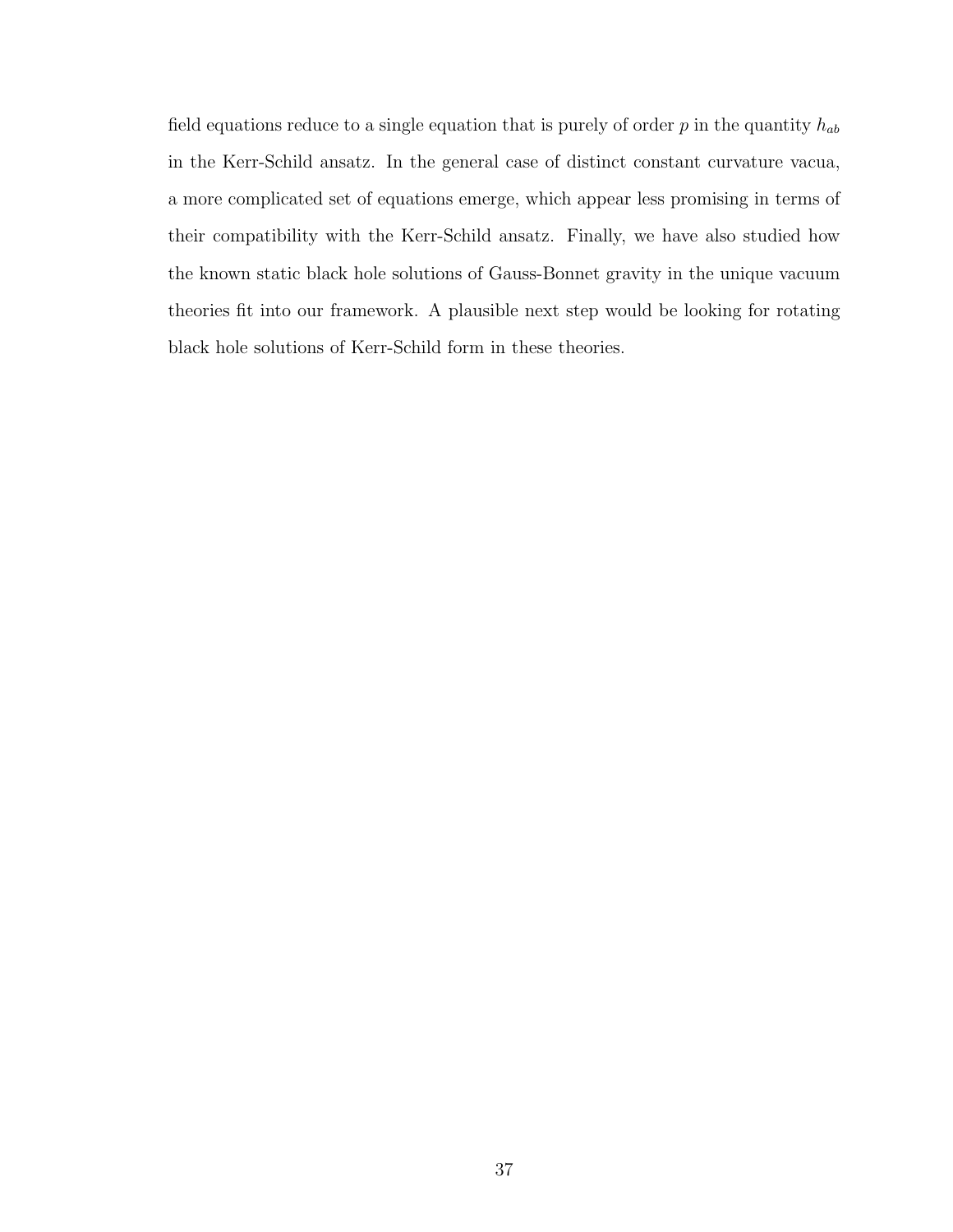field equations reduce to a single equation that is purely of order $p$ in the quantity $h_{ab}$ in the Kerr-Schild ansatz. In the general case of distinct constant curvature vacua, a more complicated set of equations emerge, which appear less promising in terms of their compatibility with the Kerr-Schild ansatz. Finally, we have also studied how the known static black hole solutions of Gauss-Bonnet gravity in the unique vacuum theories fit into our framework. A plausible next step would be looking for rotating black hole solutions of Kerr-Schild form in these theories.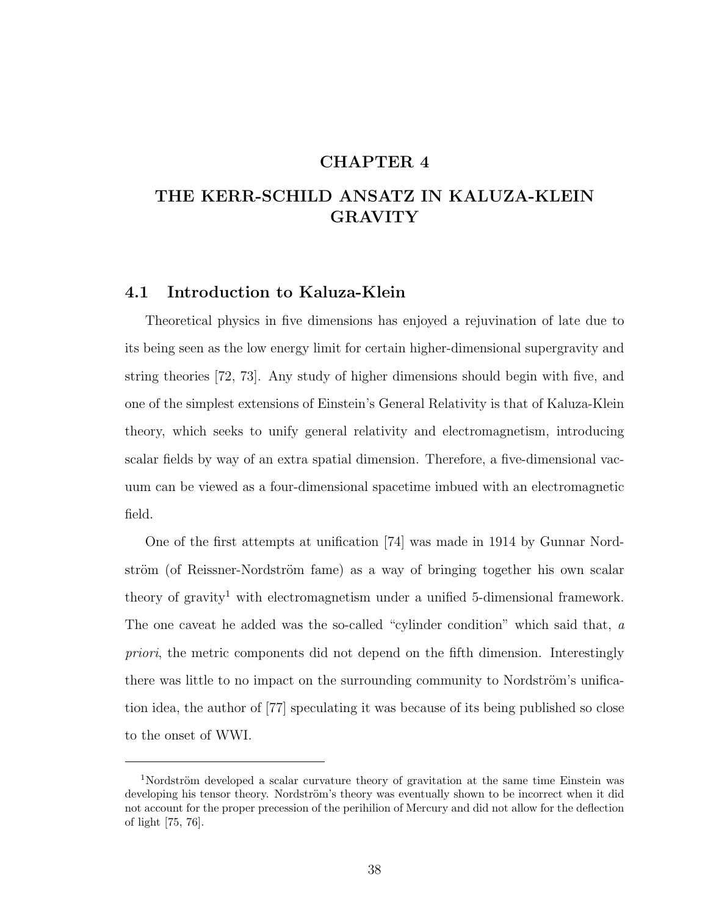# CHAPTER 4

# THE KERR-SCHILD ANSATZ IN KALUZA-KLEIN GRAVITY

## 4.1 Introduction to Kaluza-Klein

Theoretical physics in five dimensions has enjoyed a rejuvination of late due to its being seen as the low energy limit for certain higher-dimensional supergravity and string theories [72, 73]. Any study of higher dimensions should begin with five, and one of the simplest extensions of Einstein's General Relativity is that of Kaluza-Klein theory, which seeks to unify general relativity and electromagnetism, introducing scalar fields by way of an extra spatial dimension. Therefore, a five-dimensional vacuum can be viewed as a four-dimensional spacetime imbued with an electromagnetic field.

One of the first attempts at unification [74] was made in 1914 by Gunnar Nordström (of Reissner-Nordström fame) as a way of bringing together his own scalar theory of gravity[1] with electromagnetism under a unified 5-dimensional framework. The one caveat he added was the so-called "cylinder condition" which said that, *a priori*, the metric components did not depend on the fifth dimension. Interestingly there was little to no impact on the surrounding community to Nordström's unification idea, the author of [77] speculating it was because of its being published so close to the onset of WWI.

---

[1] Nordström developed a scalar curvature theory of gravitation at the same time Einstein was developing his tensor theory. Nordström's theory was eventually shown to be incorrect when it did not account for the proper precession of the perihilion of Mercury and did not allow for the deflection of light [75, 76].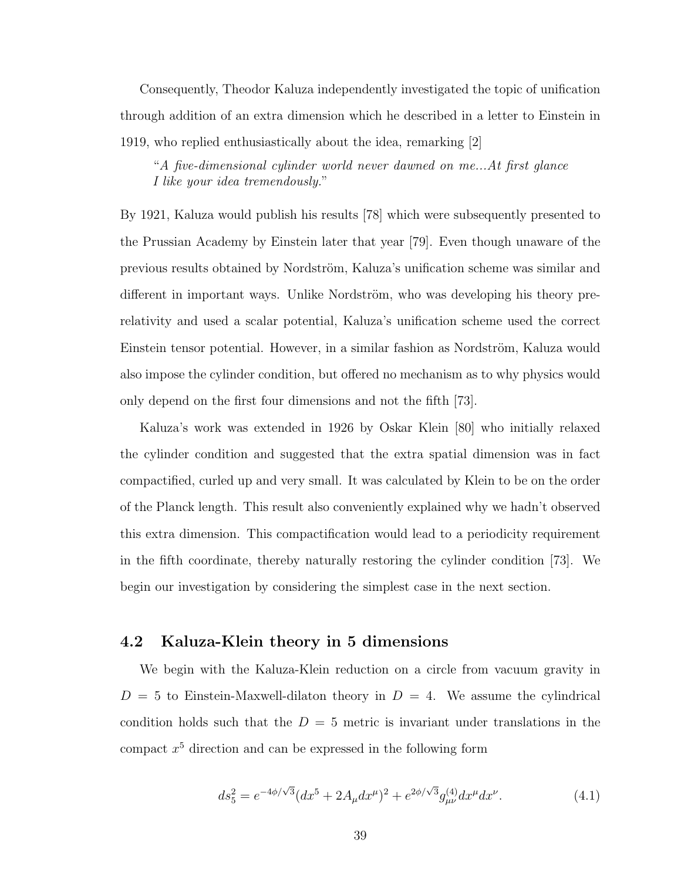Consequently, Theodor Kaluza independently investigated the topic of unification through addition of an extra dimension which he described in a letter to Einstein in 1919, who replied enthusiastically about the idea, remarking [2]

> "*A five-dimensional cylinder world never dawned on me...At first glance I like your idea tremendously.*"

By 1921, Kaluza would publish his results [78] which were subsequently presented to the Prussian Academy by Einstein later that year [79]. Even though unaware of the previous results obtained by Nordström, Kaluza's unification scheme was similar and different in important ways. Unlike Nordström, who was developing his theory pre-relativity and used a scalar potential, Kaluza's unification scheme used the correct Einstein tensor potential. However, in a similar fashion as Nordström, Kaluza would also impose the cylinder condition, but offered no mechanism as to why physics would only depend on the first four dimensions and not the fifth [73].

Kaluza's work was extended in 1926 by Oskar Klein [80] who initially relaxed the cylinder condition and suggested that the extra spatial dimension was in fact compactified, curled up and very small. It was calculated by Klein to be on the order of the Planck length. This result also conveniently explained why we hadn't observed this extra dimension. This compactification would lead to a periodicity requirement in the fifth coordinate, thereby naturally restoring the cylinder condition [73]. We begin our investigation by considering the simplest case in the next section.

## 4.2 Kaluza-Klein theory in 5 dimensions

We begin with the Kaluza-Klein reduction on a circle from vacuum gravity in $D = 5$ to Einstein-Maxwell-dilaton theory in $D = 4$. We assume the cylindrical condition holds such that the $D = 5$ metric is invariant under translations in the compact $x^5$ direction and can be expressed in the following form

$$ds_5^2 = e^{-4\phi/\sqrt{3}}(dx^5 + 2A_\mu dx^\mu)^2 + e^{2\phi/\sqrt{3}} g_{\mu\nu}^{(4)} dx^\mu dx^\nu. \tag{4.1}$$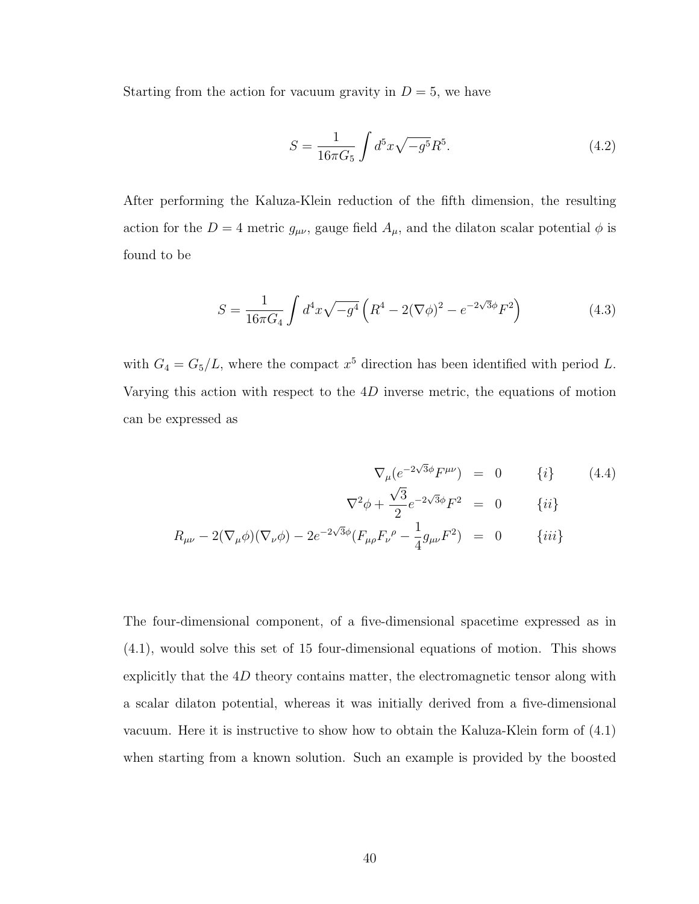Starting from the action for vacuum gravity in $D = 5$, we have

$$S = \frac{1}{16\pi G_5} \int d^5x \sqrt{-g^5} R^5. \tag{4.2}$$

After performing the Kaluza-Klein reduction of the fifth dimension, the resulting action for the $D = 4$ metric $g_{\mu\nu}$, gauge field $A_\mu$, and the dilaton scalar potential $\phi$ is found to be

$$S = \frac{1}{16\pi G_4} \int d^4x \sqrt{-g^4} \left( R^4 - 2(\nabla\phi)^2 - e^{-2\sqrt{3}\phi} F^2 \right) \tag{4.3}$$

with $G_4 = G_5/L$, where the compact $x^5$ direction has been identified with period $L$. Varying this action with respect to the $4D$ inverse metric, the equations of motion can be expressed as

$$\begin{aligned}
\nabla_\mu (e^{-2\sqrt{3}\phi} F^{\mu\nu}) &= 0 \qquad \{i\} \\
\nabla^2 \phi + \frac{\sqrt{3}}{2} e^{-2\sqrt{3}\phi} F^2 &= 0 \qquad \{ii\} \\
R_{\mu\nu} - 2(\nabla_\mu \phi)(\nabla_\nu \phi) - 2e^{-2\sqrt{3}\phi}(F_{\mu\rho} F_\nu{}^\rho - \frac{1}{4} g_{\mu\nu} F^2) &= 0 \qquad \{iii\}
\end{aligned} \tag{4.4}$$

The four-dimensional component, of a five-dimensional spacetime expressed as in (4.1), would solve this set of 15 four-dimensional equations of motion. This shows explicitly that the $4D$ theory contains matter, the electromagnetic tensor along with a scalar dilaton potential, whereas it was initially derived from a five-dimensional vacuum. Here it is instructive to show how to obtain the Kaluza-Klein form of (4.1) when starting from a known solution. Such an example is provided by the boosted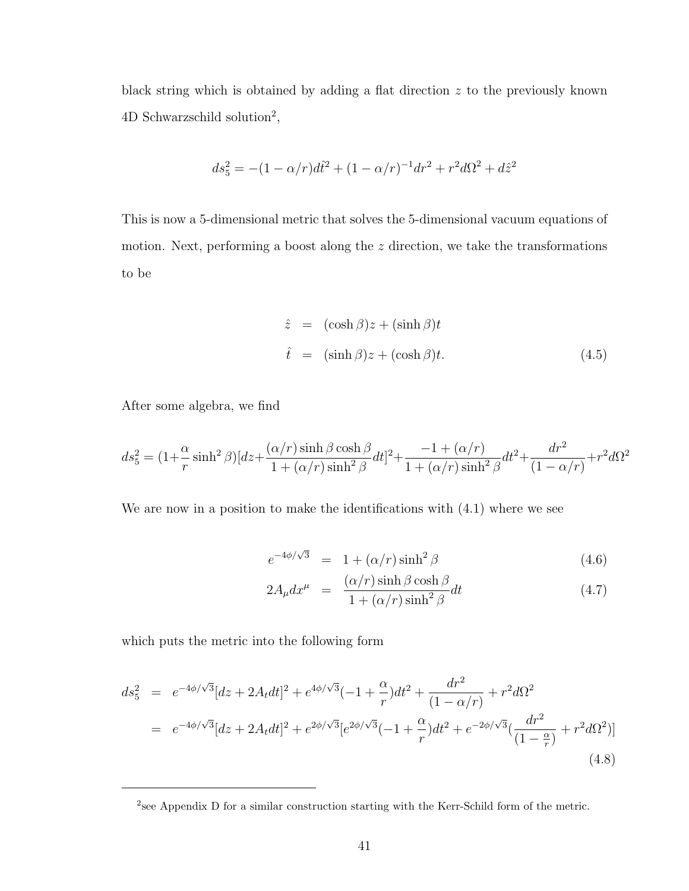black string which is obtained by adding a flat direction $z$ to the previously known 4D Schwarzschild solution[2],

$$ds_5^2 = -(1-\alpha/r)d\hat{t}^2 + (1-\alpha/r)^{-1}dr^2 + r^2 d\Omega^2 + d\hat{z}^2$$

This is now a 5-dimensional metric that solves the 5-dimensional vacuum equations of motion. Next, performing a boost along the $z$ direction, we take the transformations to be

$$\begin{aligned}
\hat{z} &= (\cosh\beta)z + (\sinh\beta)t \\
\hat{t} &= (\sinh\beta)z + (\cosh\beta)t.
\end{aligned} \tag{4.5}$$

After some algebra, we find

$$ds_5^2 = (1+\frac{\alpha}{r}\sinh^2\beta)[dz + \frac{(\alpha/r)\sinh\beta\cosh\beta}{1+(\alpha/r)\sinh^2\beta}dt]^2 + \frac{-1+(\alpha/r)}{1+(\alpha/r)\sinh^2\beta}dt^2 + \frac{dr^2}{(1-\alpha/r)} + r^2 d\Omega^2$$

We are now in a position to make the identifications with (4.1) where we see

$$e^{-4\phi/\sqrt{3}} = 1 + (\alpha/r)\sinh^2\beta \tag{4.6}$$

$$2A_\mu dx^\mu = \frac{(\alpha/r)\sinh\beta\cosh\beta}{1+(\alpha/r)\sinh^2\beta}dt \tag{4.7}$$

which puts the metric into the following form

$$\begin{aligned}
ds_5^2 &= e^{-4\phi/\sqrt{3}}[dz + 2A_t dt]^2 + e^{4\phi/\sqrt{3}}(-1+\frac{\alpha}{r})dt^2 + \frac{dr^2}{(1-\alpha/r)} + r^2 d\Omega^2 \\
&= e^{-4\phi/\sqrt{3}}[dz + 2A_t dt]^2 + e^{2\phi/\sqrt{3}}[e^{2\phi/\sqrt{3}}(-1+\frac{\alpha}{r})dt^2 + e^{-2\phi/\sqrt{3}}(\frac{dr^2}{(1-\frac{\alpha}{r})} + r^2 d\Omega^2)]
\end{aligned} \tag{4.8}$$

[2] see Appendix D for a similar construction starting with the Kerr-Schild form of the metric.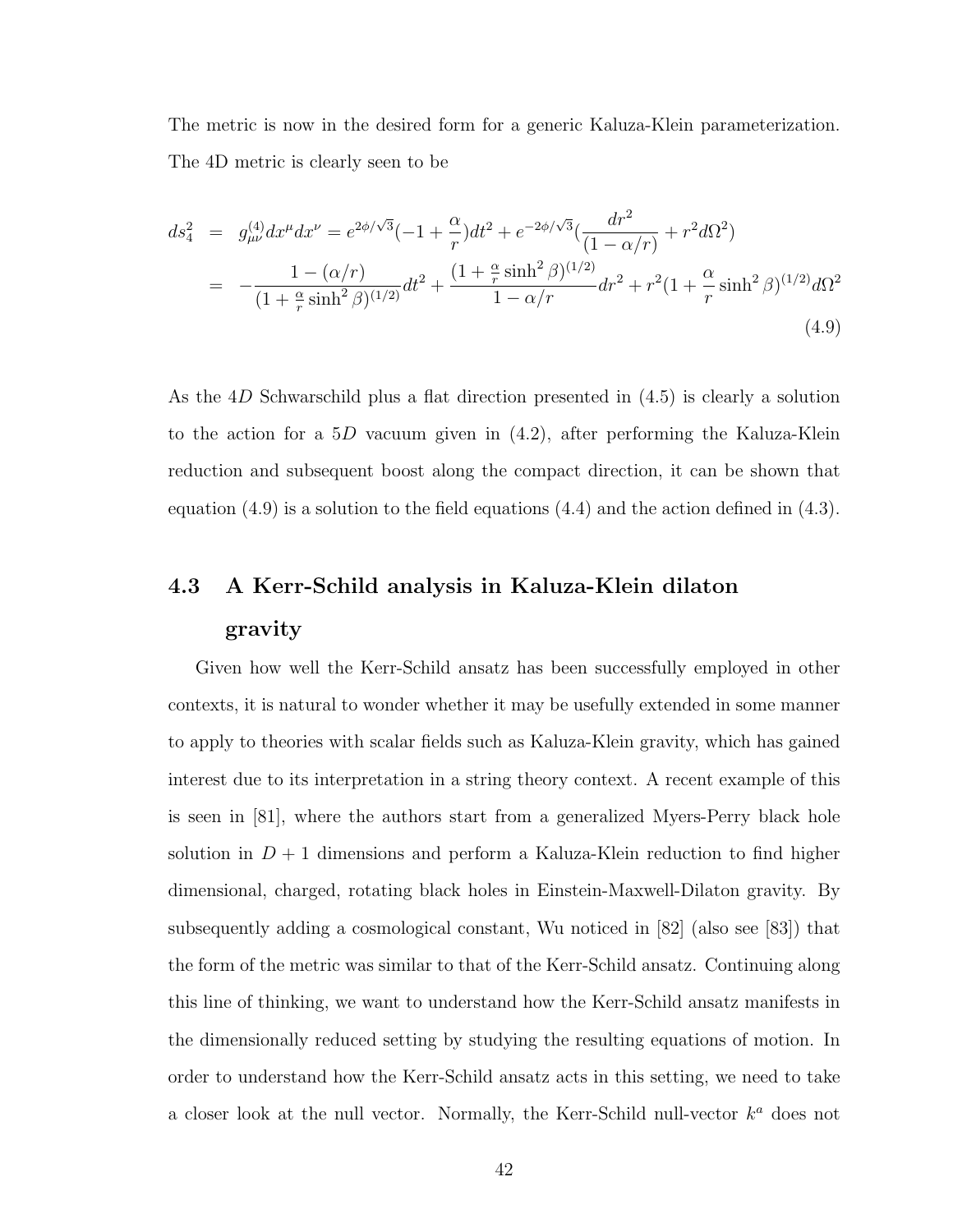The metric is now in the desired form for a generic Kaluza-Klein parameterization. The 4D metric is clearly seen to be

$$
\begin{aligned}
ds_4^2 &= g_{\mu\nu}^{(4)} dx^\mu dx^\nu = e^{2\phi/\sqrt{3}}(-1 + \frac{\alpha}{r})dt^2 + e^{-2\phi/\sqrt{3}}(\frac{dr^2}{(1-\alpha/r)} + r^2 d\Omega^2) \\
&= -\frac{1-(\alpha/r)}{(1+\frac{\alpha}{r}\sinh^2\beta)^{(1/2)}}dt^2 + \frac{(1+\frac{\alpha}{r}\sinh^2\beta)^{(1/2)}}{1-\alpha/r}dr^2 + r^2(1+\frac{\alpha}{r}\sinh^2\beta)^{(1/2)}d\Omega^2
\end{aligned}
\tag{4.9}
$$

As the $4D$ Schwarschild plus a flat direction presented in (4.5) is clearly a solution to the action for a $5D$ vacuum given in (4.2), after performing the Kaluza-Klein reduction and subsequent boost along the compact direction, it can be shown that equation (4.9) is a solution to the field equations (4.4) and the action defined in (4.3).

## 4.3 A Kerr-Schild analysis in Kaluza-Klein dilaton gravity

Given how well the Kerr-Schild ansatz has been successfully employed in other contexts, it is natural to wonder whether it may be usefully extended in some manner to apply to theories with scalar fields such as Kaluza-Klein gravity, which has gained interest due to its interpretation in a string theory context. A recent example of this is seen in [81], where the authors start from a generalized Myers-Perry black hole solution in $D+1$ dimensions and perform a Kaluza-Klein reduction to find higher dimensional, charged, rotating black holes in Einstein-Maxwell-Dilaton gravity. By subsequently adding a cosmological constant, Wu noticed in [82] (also see [83]) that the form of the metric was similar to that of the Kerr-Schild ansatz. Continuing along this line of thinking, we want to understand how the Kerr-Schild ansatz manifests in the dimensionally reduced setting by studying the resulting equations of motion. In order to understand how the Kerr-Schild ansatz acts in this setting, we need to take a closer look at the null vector. Normally, the Kerr-Schild null-vector $k^a$ does not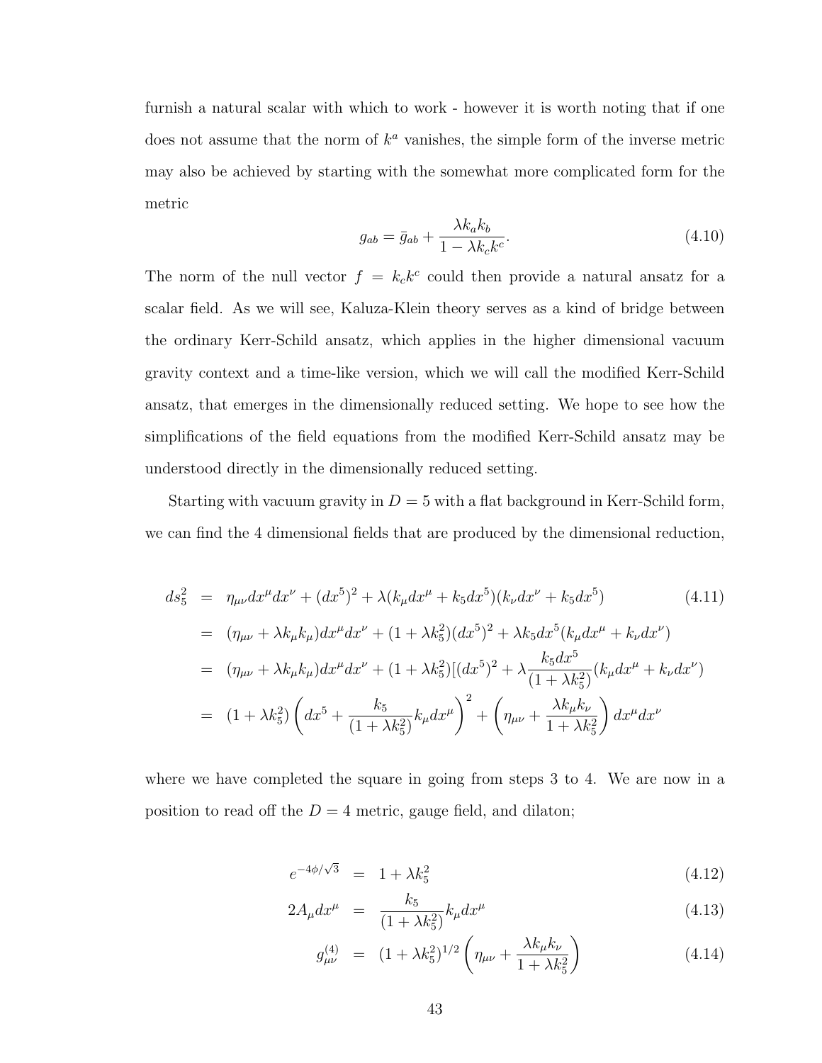furnish a natural scalar with which to work - however it is worth noting that if one does not assume that the norm of $k^a$ vanishes, the simple form of the inverse metric may also be achieved by starting with the somewhat more complicated form for the metric

$$g_{ab} = \bar{g}_{ab} + \frac{\lambda k_a k_b}{1 - \lambda k_c k^c}. \tag{4.10}$$

The norm of the null vector $f = k_c k^c$ could then provide a natural ansatz for a scalar field. As we will see, Kaluza-Klein theory serves as a kind of bridge between the ordinary Kerr-Schild ansatz, which applies in the higher dimensional vacuum gravity context and a time-like version, which we will call the modified Kerr-Schild ansatz, that emerges in the dimensionally reduced setting. We hope to see how the simplifications of the field equations from the modified Kerr-Schild ansatz may be understood directly in the dimensionally reduced setting.

Starting with vacuum gravity in $D = 5$ with a flat background in Kerr-Schild form, we can find the 4 dimensional fields that are produced by the dimensional reduction,

$$\begin{aligned}
ds_5^2 &= \eta_{\mu\nu} dx^\mu dx^\nu + (dx^5)^2 + \lambda(k_\mu dx^\mu + k_5 dx^5)(k_\nu dx^\nu + k_5 dx^5) \qquad (4.11)\\
&= (\eta_{\mu\nu} + \lambda k_\mu k_\mu) dx^\mu dx^\nu + (1 + \lambda k_5^2)(dx^5)^2 + \lambda k_5 dx^5 (k_\mu dx^\mu + k_\nu dx^\nu)\\
&= (\eta_{\mu\nu} + \lambda k_\mu k_\mu) dx^\mu dx^\nu + (1 + \lambda k_5^2)[(dx^5)^2 + \lambda \frac{k_5 dx^5}{(1 + \lambda k_5^2)} (k_\mu dx^\mu + k_\nu dx^\nu)\\
&= (1 + \lambda k_5^2) \left( dx^5 + \frac{k_5}{(1 + \lambda k_5^2)} k_\mu dx^\mu \right)^2 + \left( \eta_{\mu\nu} + \frac{\lambda k_\mu k_\nu}{1 + \lambda k_5^2} \right) dx^\mu dx^\nu
\end{aligned}$$

where we have completed the square in going from steps 3 to 4. We are now in a position to read off the $D = 4$ metric, gauge field, and dilaton;

$$e^{-4\phi/\sqrt{3}} = 1 + \lambda k_5^2 \tag{4.12}$$

$$2A_\mu dx^\mu = \frac{k_5}{(1 + \lambda k_5^2)} k_\mu dx^\mu \tag{4.13}$$

$$g_{\mu\nu}^{(4)} = (1 + \lambda k_5^2)^{1/2} \left( \eta_{\mu\nu} + \frac{\lambda k_\mu k_\nu}{1 + \lambda k_5^2} \right) \tag{4.14}$$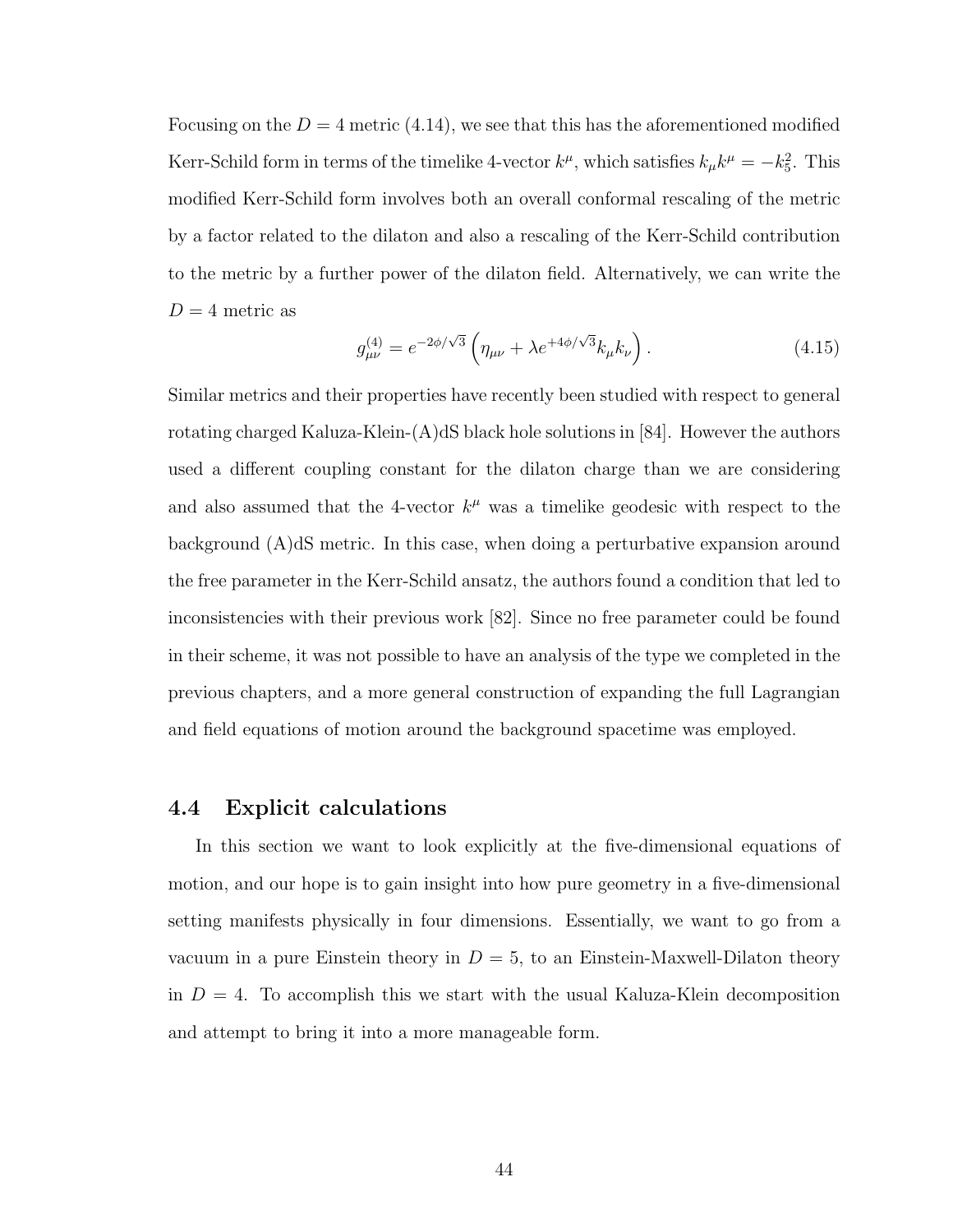Focusing on the $D = 4$ metric (4.14), we see that this has the aforementioned modified Kerr-Schild form in terms of the timelike 4-vector $k^\mu$, which satisfies $k_\mu k^\mu = -k_5^2$. This modified Kerr-Schild form involves both an overall conformal rescaling of the metric by a factor related to the dilaton and also a rescaling of the Kerr-Schild contribution to the metric by a further power of the dilaton field. Alternatively, we can write the $D = 4$ metric as

$$g^{(4)}_{\mu\nu} = e^{-2\phi/\sqrt{3}} \left( \eta_{\mu\nu} + \lambda e^{+4\phi/\sqrt{3}} k_\mu k_\nu \right). \tag{4.15}$$

Similar metrics and their properties have recently been studied with respect to general rotating charged Kaluza-Klein-(A)dS black hole solutions in [84]. However the authors used a different coupling constant for the dilaton charge than we are considering and also assumed that the 4-vector $k^\mu$ was a timelike geodesic with respect to the background (A)dS metric. In this case, when doing a perturbative expansion around the free parameter in the Kerr-Schild ansatz, the authors found a condition that led to inconsistencies with their previous work [82]. Since no free parameter could be found in their scheme, it was not possible to have an analysis of the type we completed in the previous chapters, and a more general construction of expanding the full Lagrangian and field equations of motion around the background spacetime was employed.

## 4.4 Explicit calculations

In this section we want to look explicitly at the five-dimensional equations of motion, and our hope is to gain insight into how pure geometry in a five-dimensional setting manifests physically in four dimensions. Essentially, we want to go from a vacuum in a pure Einstein theory in $D = 5$, to an Einstein-Maxwell-Dilaton theory in $D = 4$. To accomplish this we start with the usual Kaluza-Klein decomposition and attempt to bring it into a more manageable form.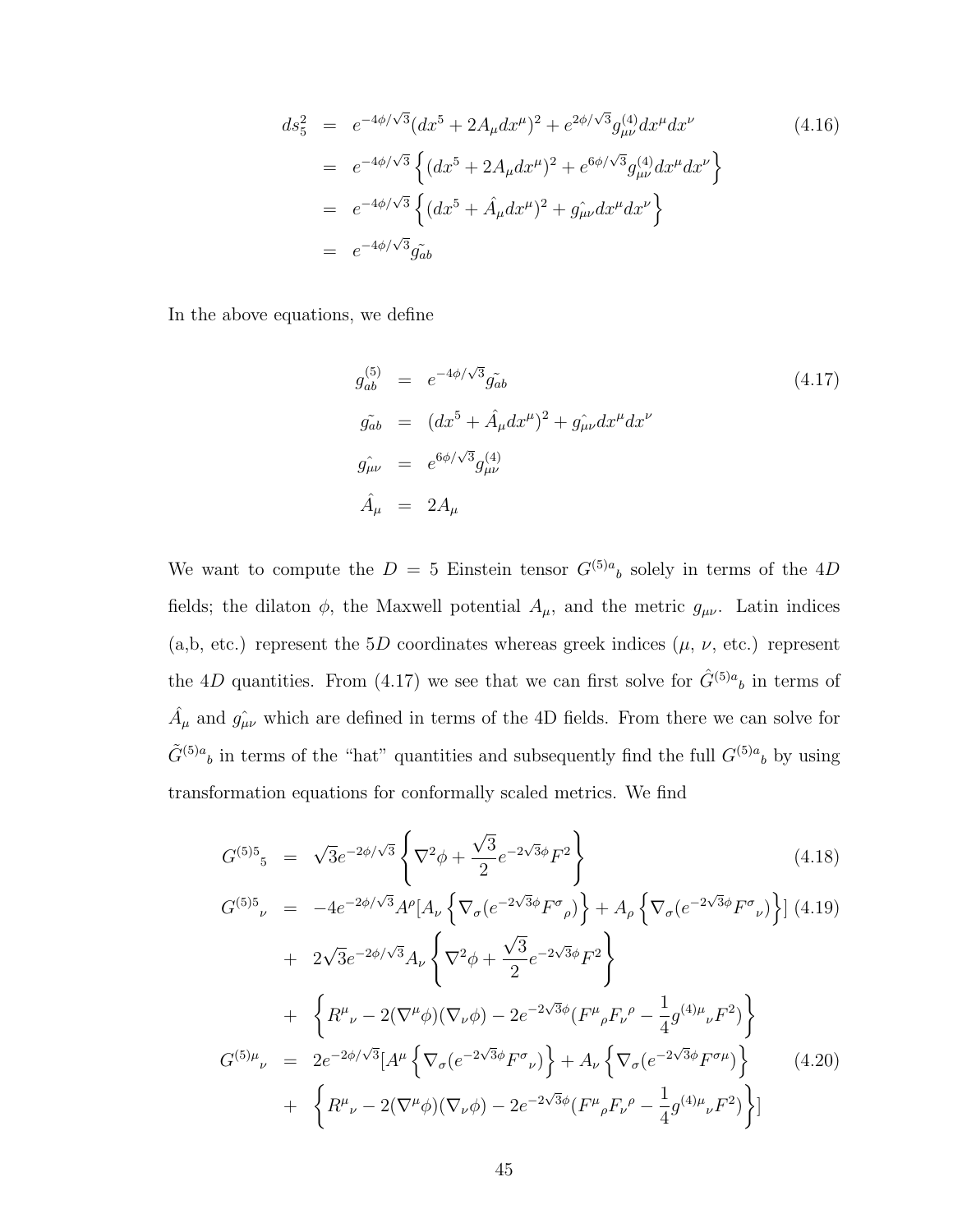$$
\begin{aligned}
ds_5^2 &= e^{-4\phi/\sqrt{3}}(dx^5 + 2A_\mu dx^\mu)^2 + e^{2\phi/\sqrt{3}} g^{(4)}_{\mu\nu} dx^\mu dx^\nu \\
&= e^{-4\phi/\sqrt{3}} \left\{ (dx^5 + 2A_\mu dx^\mu)^2 + e^{6\phi/\sqrt{3}} g^{(4)}_{\mu\nu} dx^\mu dx^\nu \right\} \\
&= e^{-4\phi/\sqrt{3}} \left\{ (dx^5 + \hat{A}_\mu dx^\mu)^2 + \hat{g_{\mu\nu}} dx^\mu dx^\nu \right\} \\
&= e^{-4\phi/\sqrt{3}} \tilde{g_{ab}}
\end{aligned}
\tag{4.16}
$$

In the above equations, we define

$$
\begin{aligned}
g^{(5)}_{ab} &= e^{-4\phi/\sqrt{3}} \tilde{g_{ab}} \\
\tilde{g_{ab}} &= (dx^5 + \hat{A}_\mu dx^\mu)^2 + \hat{g_{\mu\nu}} dx^\mu dx^\nu \\
\hat{g_{\mu\nu}} &= e^{6\phi/\sqrt{3}} g^{(4)}_{\mu\nu} \\
\hat{A}_\mu &= 2A_\mu
\end{aligned}
\tag{4.17}
$$

We want to compute the $D = 5$ Einstein tensor $G^{(5)a}{}_b$ solely in terms of the 4$D$ fields; the dilaton $\phi$, the Maxwell potential $A_\mu$, and the metric $g_{\mu\nu}$. Latin indices (a,b, etc.) represent the 5$D$ coordinates whereas greek indices ($\mu$, $\nu$, etc.) represent the 4$D$ quantities. From (4.17) we see that we can first solve for $\hat{G}^{(5)a}{}_b$ in terms of $\hat{A}_\mu$ and $\hat{g_{\mu\nu}}$ which are defined in terms of the 4D fields. From there we can solve for $\tilde{G}^{(5)a}{}_b$ in terms of the "hat" quantities and subsequently find the full $G^{(5)a}{}_b$ by using transformation equations for conformally scaled metrics. We find

$$
G^{(5)5}{}_5 = \sqrt{3} e^{-2\phi/\sqrt{3}} \left\{ \nabla^2\phi + \frac{\sqrt{3}}{2} e^{-2\sqrt{3}\phi} F^2 \right\} \tag{4.18}
$$

$$
\begin{aligned}
G^{(5)5}{}_\nu &= -4e^{-2\phi/\sqrt{3}} A^\rho [A_\nu \left\{ \nabla_\sigma (e^{-2\sqrt{3}\phi} F^\sigma{}_\rho) \right\} + A_\rho \left\{ \nabla_\sigma (e^{-2\sqrt{3}\phi} F^\sigma{}_\nu) \right\}] \\
&+ 2\sqrt{3} e^{-2\phi/\sqrt{3}} A_\nu \left\{ \nabla^2\phi + \frac{\sqrt{3}}{2} e^{-2\sqrt{3}\phi} F^2 \right\} \\
&+ \left\{ R^\mu{}_\nu - 2(\nabla^\mu\phi)(\nabla_\nu\phi) - 2e^{-2\sqrt{3}\phi} (F^\mu{}_\rho F_\nu{}^\rho - \frac{1}{4} g^{(4)\mu}{}_\nu F^2) \right\}
\end{aligned}
\tag{4.19}
$$

$$
\begin{aligned}
G^{(5)\mu}{}_\nu &= 2e^{-2\phi/\sqrt{3}} [A^\mu \left\{ \nabla_\sigma (e^{-2\sqrt{3}\phi} F^\sigma{}_\nu) \right\} + A_\nu \left\{ \nabla_\sigma (e^{-2\sqrt{3}\phi} F^{\sigma\mu}) \right\} \\
&+ \left\{ R^\mu{}_\nu - 2(\nabla^\mu\phi)(\nabla_\nu\phi) - 2e^{-2\sqrt{3}\phi} (F^\mu{}_\rho F_\nu{}^\rho - \frac{1}{4} g^{(4)\mu}{}_\nu F^2) \right\}]
\end{aligned}
\tag{4.20}
$$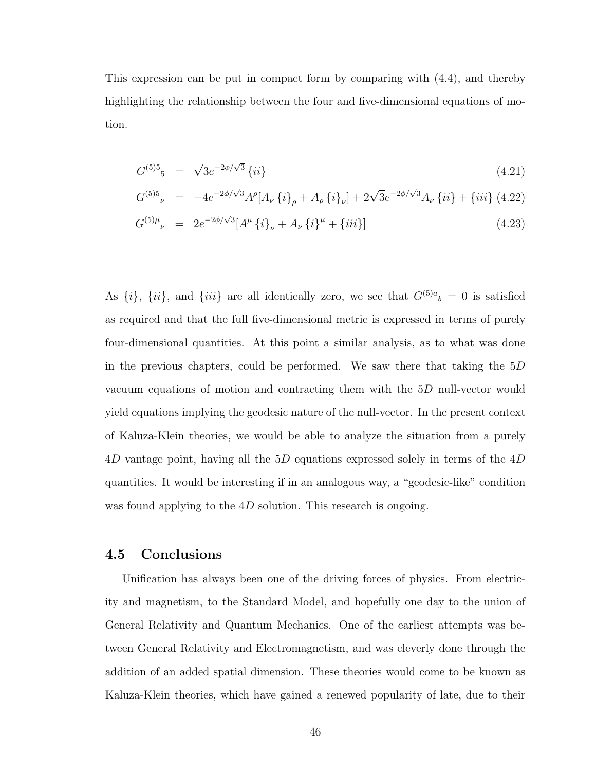This expression can be put in compact form by comparing with (4.4), and thereby highlighting the relationship between the four and five-dimensional equations of motion.

$$
\begin{aligned}
G^{(5)5}{}_5 &= \sqrt{3}e^{-2\phi/\sqrt{3}}\{ii\} & (4.21)\\
G^{(5)5}{}_\nu &= -4e^{-2\phi/\sqrt{3}}A^\rho[A_\nu\{i\}_\rho + A_\rho\{i\}_\nu] + 2\sqrt{3}e^{-2\phi/\sqrt{3}}A_\nu\{ii\} + \{iii\} & (4.22)\\
G^{(5)\mu}{}_\nu &= 2e^{-2\phi/\sqrt{3}}[A^\mu\{i\}_\nu + A_\nu\{i\}^\mu + \{iii\}] & (4.23)
\end{aligned}
$$

As $\{i\}$, $\{ii\}$, and $\{iii\}$ are all identically zero, we see that $G^{(5)a}{}_b = 0$ is satisfied as required and that the full five-dimensional metric is expressed in terms of purely four-dimensional quantities. At this point a similar analysis, as to what was done in the previous chapters, could be performed. We saw there that taking the $5D$ vacuum equations of motion and contracting them with the $5D$ null-vector would yield equations implying the geodesic nature of the null-vector. In the present context of Kaluza-Klein theories, we would be able to analyze the situation from a purely $4D$ vantage point, having all the $5D$ equations expressed solely in terms of the $4D$ quantities. It would be interesting if in an analogous way, a "geodesic-like" condition was found applying to the $4D$ solution. This research is ongoing.

## 4.5 Conclusions

Unification has always been one of the driving forces of physics. From electricity and magnetism, to the Standard Model, and hopefully one day to the union of General Relativity and Quantum Mechanics. One of the earliest attempts was between General Relativity and Electromagnetism, and was cleverly done through the addition of an added spatial dimension. These theories would come to be known as Kaluza-Klein theories, which have gained a renewed popularity of late, due to their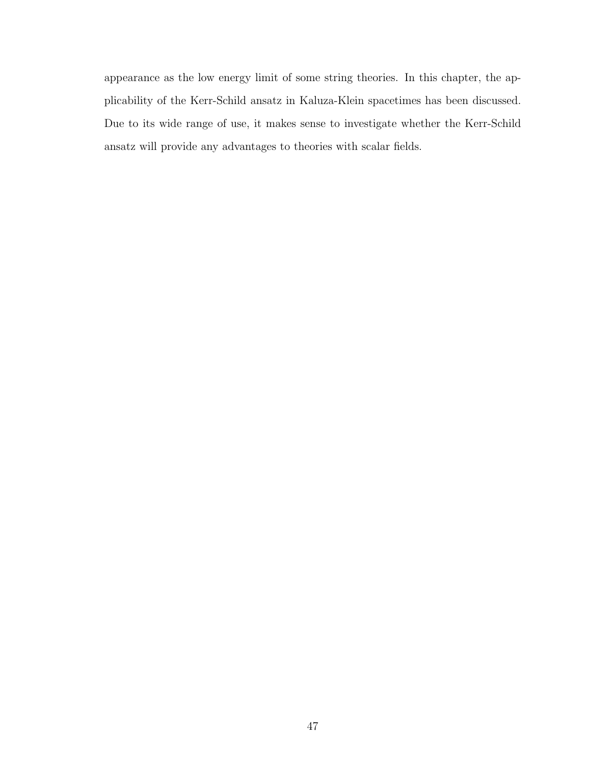appearance as the low energy limit of some string theories. In this chapter, the applicability of the Kerr-Schild ansatz in Kaluza-Klein spacetimes has been discussed. Due to its wide range of use, it makes sense to investigate whether the Kerr-Schild ansatz will provide any advantages to theories with scalar fields.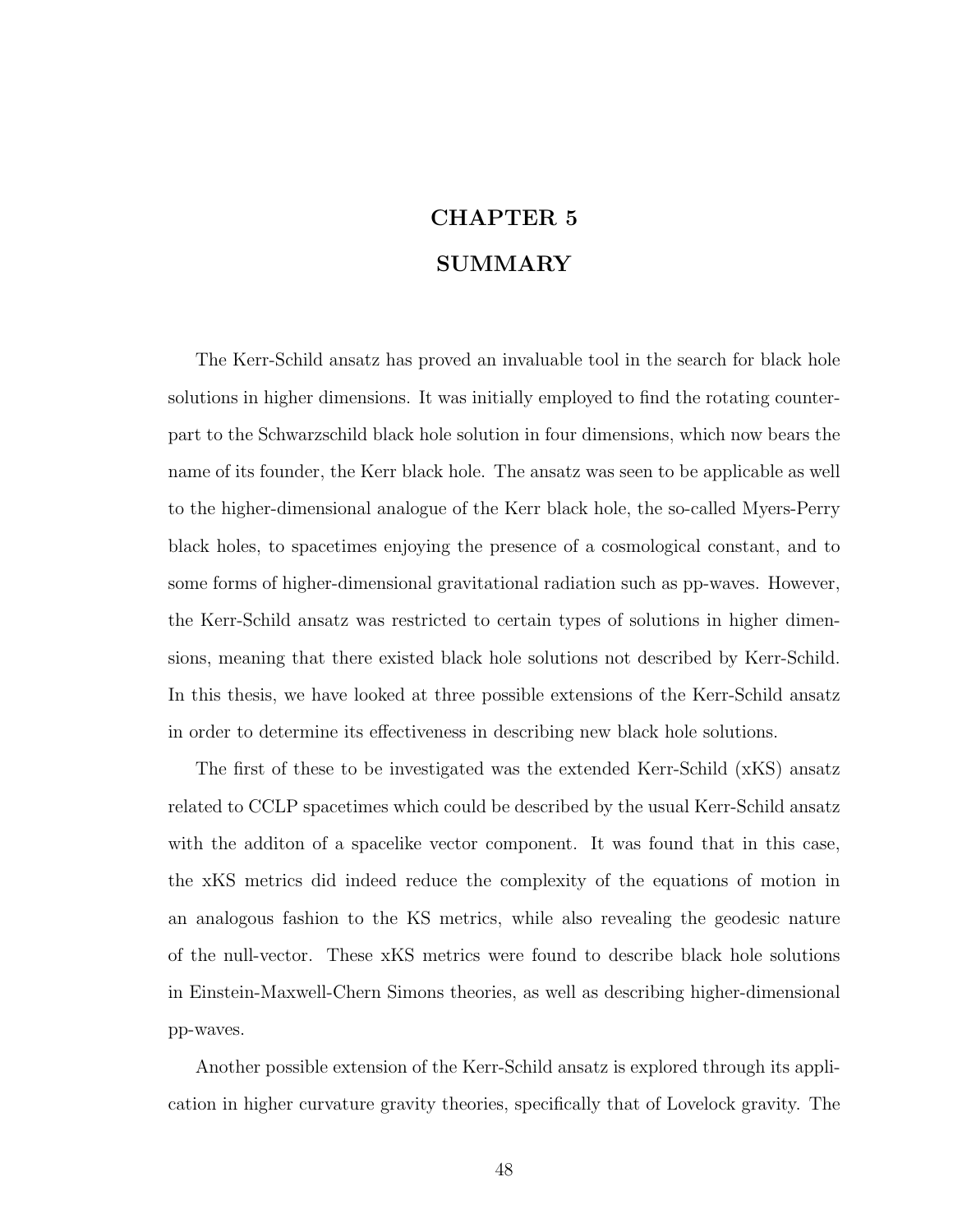# CHAPTER 5
# SUMMARY

The Kerr-Schild ansatz has proved an invaluable tool in the search for black hole solutions in higher dimensions. It was initially employed to find the rotating counterpart to the Schwarzschild black hole solution in four dimensions, which now bears the name of its founder, the Kerr black hole. The ansatz was seen to be applicable as well to the higher-dimensional analogue of the Kerr black hole, the so-called Myers-Perry black holes, to spacetimes enjoying the presence of a cosmological constant, and to some forms of higher-dimensional gravitational radiation such as pp-waves. However, the Kerr-Schild ansatz was restricted to certain types of solutions in higher dimensions, meaning that there existed black hole solutions not described by Kerr-Schild. In this thesis, we have looked at three possible extensions of the Kerr-Schild ansatz in order to determine its effectiveness in describing new black hole solutions.

The first of these to be investigated was the extended Kerr-Schild (xKS) ansatz related to CCLP spacetimes which could be described by the usual Kerr-Schild ansatz with the additon of a spacelike vector component. It was found that in this case, the xKS metrics did indeed reduce the complexity of the equations of motion in an analogous fashion to the KS metrics, while also revealing the geodesic nature of the null-vector. These xKS metrics were found to describe black hole solutions in Einstein-Maxwell-Chern Simons theories, as well as describing higher-dimensional pp-waves.

Another possible extension of the Kerr-Schild ansatz is explored through its application in higher curvature gravity theories, specifically that of Lovelock gravity. The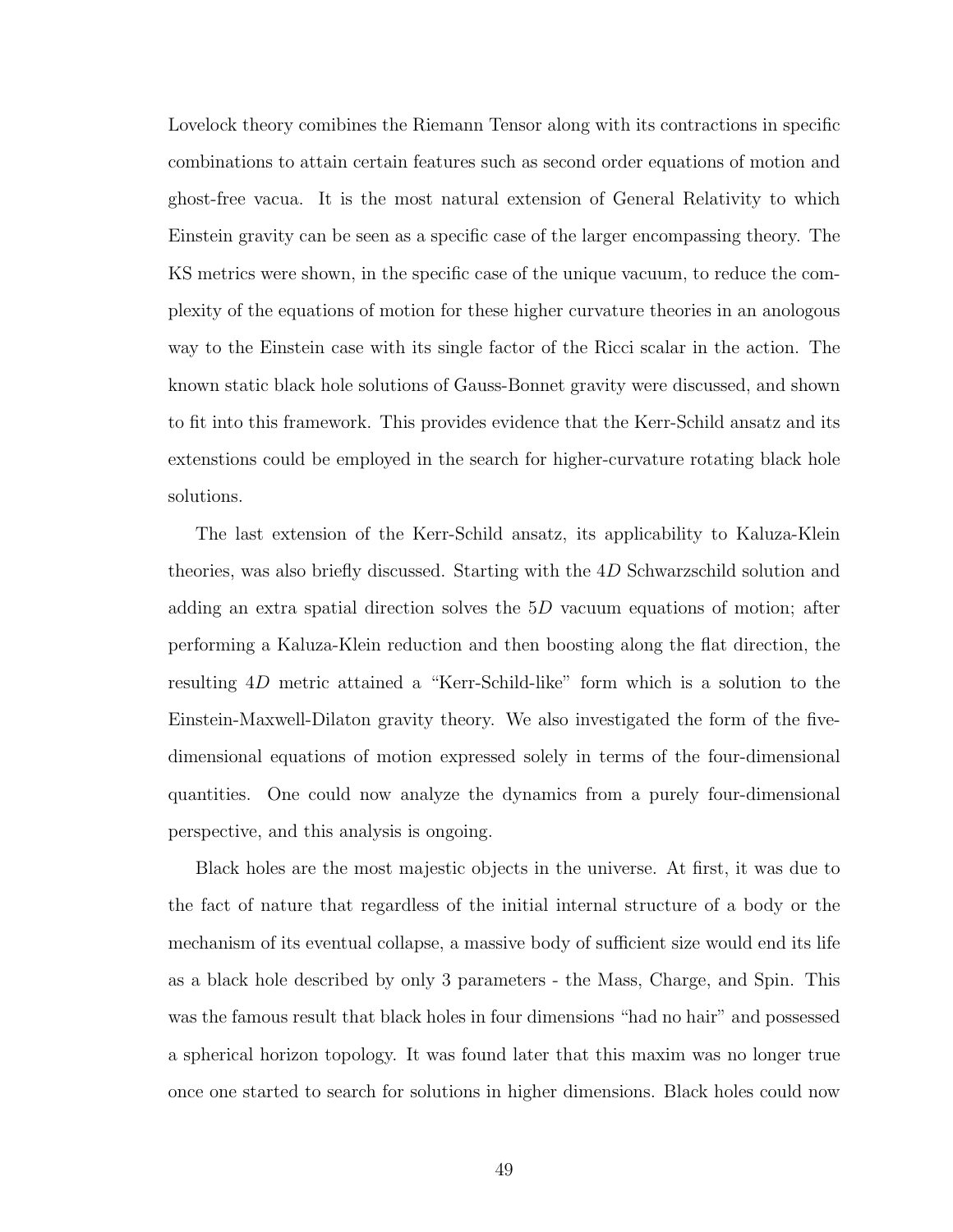Lovelock theory comibines the Riemann Tensor along with its contractions in specific combinations to attain certain features such as second order equations of motion and ghost-free vacua. It is the most natural extension of General Relativity to which Einstein gravity can be seen as a specific case of the larger encompassing theory. The KS metrics were shown, in the specific case of the unique vacuum, to reduce the complexity of the equations of motion for these higher curvature theories in an anologous way to the Einstein case with its single factor of the Ricci scalar in the action. The known static black hole solutions of Gauss-Bonnet gravity were discussed, and shown to fit into this framework. This provides evidence that the Kerr-Schild ansatz and its extenstions could be employed in the search for higher-curvature rotating black hole solutions.

The last extension of the Kerr-Schild ansatz, its applicability to Kaluza-Klein theories, was also briefly discussed. Starting with the $4D$ Schwarzschild solution and adding an extra spatial direction solves the $5D$ vacuum equations of motion; after performing a Kaluza-Klein reduction and then boosting along the flat direction, the resulting $4D$ metric attained a "Kerr-Schild-like" form which is a solution to the Einstein-Maxwell-Dilaton gravity theory. We also investigated the form of the five-dimensional equations of motion expressed solely in terms of the four-dimensional quantities. One could now analyze the dynamics from a purely four-dimensional perspective, and this analysis is ongoing.

Black holes are the most majestic objects in the universe. At first, it was due to the fact of nature that regardless of the initial internal structure of a body or the mechanism of its eventual collapse, a massive body of sufficient size would end its life as a black hole described by only 3 parameters - the Mass, Charge, and Spin. This was the famous result that black holes in four dimensions "had no hair" and possessed a spherical horizon topology. It was found later that this maxim was no longer true once one started to search for solutions in higher dimensions. Black holes could now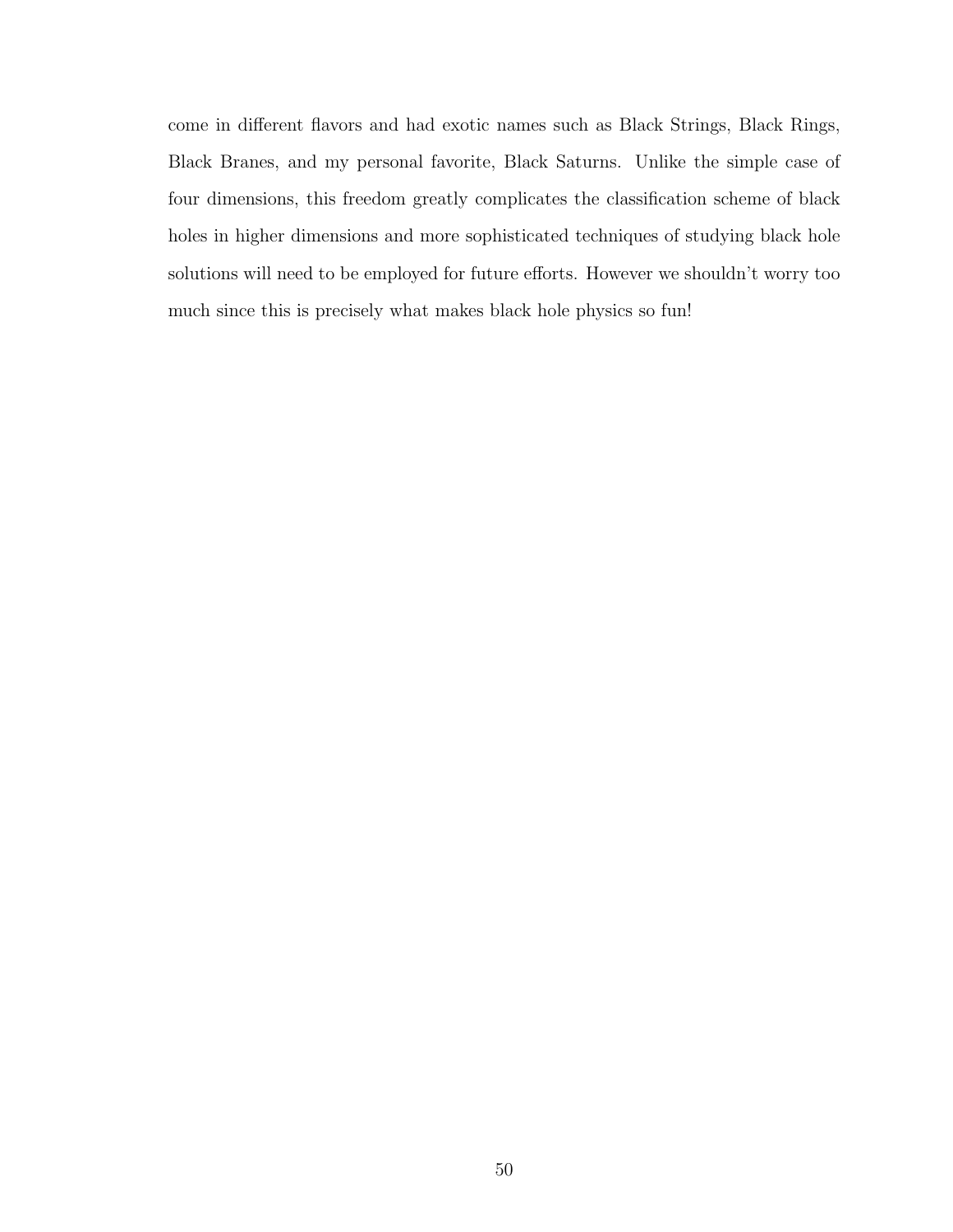come in different flavors and had exotic names such as Black Strings, Black Rings, Black Branes, and my personal favorite, Black Saturns. Unlike the simple case of four dimensions, this freedom greatly complicates the classification scheme of black holes in higher dimensions and more sophisticated techniques of studying black hole solutions will need to be employed for future efforts. However we shouldn't worry too much since this is precisely what makes black hole physics so fun!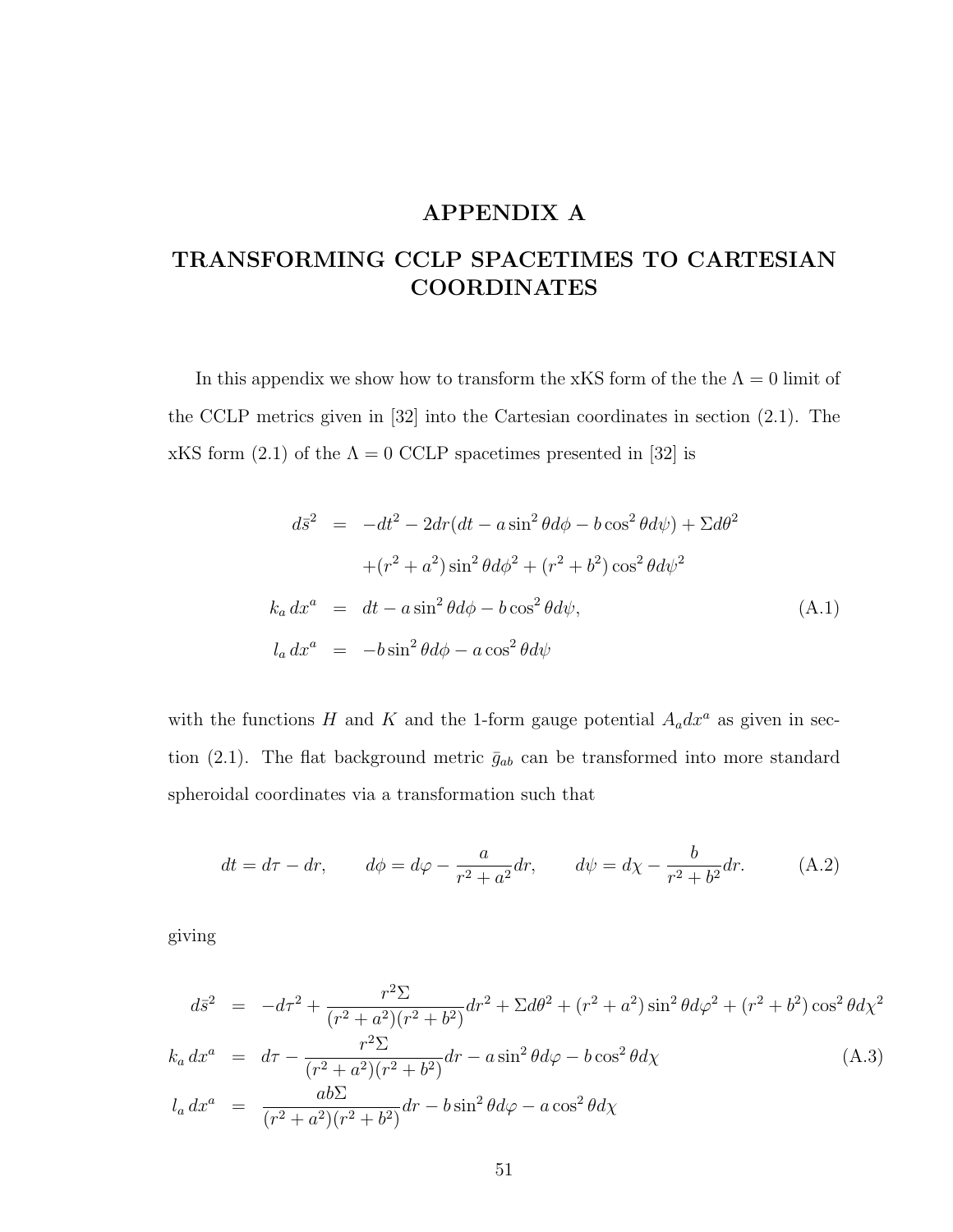# APPENDIX A

# TRANSFORMING CCLP SPACETIMES TO CARTESIAN COORDINATES

In this appendix we show how to transform the xKS form of the the $\Lambda = 0$ limit of the CCLP metrics given in [32] into the Cartesian coordinates in section (2.1). The xKS form (2.1) of the $\Lambda = 0$ CCLP spacetimes presented in [32] is

$$
\begin{aligned}
d\bar{s}^2 &= -dt^2 - 2dr(dt - a\sin^2\theta d\phi - b\cos^2\theta d\psi) + \Sigma d\theta^2 \\
&\quad + (r^2+a^2)\sin^2\theta d\phi^2 + (r^2+b^2)\cos^2\theta d\psi^2 \\
k_a\, dx^a &= dt - a\sin^2\theta d\phi - b\cos^2\theta d\psi, \\
l_a\, dx^a &= -b\sin^2\theta d\phi - a\cos^2\theta d\psi
\end{aligned}
\tag{A.1}
$$

with the functions $H$ and $K$ and the 1-form gauge potential $A_a dx^a$ as given in section (2.1). The flat background metric $\bar{g}_{ab}$ can be transformed into more standard spheroidal coordinates via a transformation such that

$$
dt = d\tau - dr, \qquad d\phi = d\varphi - \frac{a}{r^2+a^2}dr, \qquad d\psi = d\chi - \frac{b}{r^2+b^2}dr. \tag{A.2}
$$

giving

$$
\begin{aligned}
d\bar{s}^2 &= -d\tau^2 + \frac{r^2\Sigma}{(r^2+a^2)(r^2+b^2)}dr^2 + \Sigma d\theta^2 + (r^2+a^2)\sin^2\theta d\varphi^2 + (r^2+b^2)\cos^2\theta d\chi^2 \\
k_a\, dx^a &= d\tau - \frac{r^2\Sigma}{(r^2+a^2)(r^2+b^2)}dr - a\sin^2\theta d\varphi - b\cos^2\theta d\chi \\
l_a\, dx^a &= \frac{ab\Sigma}{(r^2+a^2)(r^2+b^2)}dr - b\sin^2\theta d\varphi - a\cos^2\theta d\chi
\end{aligned}
\tag{A.3}
$$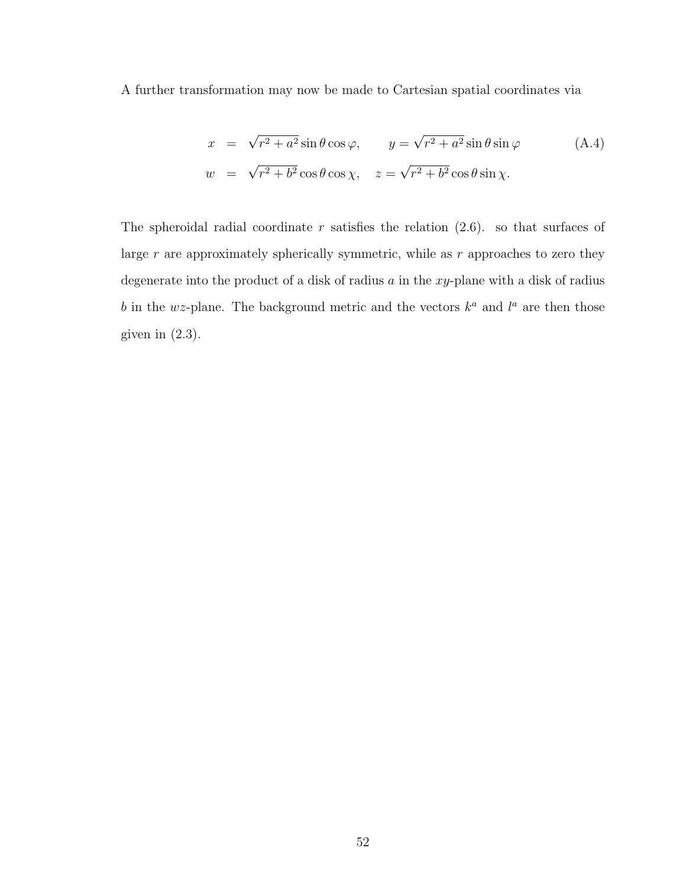A further transformation may now be made to Cartesian spatial coordinates via

$$
\begin{aligned}
x &= \sqrt{r^2 + a^2} \sin\theta \cos\varphi, \qquad y = \sqrt{r^2 + a^2} \sin\theta \sin\varphi \\
w &= \sqrt{r^2 + b^2} \cos\theta \cos\chi, \quad z = \sqrt{r^2 + b^2} \cos\theta \sin\chi.
\end{aligned} \tag{A.4}
$$

The spheroidal radial coordinate $r$ satisfies the relation (2.6). so that surfaces of large $r$ are approximately spherically symmetric, while as $r$ approaches to zero they degenerate into the product of a disk of radius $a$ in the $xy$-plane with a disk of radius $b$ in the $wz$-plane. The background metric and the vectors $k^a$ and $l^a$ are then those given in (2.3).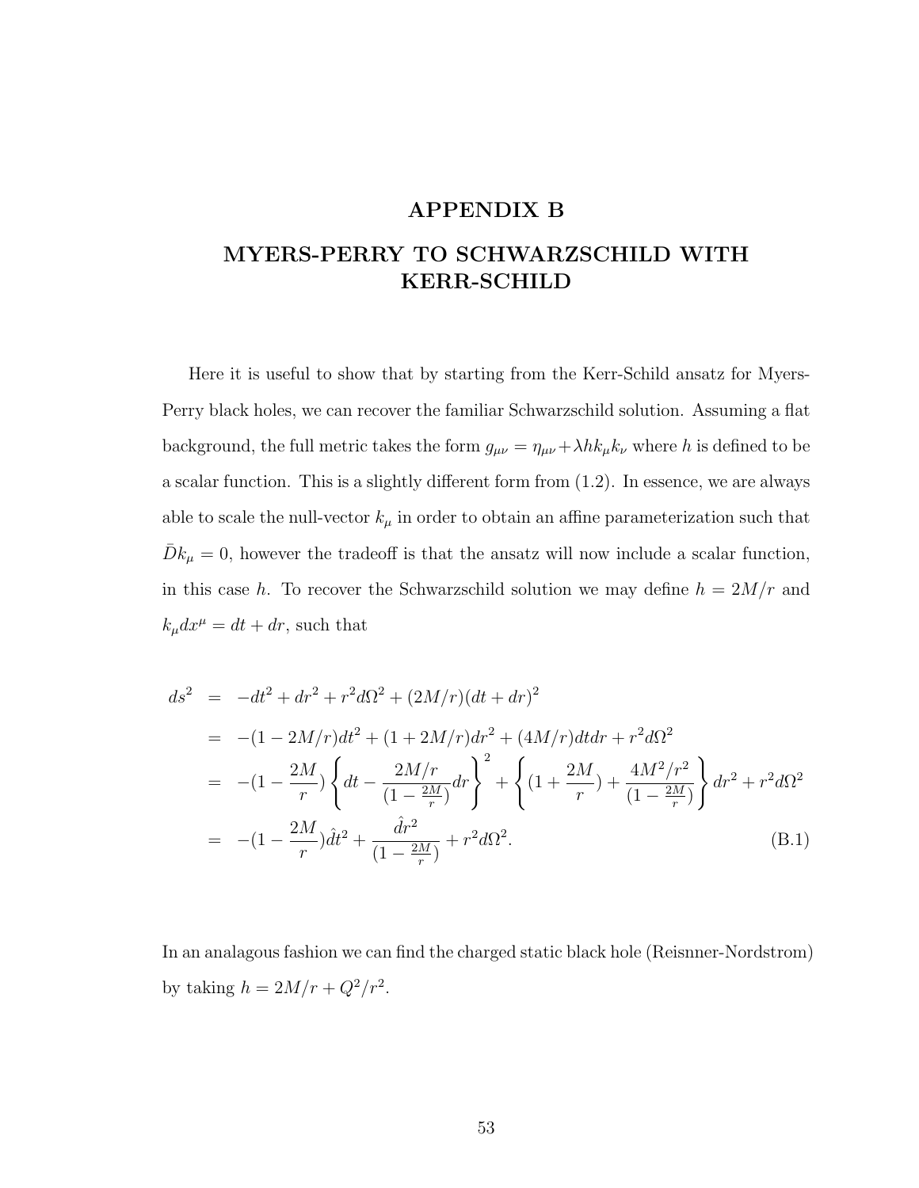# APPENDIX B

# MYERS-PERRY TO SCHWARZSCHILD WITH KERR-SCHILD

Here it is useful to show that by starting from the Kerr-Schild ansatz for Myers-Perry black holes, we can recover the familiar Schwarzschild solution. Assuming a flat background, the full metric takes the form $g_{\mu\nu} = \eta_{\mu\nu} + \lambda h k_\mu k_\nu$ where $h$ is defined to be a scalar function. This is a slightly different form from (1.2). In essence, we are always able to scale the null-vector $k_\mu$ in order to obtain an affine parameterization such that $\bar{D} k_\mu = 0$, however the tradeoff is that the ansatz will now include a scalar function, in this case $h$. To recover the Schwarzschild solution we may define $h = 2M/r$ and $k_\mu dx^\mu = dt + dr$, such that

$$
\begin{aligned}
ds^2 &= -dt^2 + dr^2 + r^2 d\Omega^2 + (2M/r)(dt + dr)^2 \\
&= -(1 - 2M/r)dt^2 + (1 + 2M/r)dr^2 + (4M/r)dtdr + r^2 d\Omega^2 \\
&= -(1 - \frac{2M}{r}) \left\{ dt - \frac{2M/r}{(1 - \frac{2M}{r})} dr \right\}^2 + \left\{ (1 + \frac{2M}{r}) + \frac{4M^2/r^2}{(1 - \frac{2M}{r})} \right\} dr^2 + r^2 d\Omega^2 \\
&= -(1 - \frac{2M}{r}) \hat{d}t^2 + \frac{\hat{d}r^2}{(1 - \frac{2M}{r})} + r^2 d\Omega^2.
\end{aligned}
\tag{B.1}
$$

In an analagous fashion we can find the charged static black hole (Reisnner-Nordstrom) by taking $h = 2M/r + Q^2/r^2$.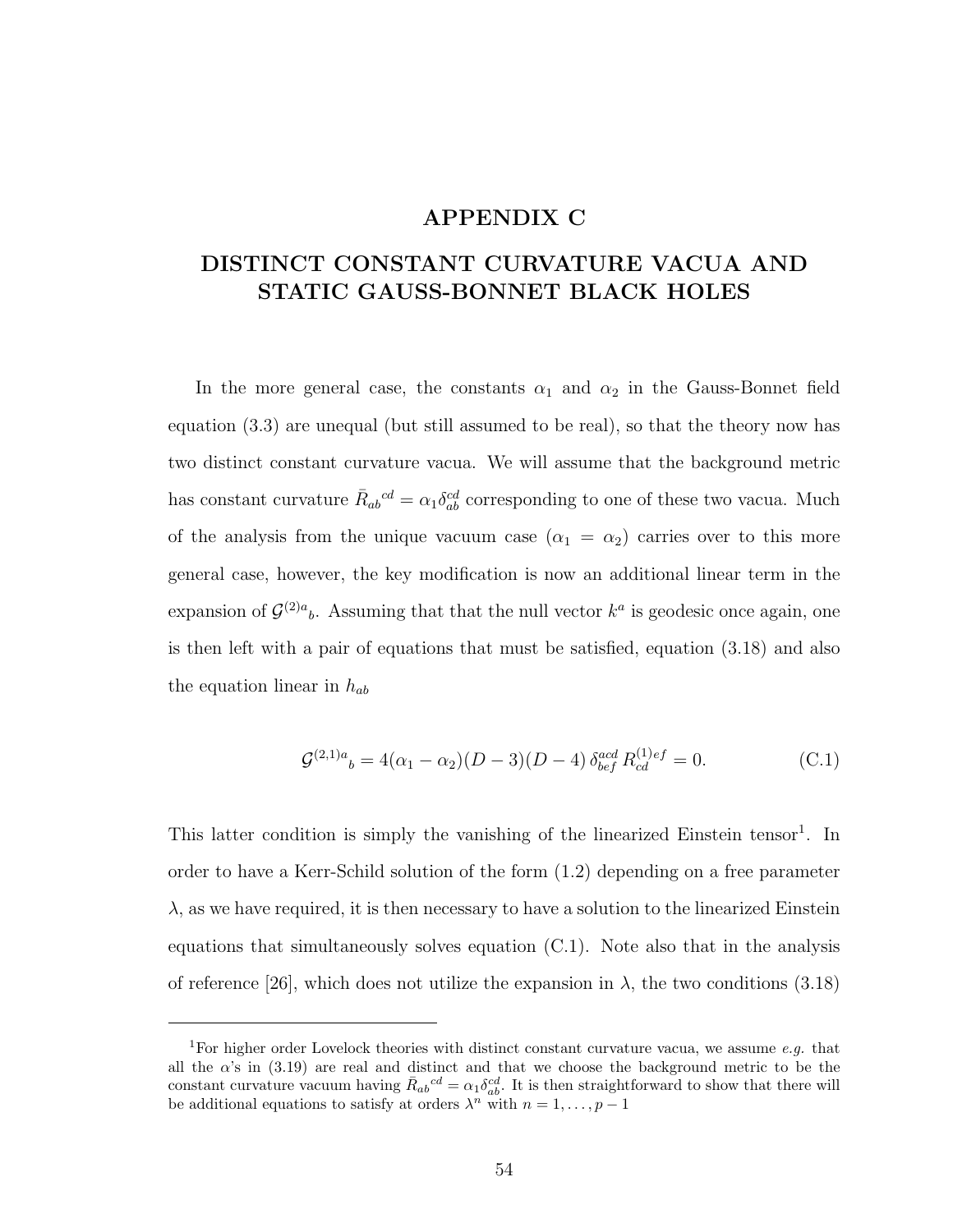# APPENDIX C

## DISTINCT CONSTANT CURVATURE VACUA AND STATIC GAUSS-BONNET BLACK HOLES

In the more general case, the constants $\alpha_1$ and $\alpha_2$ in the Gauss-Bonnet field equation (3.3) are unequal (but still assumed to be real), so that the theory now has two distinct constant curvature vacua. We will assume that the background metric has constant curvature $\bar{R}_{ab}{}^{cd} = \alpha_1 \delta_{ab}^{cd}$ corresponding to one of these two vacua. Much of the analysis from the unique vacuum case ($\alpha_1 = \alpha_2$) carries over to this more general case, however, the key modification is now an additional linear term in the expansion of $\mathcal{G}^{(2)a}{}_b$. Assuming that that the null vector $k^a$ is geodesic once again, one is then left with a pair of equations that must be satisfied, equation (3.18) and also the equation linear in $h_{ab}$

$$\mathcal{G}^{(2,1)a}{}_b = 4(\alpha_1 - \alpha_2)(D-3)(D-4)\,\delta^{acd}_{bef}\,R^{(1)ef}_{cd} = 0. \tag{C.1}$$

This latter condition is simply the vanishing of the linearized Einstein tensor[1]. In order to have a Kerr-Schild solution of the form (1.2) depending on a free parameter $\lambda$, as we have required, it is then necessary to have a solution to the linearized Einstein equations that simultaneously solves equation (C.1). Note also that in the analysis of reference [26], which does not utilize the expansion in $\lambda$, the two conditions (3.18)

---

[1]For higher order Lovelock theories with distinct constant curvature vacua, we assume *e.g.* that all the $\alpha$'s in (3.19) are real and distinct and that we choose the background metric to be the constant curvature vacuum having $\bar{R}_{ab}{}^{cd} = \alpha_1 \delta_{ab}^{cd}$. It is then straightforward to show that there will be additional equations to satisfy at orders $\lambda^n$ with $n = 1, \ldots, p-1$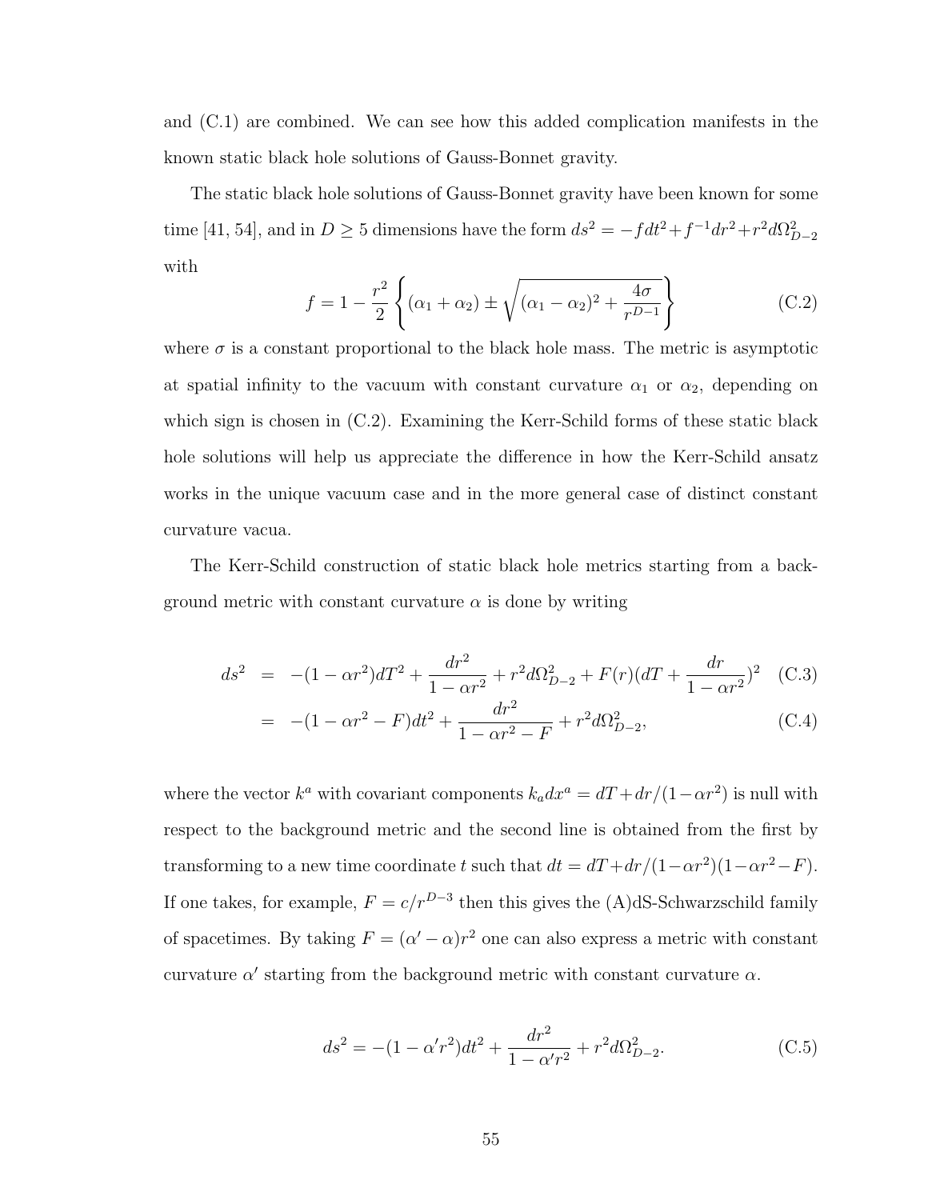and (C.1) are combined. We can see how this added complication manifests in the known static black hole solutions of Gauss-Bonnet gravity.

The static black hole solutions of Gauss-Bonnet gravity have been known for some time [41, 54], and in $D \geq 5$ dimensions have the form $ds^2 = -f dt^2 + f^{-1}dr^2 + r^2 d\Omega_{D-2}^2$ with

$$f = 1 - \frac{r^2}{2}\left\{(\alpha_1 + \alpha_2) \pm \sqrt{(\alpha_1 - \alpha_2)^2 + \frac{4\sigma}{r^{D-1}}}\right\} \tag{C.2}$$

where $\sigma$ is a constant proportional to the black hole mass. The metric is asymptotic at spatial infinity to the vacuum with constant curvature $\alpha_1$ or $\alpha_2$, depending on which sign is chosen in (C.2). Examining the Kerr-Schild forms of these static black hole solutions will help us appreciate the difference in how the Kerr-Schild ansatz works in the unique vacuum case and in the more general case of distinct constant curvature vacua.

The Kerr-Schild construction of static black hole metrics starting from a background metric with constant curvature $\alpha$ is done by writing

$$\begin{aligned} ds^2 &= -(1-\alpha r^2)dT^2 + \frac{dr^2}{1-\alpha r^2} + r^2 d\Omega_{D-2}^2 + F(r)(dT + \frac{dr}{1-\alpha r^2})^2 && \text{(C.3)} \\ &= -(1-\alpha r^2 - F)dt^2 + \frac{dr^2}{1-\alpha r^2 - F} + r^2 d\Omega_{D-2}^2, && \text{(C.4)} \end{aligned}$$

where the vector $k^a$ with covariant components $k_a dx^a = dT + dr/(1-\alpha r^2)$ is null with respect to the background metric and the second line is obtained from the first by transforming to a new time coordinate $t$ such that $dt = dT + dr/(1-\alpha r^2)(1-\alpha r^2 - F)$. If one takes, for example, $F = c/r^{D-3}$ then this gives the (A)dS-Schwarzschild family of spacetimes. By taking $F = (\alpha' - \alpha)r^2$ one can also express a metric with constant curvature $\alpha'$ starting from the background metric with constant curvature $\alpha$.

$$ds^2 = -(1-\alpha' r^2)dt^2 + \frac{dr^2}{1-\alpha' r^2} + r^2 d\Omega_{D-2}^2. \tag{C.5}$$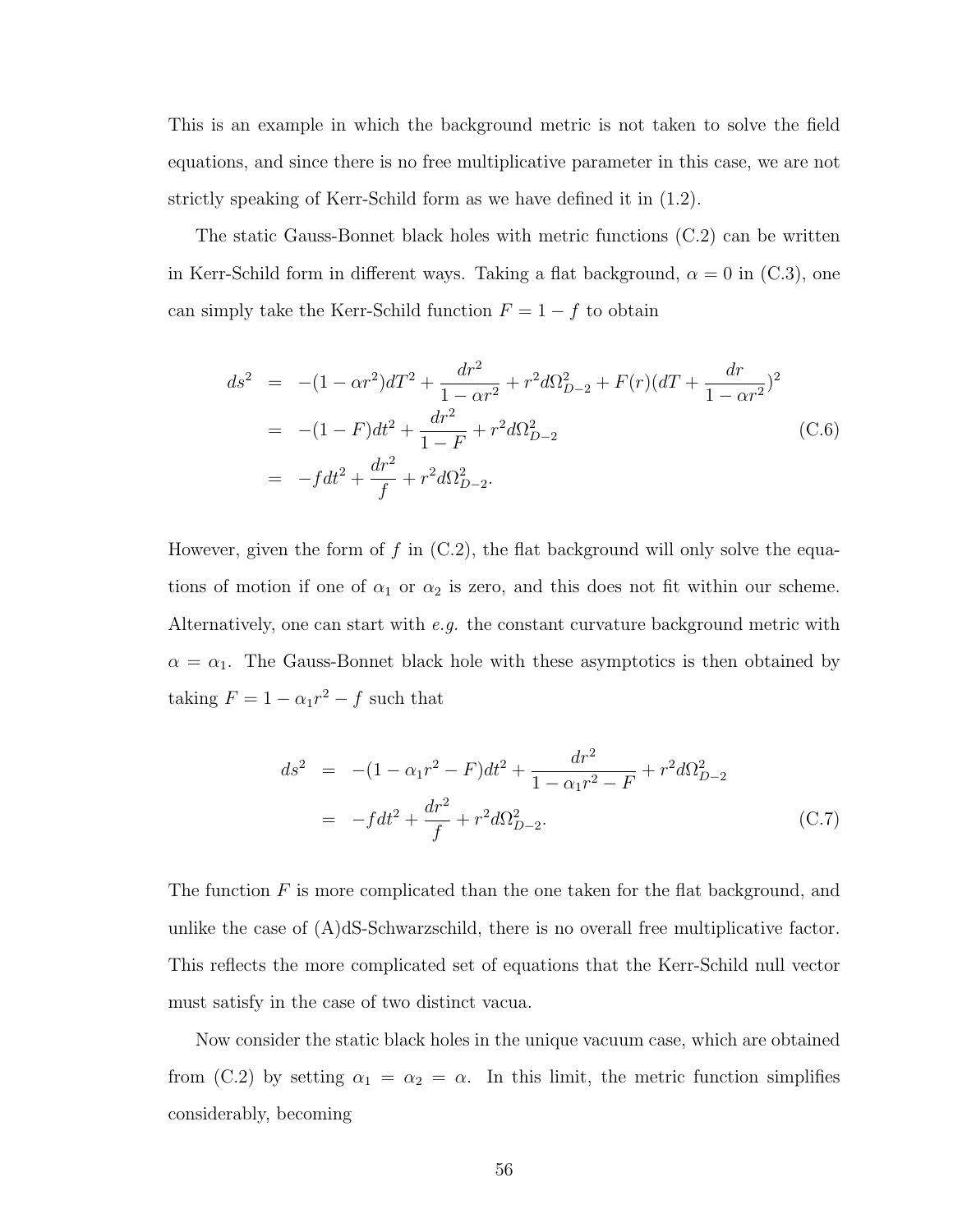This is an example in which the background metric is not taken to solve the field equations, and since there is no free multiplicative parameter in this case, we are not strictly speaking of Kerr-Schild form as we have defined it in (1.2).

The static Gauss-Bonnet black holes with metric functions (C.2) can be written in Kerr-Schild form in different ways. Taking a flat background, $\alpha = 0$ in (C.3), one can simply take the Kerr-Schild function $F = 1 - f$ to obtain

$$
\begin{aligned}
ds^2 &= -(1-\alpha r^2)dT^2 + \frac{dr^2}{1-\alpha r^2} + r^2 d\Omega^2_{D-2} + F(r)(dT + \frac{dr}{1-\alpha r^2})^2 \\
&= -(1-F)dt^2 + \frac{dr^2}{1-F} + r^2 d\Omega^2_{D-2} \\
&= -f dt^2 + \frac{dr^2}{f} + r^2 d\Omega^2_{D-2}.
\end{aligned}
\tag{C.6}
$$

However, given the form of $f$ in (C.2), the flat background will only solve the equations of motion if one of $\alpha_1$ or $\alpha_2$ is zero, and this does not fit within our scheme. Alternatively, one can start with *e.g.* the constant curvature background metric with $\alpha = \alpha_1$. The Gauss-Bonnet black hole with these asymptotics is then obtained by taking $F = 1 - \alpha_1 r^2 - f$ such that

$$
\begin{aligned}
ds^2 &= -(1-\alpha_1 r^2 - F)dt^2 + \frac{dr^2}{1-\alpha_1 r^2 - F} + r^2 d\Omega^2_{D-2} \\
&= -f dt^2 + \frac{dr^2}{f} + r^2 d\Omega^2_{D-2}.
\end{aligned}
\tag{C.7}
$$

The function $F$ is more complicated than the one taken for the flat background, and unlike the case of (A)dS-Schwarzschild, there is no overall free multiplicative factor. This reflects the more complicated set of equations that the Kerr-Schild null vector must satisfy in the case of two distinct vacua.

Now consider the static black holes in the unique vacuum case, which are obtained from (C.2) by setting $\alpha_1 = \alpha_2 = \alpha$. In this limit, the metric function simplifies considerably, becoming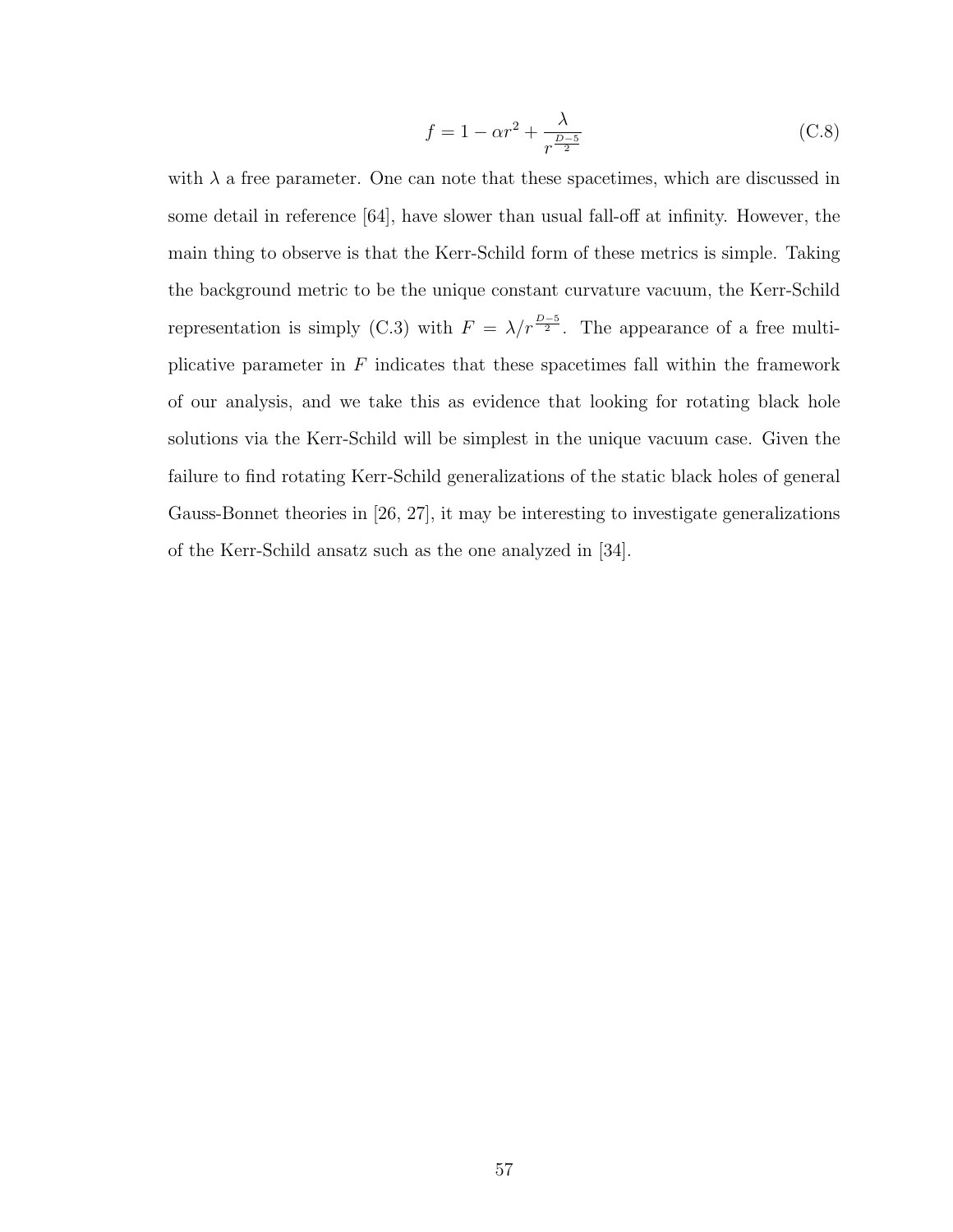$$f = 1 - \alpha r^2 + \frac{\lambda}{r^{\frac{D-5}{2}}} \tag{C.8}$$

with $\lambda$ a free parameter. One can note that these spacetimes, which are discussed in some detail in reference [64], have slower than usual fall-off at infinity. However, the main thing to observe is that the Kerr-Schild form of these metrics is simple. Taking the background metric to be the unique constant curvature vacuum, the Kerr-Schild representation is simply (C.3) with $F = \lambda / r^{\frac{D-5}{2}}$. The appearance of a free multiplicative parameter in $F$ indicates that these spacetimes fall within the framework of our analysis, and we take this as evidence that looking for rotating black hole solutions via the Kerr-Schild will be simplest in the unique vacuum case. Given the failure to find rotating Kerr-Schild generalizations of the static black holes of general Gauss-Bonnet theories in [26, 27], it may be interesting to investigate generalizations of the Kerr-Schild ansatz such as the one analyzed in [34].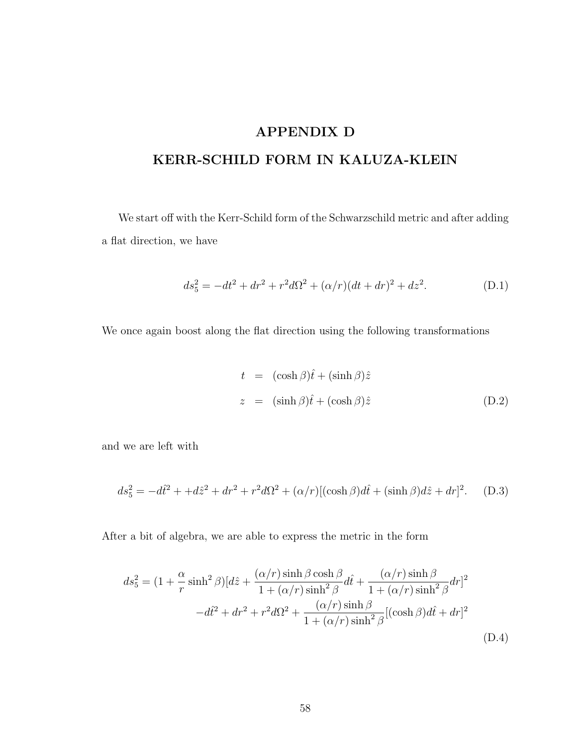# APPENDIX D
# KERR-SCHILD FORM IN KALUZA-KLEIN

We start off with the Kerr-Schild form of the Schwarzschild metric and after adding a flat direction, we have

$$ds_5^2 = -dt^2 + dr^2 + r^2 d\Omega^2 + (\alpha/r)(dt + dr)^2 + dz^2. \tag{D.1}$$

We once again boost along the flat direction using the following transformations

$$\begin{aligned} t &= (\cosh\beta)\hat{t} + (\sinh\beta)\hat{z} \\ z &= (\sinh\beta)\hat{t} + (\cosh\beta)\hat{z} \end{aligned} \tag{D.2}$$

and we are left with

$$ds_5^2 = -d\hat{t}^2 + +d\hat{z}^2 + dr^2 + r^2 d\Omega^2 + (\alpha/r)[(\cosh\beta)d\hat{t} + (\sinh\beta)d\hat{z} + dr]^2. \tag{D.3}$$

After a bit of algebra, we are able to express the metric in the form

$$\begin{aligned} ds_5^2 = (1 + \frac{\alpha}{r}\sinh^2\beta)[d\hat{z} + \frac{(\alpha/r)\sinh\beta\cosh\beta}{1 + (\alpha/r)\sinh^2\beta}d\hat{t} + \frac{(\alpha/r)\sinh\beta}{1 + (\alpha/r)\sinh^2\beta}dr]^2 \\ -d\hat{t}^2 + dr^2 + r^2 d\Omega^2 + \frac{(\alpha/r)\sinh\beta}{1 + (\alpha/r)\sinh^2\beta}[(\cosh\beta)d\hat{t} + dr]^2 \end{aligned} \tag{D.4}$$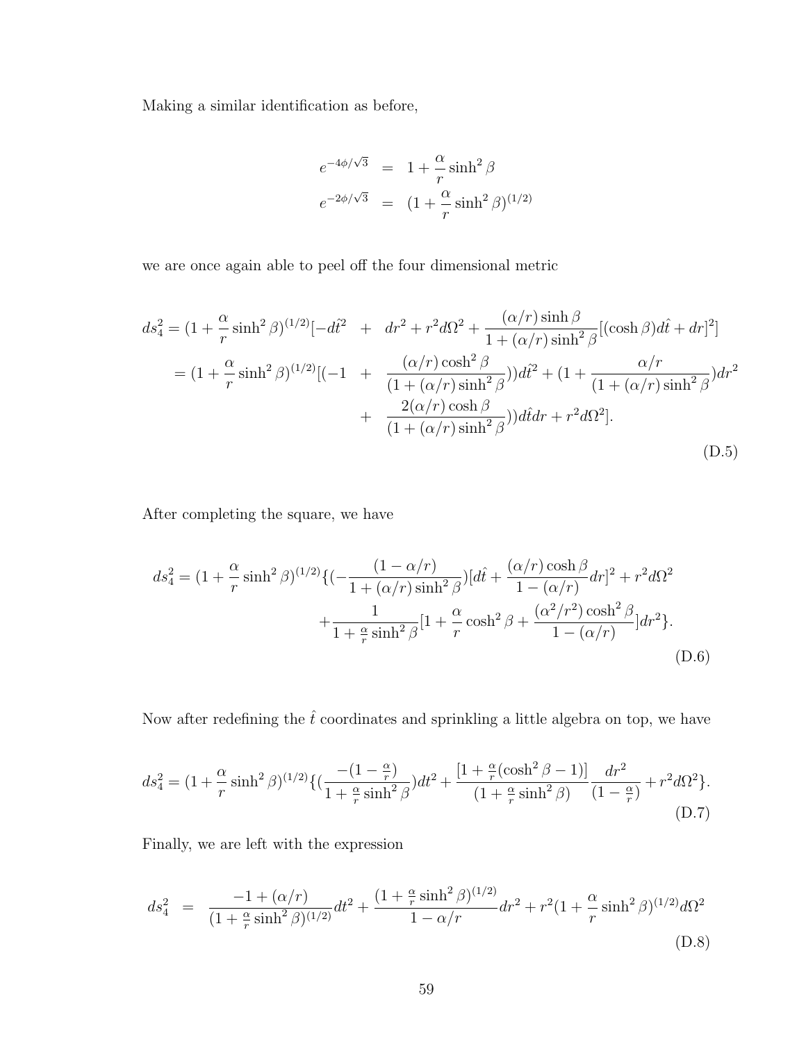Making a similar identification as before,

$$
\begin{aligned}
e^{-4\phi/\sqrt{3}} &= 1 + \frac{\alpha}{r}\sinh^2\beta \\
e^{-2\phi/\sqrt{3}} &= (1 + \frac{\alpha}{r}\sinh^2\beta)^{(1/2)}
\end{aligned}
$$

we are once again able to peel off the four dimensional metric

$$
\begin{aligned}
ds_4^2 = (1+\frac{\alpha}{r}\sinh^2\beta)^{(1/2)}[-d\hat{t}^2 &+ dr^2 + r^2 d\Omega^2 + \frac{(\alpha/r)\sinh\beta}{1+(\alpha/r)\sinh^2\beta}[(\cosh\beta)d\hat{t} + dr]^2] \\
= (1+\frac{\alpha}{r}\sinh^2\beta)^{(1/2)}[(-1 &+ \frac{(\alpha/r)\cosh^2\beta}{(1+(\alpha/r)\sinh^2\beta})) d\hat{t}^2 + (1 + \frac{\alpha/r}{(1+(\alpha/r)\sinh^2\beta})dr^2 \\
&+ \frac{2(\alpha/r)\cosh\beta}{(1+(\alpha/r)\sinh^2\beta})) d\hat{t}dr + r^2 d\Omega^2].
\end{aligned}
\tag{D.5}
$$

After completing the square, we have

$$
\begin{aligned}
ds_4^2 = (1+\frac{\alpha}{r}\sinh^2\beta)^{(1/2)}\{(-\frac{(1-\alpha/r)}{1+(\alpha/r)\sinh^2\beta})[d\hat{t} + \frac{(\alpha/r)\cosh\beta}{1-(\alpha/r)}dr]^2 + r^2 d\Omega^2 \\
+ \frac{1}{1+\frac{\alpha}{r}\sinh^2\beta}[1 + \frac{\alpha}{r}\cosh^2\beta + \frac{(\alpha^2/r^2)\cosh^2\beta}{1-(\alpha/r)}]dr^2\}.
\end{aligned}
\tag{D.6}
$$

Now after redefining the $\hat{t}$ coordinates and sprinkling a little algebra on top, we have

$$
ds_4^2 = (1+\frac{\alpha}{r}\sinh^2\beta)^{(1/2)}\{(\frac{-(1-\frac{\alpha}{r})}{1+\frac{\alpha}{r}\sinh^2\beta})dt^2 + \frac{[1+\frac{\alpha}{r}(\cosh^2\beta - 1)]}{(1+\frac{\alpha}{r}\sinh^2\beta)}\frac{dr^2}{(1-\frac{\alpha}{r})} + r^2 d\Omega^2\}.
\tag{D.7}
$$

Finally, we are left with the expression

$$
ds_4^2 = \frac{-1+(\alpha/r)}{(1+\frac{\alpha}{r}\sinh^2\beta)^{(1/2)}}dt^2 + \frac{(1+\frac{\alpha}{r}\sinh^2\beta)^{(1/2)}}{1-\alpha/r}dr^2 + r^2(1+\frac{\alpha}{r}\sinh^2\beta)^{(1/2)}d\Omega^2
\tag{D.8}
$$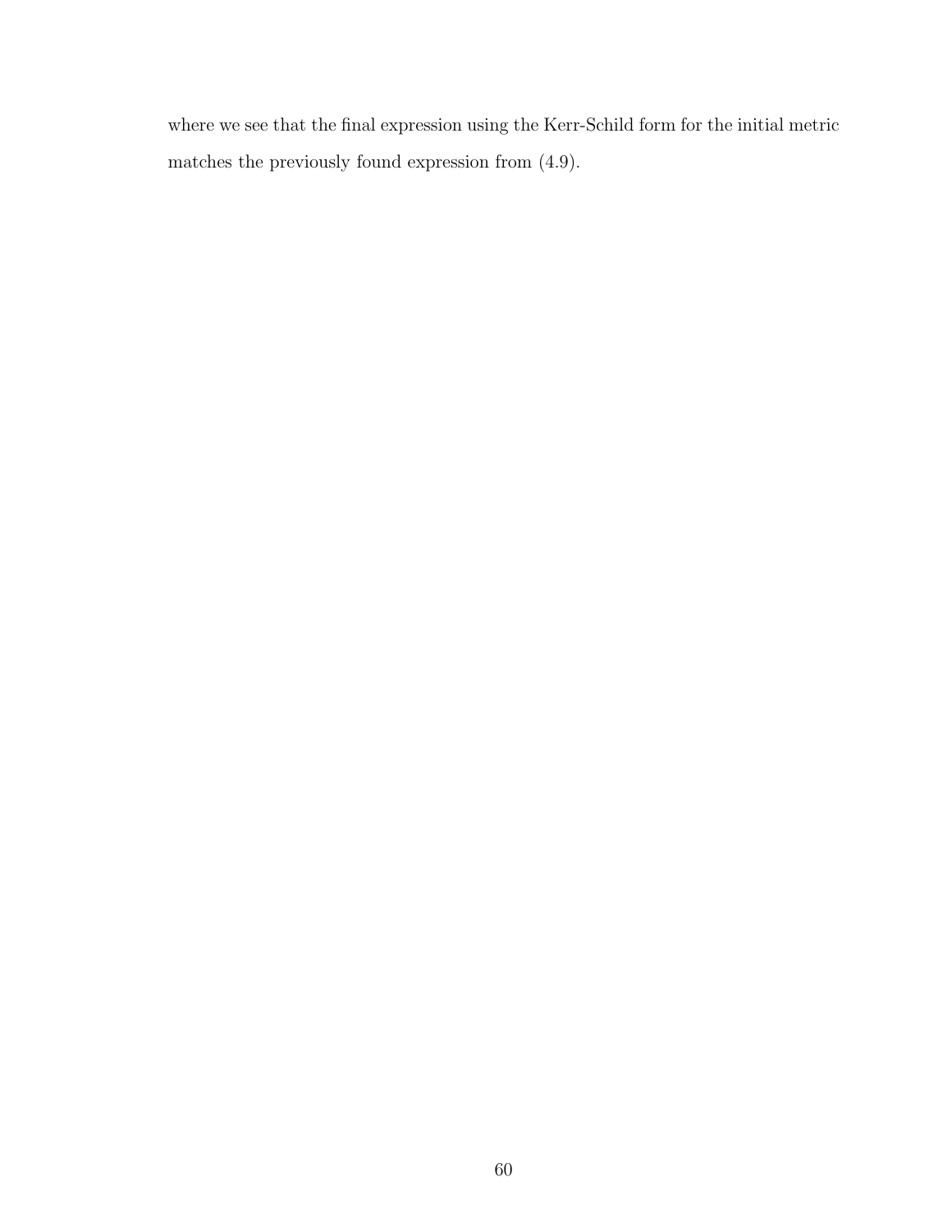where we see that the final expression using the Kerr-Schild form for the initial metric matches the previously found expression from (4.9).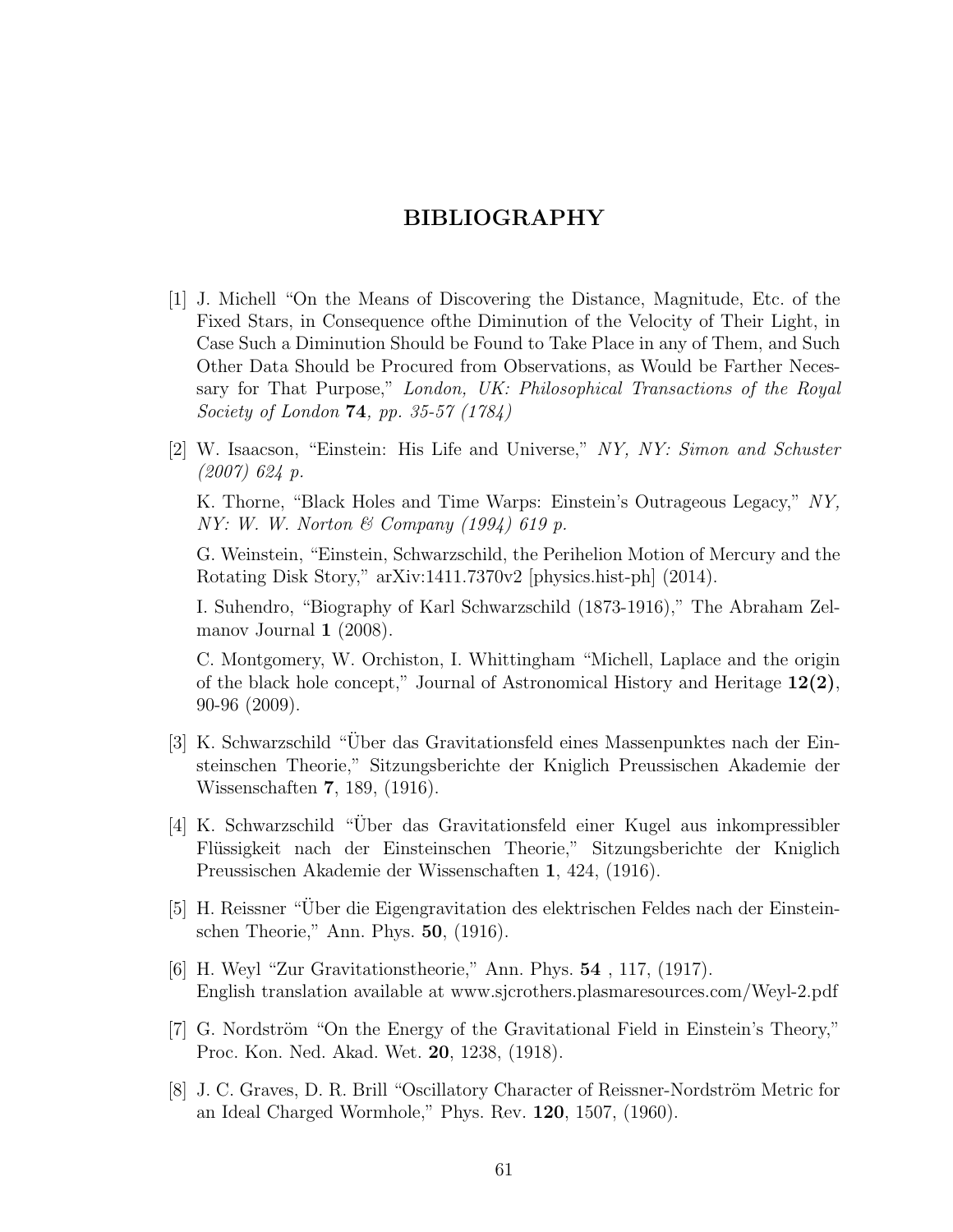# BIBLIOGRAPHY

[1] J. Michell "On the Means of Discovering the Distance, Magnitude, Etc. of the Fixed Stars, in Consequence ofthe Diminution of the Velocity of Their Light, in Case Such a Diminution Should be Found to Take Place in any of Them, and Such Other Data Should be Procured from Observations, as Would be Farther Necessary for That Purpose," *London, UK: Philosophical Transactions of the Royal Society of London* **74**, *pp. 35-57 (1784)*

[2] W. Isaacson, "Einstein: His Life and Universe," *NY, NY: Simon and Schuster (2007) 624 p.*

K. Thorne, "Black Holes and Time Warps: Einstein's Outrageous Legacy," *NY, NY: W. W. Norton & Company (1994) 619 p.*

G. Weinstein, "Einstein, Schwarzschild, the Perihelion Motion of Mercury and the Rotating Disk Story," arXiv:1411.7370v2 [physics.hist-ph] (2014).

I. Suhendro, "Biography of Karl Schwarzschild (1873-1916)," The Abraham Zelmanov Journal **1** (2008).

C. Montgomery, W. Orchiston, I. Whittingham "Michell, Laplace and the origin of the black hole concept," Journal of Astronomical History and Heritage **12(2)**, 90-96 (2009).

[3] K. Schwarzschild "Über das Gravitationsfeld eines Massenpunktes nach der Einsteinschen Theorie," Sitzungsberichte der Kniglich Preussischen Akademie der Wissenschaften **7**, 189, (1916).

[4] K. Schwarzschild "Über das Gravitationsfeld einer Kugel aus inkompressibler Flüssigkeit nach der Einsteinschen Theorie," Sitzungsberichte der Kniglich Preussischen Akademie der Wissenschaften **1**, 424, (1916).

[5] H. Reissner "Über die Eigengravitation des elektrischen Feldes nach der Einsteinschen Theorie," Ann. Phys. **50**, (1916).

[6] H. Weyl "Zur Gravitationstheorie," Ann. Phys. **54** , 117, (1917).
English translation available at www.sjcrothers.plasmaresources.com/Weyl-2.pdf

[7] G. Nordström "On the Energy of the Gravitational Field in Einstein's Theory," Proc. Kon. Ned. Akad. Wet. **20**, 1238, (1918).

[8] J. C. Graves, D. R. Brill "Oscillatory Character of Reissner-Nordström Metric for an Ideal Charged Wormhole," Phys. Rev. **120**, 1507, (1960).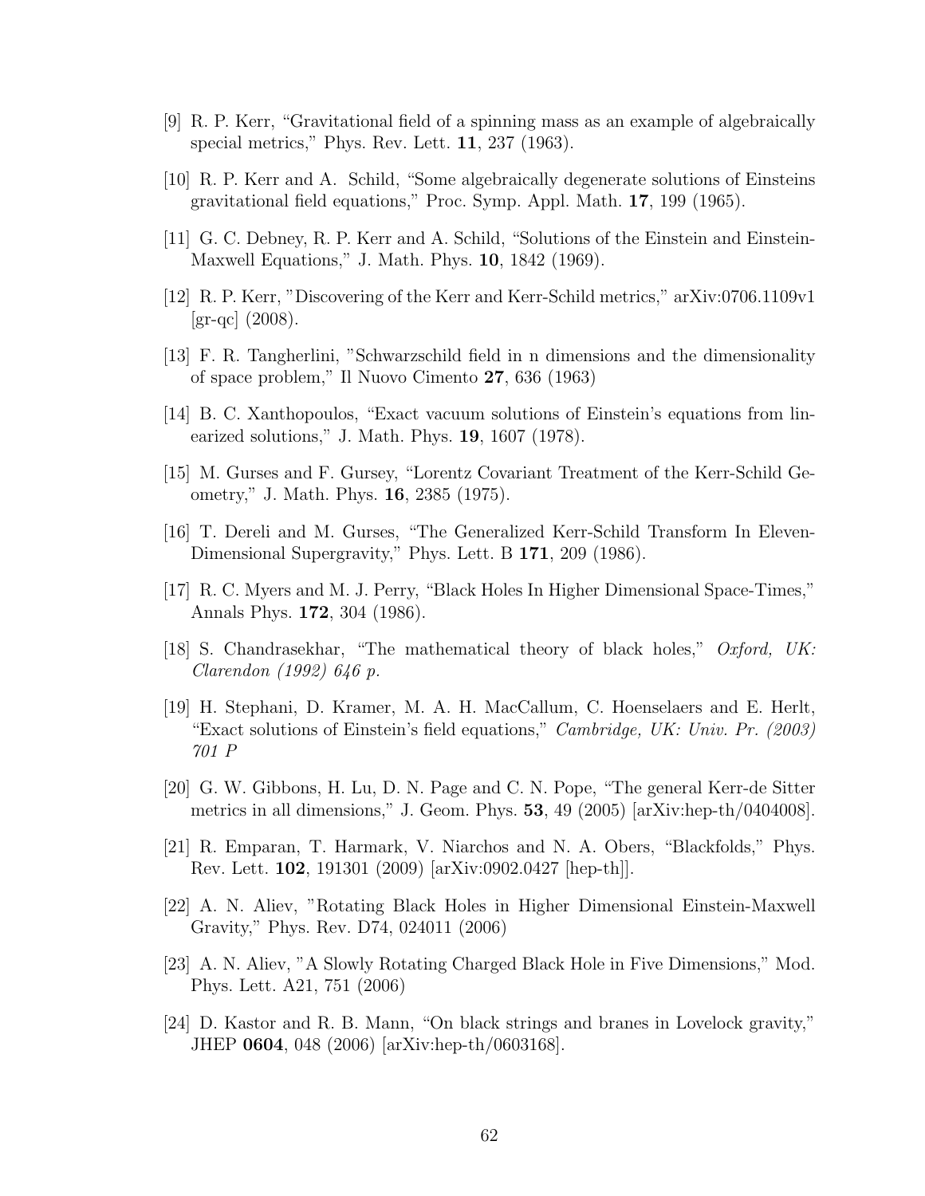[9] R. P. Kerr, "Gravitational field of a spinning mass as an example of algebraically special metrics," Phys. Rev. Lett. **11**, 237 (1963).

[10] R. P. Kerr and A. Schild, "Some algebraically degenerate solutions of Einsteins gravitational field equations," Proc. Symp. Appl. Math. **17**, 199 (1965).

[11] G. C. Debney, R. P. Kerr and A. Schild, "Solutions of the Einstein and Einstein-Maxwell Equations," J. Math. Phys. **10**, 1842 (1969).

[12] R. P. Kerr, "Discovering of the Kerr and Kerr-Schild metrics," arXiv:0706.1109v1 [gr-qc] (2008).

[13] F. R. Tangherlini, "Schwarzschild field in n dimensions and the dimensionality of space problem," Il Nuovo Cimento **27**, 636 (1963)

[14] B. C. Xanthopoulos, "Exact vacuum solutions of Einstein's equations from linearized solutions," J. Math. Phys. **19**, 1607 (1978).

[15] M. Gurses and F. Gursey, "Lorentz Covariant Treatment of the Kerr-Schild Geometry," J. Math. Phys. **16**, 2385 (1975).

[16] T. Dereli and M. Gurses, "The Generalized Kerr-Schild Transform In Eleven-Dimensional Supergravity," Phys. Lett. B **171**, 209 (1986).

[17] R. C. Myers and M. J. Perry, "Black Holes In Higher Dimensional Space-Times," Annals Phys. **172**, 304 (1986).

[18] S. Chandrasekhar, "The mathematical theory of black holes," *Oxford, UK: Clarendon (1992) 646 p.*

[19] H. Stephani, D. Kramer, M. A. H. MacCallum, C. Hoenselaers and E. Herlt, "Exact solutions of Einstein's field equations," *Cambridge, UK: Univ. Pr. (2003) 701 P*

[20] G. W. Gibbons, H. Lu, D. N. Page and C. N. Pope, "The general Kerr-de Sitter metrics in all dimensions," J. Geom. Phys. **53**, 49 (2005) [arXiv:hep-th/0404008].

[21] R. Emparan, T. Harmark, V. Niarchos and N. A. Obers, "Blackfolds," Phys. Rev. Lett. **102**, 191301 (2009) [arXiv:0902.0427 [hep-th]].

[22] A. N. Aliev, "Rotating Black Holes in Higher Dimensional Einstein-Maxwell Gravity," Phys. Rev. D74, 024011 (2006)

[23] A. N. Aliev, "A Slowly Rotating Charged Black Hole in Five Dimensions," Mod. Phys. Lett. A21, 751 (2006)

[24] D. Kastor and R. B. Mann, "On black strings and branes in Lovelock gravity," JHEP **0604**, 048 (2006) [arXiv:hep-th/0603168].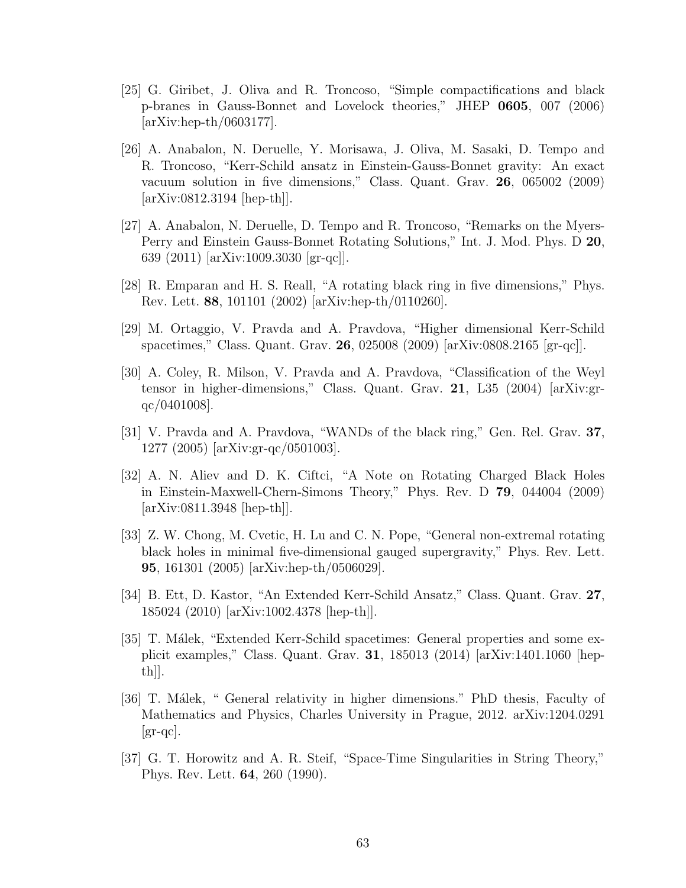[25] G. Giribet, J. Oliva and R. Troncoso, "Simple compactifications and black p-branes in Gauss-Bonnet and Lovelock theories," JHEP **0605**, 007 (2006) [arXiv:hep-th/0603177].

[26] A. Anabalon, N. Deruelle, Y. Morisawa, J. Oliva, M. Sasaki, D. Tempo and R. Troncoso, "Kerr-Schild ansatz in Einstein-Gauss-Bonnet gravity: An exact vacuum solution in five dimensions," Class. Quant. Grav. **26**, 065002 (2009) [arXiv:0812.3194 [hep-th]].

[27] A. Anabalon, N. Deruelle, D. Tempo and R. Troncoso, "Remarks on the Myers-Perry and Einstein Gauss-Bonnet Rotating Solutions," Int. J. Mod. Phys. D **20**, 639 (2011) [arXiv:1009.3030 [gr-qc]].

[28] R. Emparan and H. S. Reall, "A rotating black ring in five dimensions," Phys. Rev. Lett. **88**, 101101 (2002) [arXiv:hep-th/0110260].

[29] M. Ortaggio, V. Pravda and A. Pravdova, "Higher dimensional Kerr-Schild spacetimes," Class. Quant. Grav. **26**, 025008 (2009) [arXiv:0808.2165 [gr-qc]].

[30] A. Coley, R. Milson, V. Pravda and A. Pravdova, "Classification of the Weyl tensor in higher-dimensions," Class. Quant. Grav. **21**, L35 (2004) [arXiv:gr-qc/0401008].

[31] V. Pravda and A. Pravdova, "WANDs of the black ring," Gen. Rel. Grav. **37**, 1277 (2005) [arXiv:gr-qc/0501003].

[32] A. N. Aliev and D. K. Ciftci, "A Note on Rotating Charged Black Holes in Einstein-Maxwell-Chern-Simons Theory," Phys. Rev. D **79**, 044004 (2009) [arXiv:0811.3948 [hep-th]].

[33] Z. W. Chong, M. Cvetic, H. Lu and C. N. Pope, "General non-extremal rotating black holes in minimal five-dimensional gauged supergravity," Phys. Rev. Lett. **95**, 161301 (2005) [arXiv:hep-th/0506029].

[34] B. Ett, D. Kastor, "An Extended Kerr-Schild Ansatz," Class. Quant. Grav. **27**, 185024 (2010) [arXiv:1002.4378 [hep-th]].

[35] T. Málek, "Extended Kerr-Schild spacetimes: General properties and some explicit examples," Class. Quant. Grav. **31**, 185013 (2014) [arXiv:1401.1060 [hep-th]].

[36] T. Málek, " General relativity in higher dimensions." PhD thesis, Faculty of Mathematics and Physics, Charles University in Prague, 2012. arXiv:1204.0291 [gr-qc].

[37] G. T. Horowitz and A. R. Steif, "Space-Time Singularities in String Theory," Phys. Rev. Lett. **64**, 260 (1990).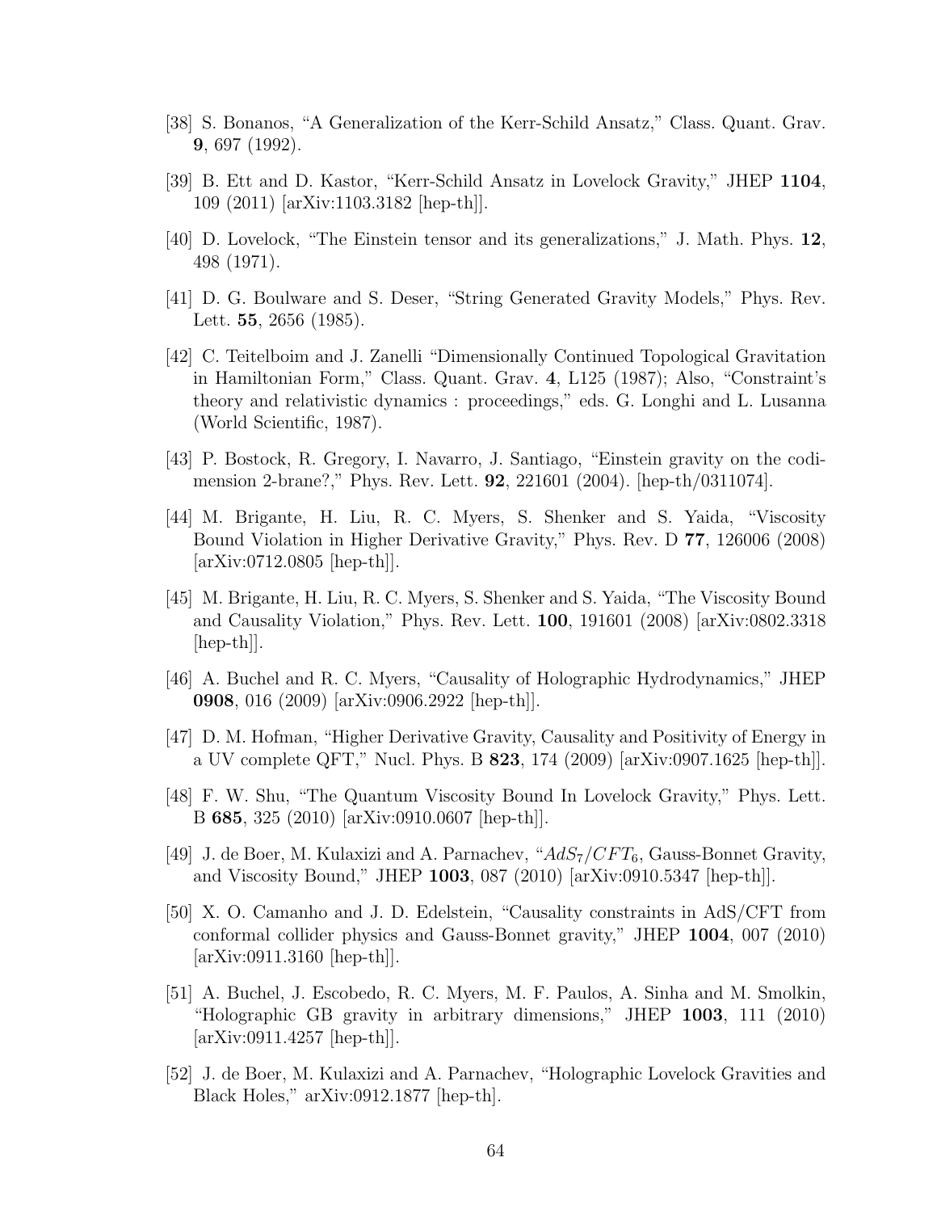[38] S. Bonanos, "A Generalization of the Kerr-Schild Ansatz," Class. Quant. Grav. **9**, 697 (1992).

[39] B. Ett and D. Kastor, "Kerr-Schild Ansatz in Lovelock Gravity," JHEP **1104**, 109 (2011) [arXiv:1103.3182 [hep-th]].

[40] D. Lovelock, "The Einstein tensor and its generalizations," J. Math. Phys. **12**, 498 (1971).

[41] D. G. Boulware and S. Deser, "String Generated Gravity Models," Phys. Rev. Lett. **55**, 2656 (1985).

[42] C. Teitelboim and J. Zanelli "Dimensionally Continued Topological Gravitation in Hamiltonian Form," Class. Quant. Grav. **4**, L125 (1987); Also, "Constraint's theory and relativistic dynamics : proceedings," eds. G. Longhi and L. Lusanna (World Scientific, 1987).

[43] P. Bostock, R. Gregory, I. Navarro, J. Santiago, "Einstein gravity on the codimension 2-brane?," Phys. Rev. Lett. **92**, 221601 (2004). [hep-th/0311074].

[44] M. Brigante, H. Liu, R. C. Myers, S. Shenker and S. Yaida, "Viscosity Bound Violation in Higher Derivative Gravity," Phys. Rev. D **77**, 126006 (2008) [arXiv:0712.0805 [hep-th]].

[45] M. Brigante, H. Liu, R. C. Myers, S. Shenker and S. Yaida, "The Viscosity Bound and Causality Violation," Phys. Rev. Lett. **100**, 191601 (2008) [arXiv:0802.3318 [hep-th]].

[46] A. Buchel and R. C. Myers, "Causality of Holographic Hydrodynamics," JHEP **0908**, 016 (2009) [arXiv:0906.2922 [hep-th]].

[47] D. M. Hofman, "Higher Derivative Gravity, Causality and Positivity of Energy in a UV complete QFT," Nucl. Phys. B **823**, 174 (2009) [arXiv:0907.1625 [hep-th]].

[48] F. W. Shu, "The Quantum Viscosity Bound In Lovelock Gravity," Phys. Lett. B **685**, 325 (2010) [arXiv:0910.0607 [hep-th]].

[49] J. de Boer, M. Kulaxizi and A. Parnachev, "$AdS_7/CFT_6$, Gauss-Bonnet Gravity, and Viscosity Bound," JHEP **1003**, 087 (2010) [arXiv:0910.5347 [hep-th]].

[50] X. O. Camanho and J. D. Edelstein, "Causality constraints in AdS/CFT from conformal collider physics and Gauss-Bonnet gravity," JHEP **1004**, 007 (2010) [arXiv:0911.3160 [hep-th]].

[51] A. Buchel, J. Escobedo, R. C. Myers, M. F. Paulos, A. Sinha and M. Smolkin, "Holographic GB gravity in arbitrary dimensions," JHEP **1003**, 111 (2010) [arXiv:0911.4257 [hep-th]].

[52] J. de Boer, M. Kulaxizi and A. Parnachev, "Holographic Lovelock Gravities and Black Holes," arXiv:0912.1877 [hep-th].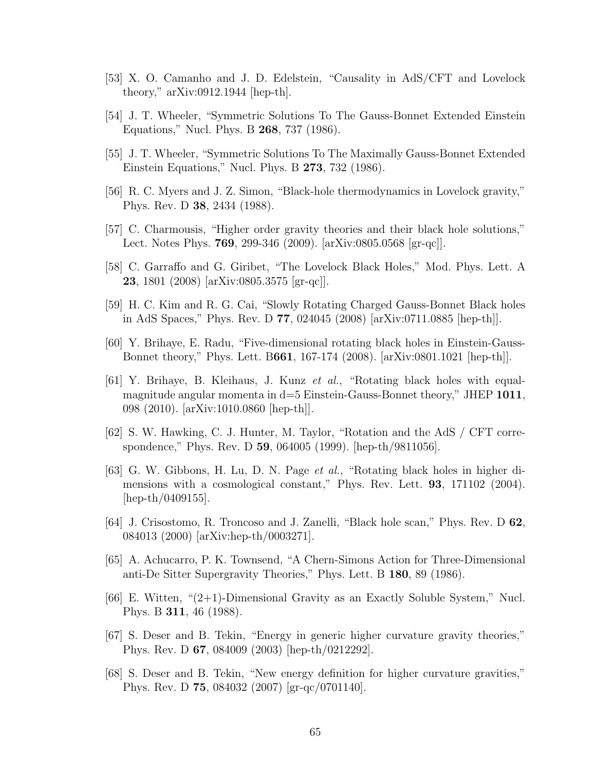[53] X. O. Camanho and J. D. Edelstein, "Causality in AdS/CFT and Lovelock theory," arXiv:0912.1944 [hep-th].

[54] J. T. Wheeler, "Symmetric Solutions To The Gauss-Bonnet Extended Einstein Equations," Nucl. Phys. B **268**, 737 (1986).

[55] J. T. Wheeler, "Symmetric Solutions To The Maximally Gauss-Bonnet Extended Einstein Equations," Nucl. Phys. B **273**, 732 (1986).

[56] R. C. Myers and J. Z. Simon, "Black-hole thermodynamics in Lovelock gravity," Phys. Rev. D **38**, 2434 (1988).

[57] C. Charmousis, "Higher order gravity theories and their black hole solutions," Lect. Notes Phys. **769**, 299-346 (2009). [arXiv:0805.0568 [gr-qc]].

[58] C. Garraffo and G. Giribet, "The Lovelock Black Holes," Mod. Phys. Lett. A **23**, 1801 (2008) [arXiv:0805.3575 [gr-qc]].

[59] H. C. Kim and R. G. Cai, "Slowly Rotating Charged Gauss-Bonnet Black holes in AdS Spaces," Phys. Rev. D **77**, 024045 (2008) [arXiv:0711.0885 [hep-th]].

[60] Y. Brihaye, E. Radu, "Five-dimensional rotating black holes in Einstein-Gauss-Bonnet theory," Phys. Lett. B**661**, 167-174 (2008). [arXiv:0801.1021 [hep-th]].

[61] Y. Brihaye, B. Kleihaus, J. Kunz *et al.*, "Rotating black holes with equal-magnitude angular momenta in d=5 Einstein-Gauss-Bonnet theory," JHEP **1011**, 098 (2010). [arXiv:1010.0860 [hep-th]].

[62] S. W. Hawking, C. J. Hunter, M. Taylor, "Rotation and the AdS / CFT correspondence," Phys. Rev. D **59**, 064005 (1999). [hep-th/9811056].

[63] G. W. Gibbons, H. Lu, D. N. Page *et al.*, "Rotating black holes in higher dimensions with a cosmological constant," Phys. Rev. Lett. **93**, 171102 (2004). [hep-th/0409155].

[64] J. Crisostomo, R. Troncoso and J. Zanelli, "Black hole scan," Phys. Rev. D **62**, 084013 (2000) [arXiv:hep-th/0003271].

[65] A. Achucarro, P. K. Townsend, "A Chern-Simons Action for Three-Dimensional anti-De Sitter Supergravity Theories," Phys. Lett. B **180**, 89 (1986).

[66] E. Witten, "(2+1)-Dimensional Gravity as an Exactly Soluble System," Nucl. Phys. B **311**, 46 (1988).

[67] S. Deser and B. Tekin, "Energy in generic higher curvature gravity theories," Phys. Rev. D **67**, 084009 (2003) [hep-th/0212292].

[68] S. Deser and B. Tekin, "New energy definition for higher curvature gravities," Phys. Rev. D **75**, 084032 (2007) [gr-qc/0701140].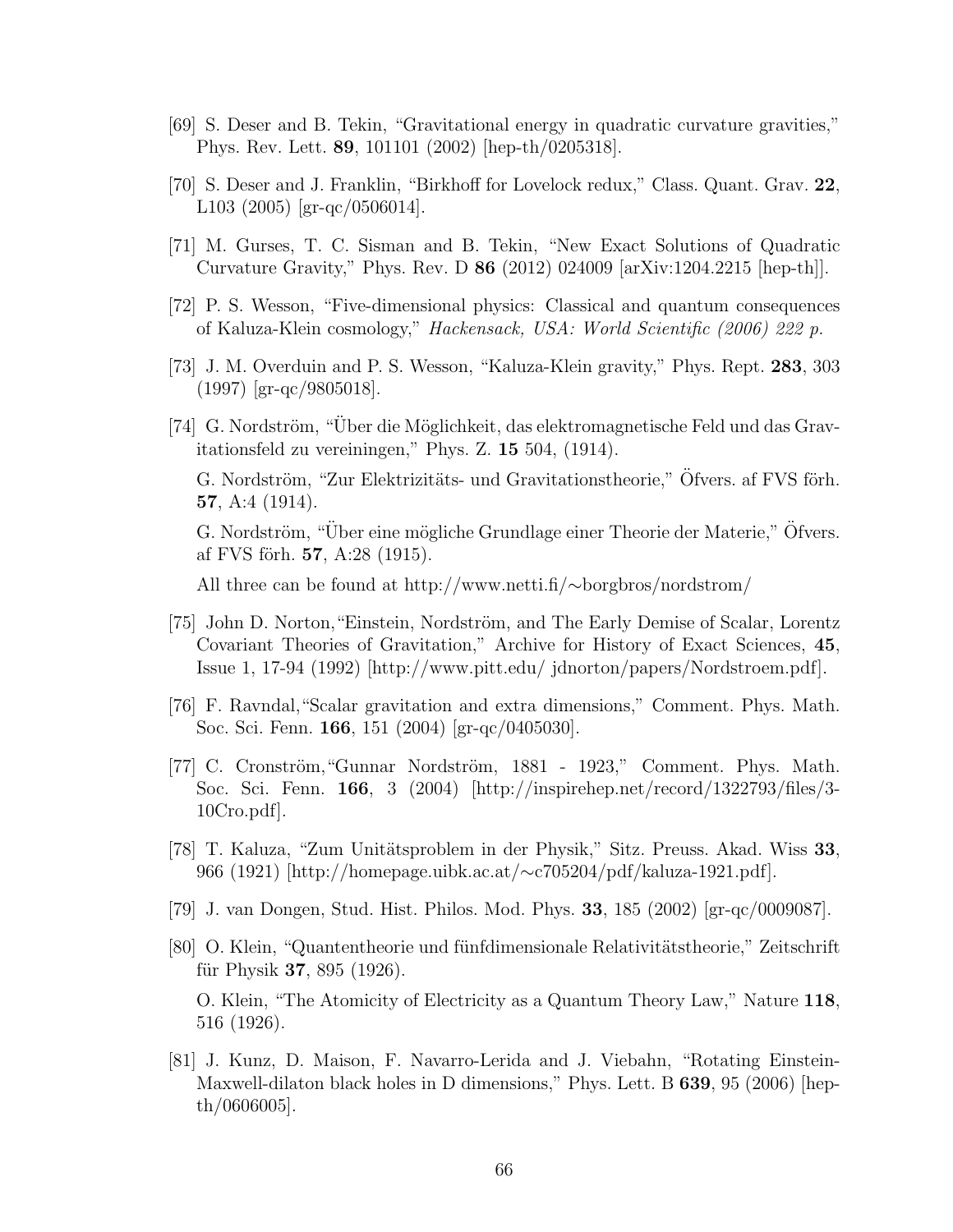[69] S. Deser and B. Tekin, "Gravitational energy in quadratic curvature gravities," Phys. Rev. Lett. **89**, 101101 (2002) [hep-th/0205318].

[70] S. Deser and J. Franklin, "Birkhoff for Lovelock redux," Class. Quant. Grav. **22**, L103 (2005) [gr-qc/0506014].

[71] M. Gurses, T. C. Sisman and B. Tekin, "New Exact Solutions of Quadratic Curvature Gravity," Phys. Rev. D **86** (2012) 024009 [arXiv:1204.2215 [hep-th]].

[72] P. S. Wesson, "Five-dimensional physics: Classical and quantum consequences of Kaluza-Klein cosmology," *Hackensack, USA: World Scientific (2006) 222 p.*

[73] J. M. Overduin and P. S. Wesson, "Kaluza-Klein gravity," Phys. Rept. **283**, 303 (1997) [gr-qc/9805018].

[74] G. Nordström, "Über die Möglichkeit, das elektromagnetische Feld und das Gravitationsfeld zu vereiningen," Phys. Z. **15** 504, (1914).

G. Nordström, "Zur Elektrizitäts- und Gravitationstheorie," Öfvers. af FVS förh. **57**, A:4 (1914).

G. Nordström, "Über eine mögliche Grundlage einer Theorie der Materie," Öfvers. af FVS förh. **57**, A:28 (1915).

All three can be found at http://www.netti.fi/∼borgbros/nordstrom/

[75] John D. Norton,"Einstein, Nordström, and The Early Demise of Scalar, Lorentz Covariant Theories of Gravitation," Archive for History of Exact Sciences, **45**, Issue 1, 17-94 (1992) [http://www.pitt.edu/ jdnorton/papers/Nordstroem.pdf].

[76] F. Ravndal,"Scalar gravitation and extra dimensions," Comment. Phys. Math. Soc. Sci. Fenn. **166**, 151 (2004) [gr-qc/0405030].

[77] C. Cronström,"Gunnar Nordström, 1881 - 1923," Comment. Phys. Math. Soc. Sci. Fenn. **166**, 3 (2004) [http://inspirehep.net/record/1322793/files/3-10Cro.pdf].

[78] T. Kaluza, "Zum Unitätsproblem in der Physik," Sitz. Preuss. Akad. Wiss **33**, 966 (1921) [http://homepage.uibk.ac.at/∼c705204/pdf/kaluza-1921.pdf].

[79] J. van Dongen, Stud. Hist. Philos. Mod. Phys. **33**, 185 (2002) [gr-qc/0009087].

[80] O. Klein, "Quantentheorie und fünfdimensionale Relativitätstheorie," Zeitschrift für Physik **37**, 895 (1926).

O. Klein, "The Atomicity of Electricity as a Quantum Theory Law," Nature **118**, 516 (1926).

[81] J. Kunz, D. Maison, F. Navarro-Lerida and J. Viebahn, "Rotating Einstein-Maxwell-dilaton black holes in D dimensions," Phys. Lett. B **639**, 95 (2006) [hep-th/0606005].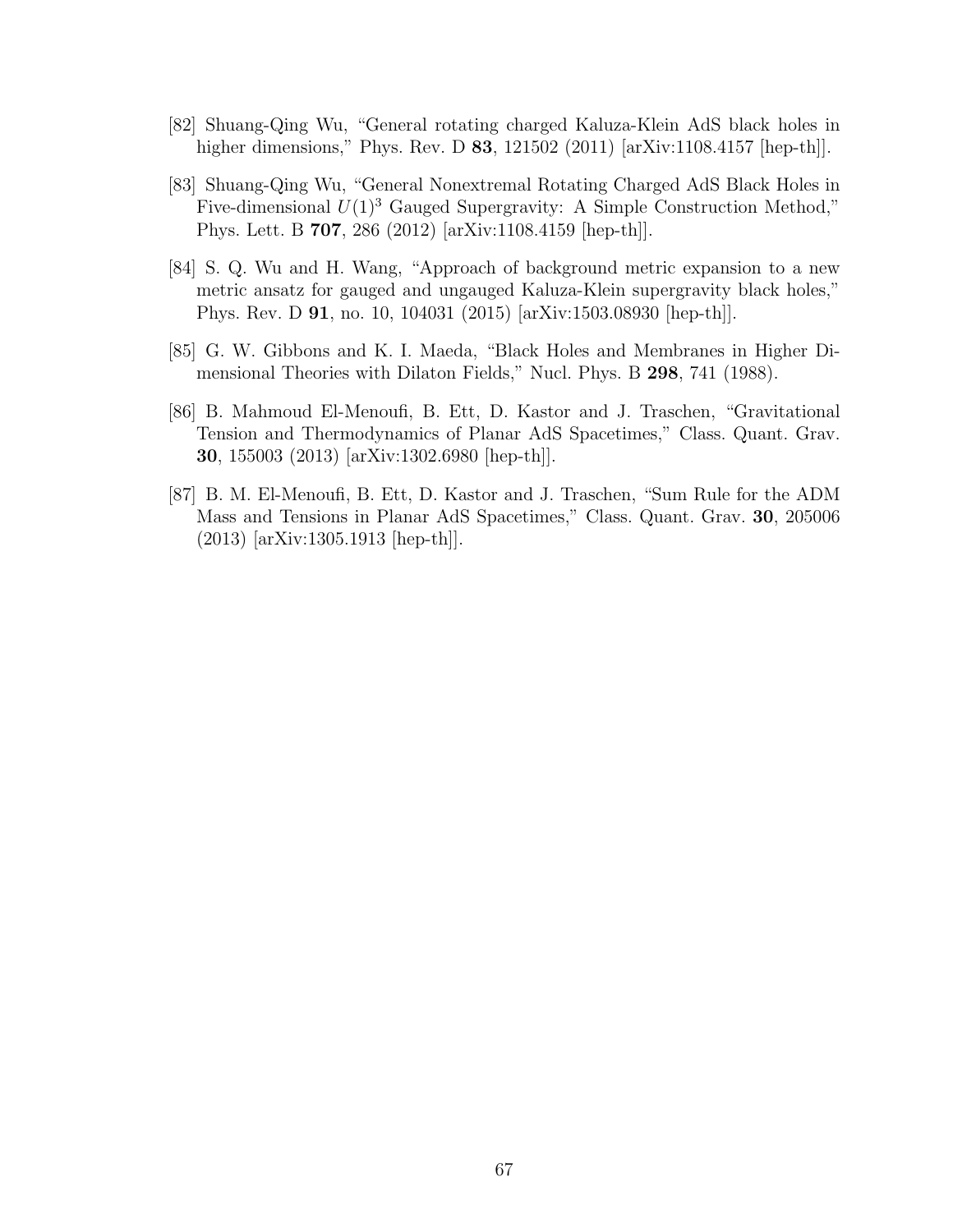[82] Shuang-Qing Wu, "General rotating charged Kaluza-Klein AdS black holes in higher dimensions," Phys. Rev. D **83**, 121502 (2011) [arXiv:1108.4157 [hep-th]].

[83] Shuang-Qing Wu, "General Nonextremal Rotating Charged AdS Black Holes in Five-dimensional $U(1)^3$ Gauged Supergravity: A Simple Construction Method," Phys. Lett. B **707**, 286 (2012) [arXiv:1108.4159 [hep-th]].

[84] S. Q. Wu and H. Wang, "Approach of background metric expansion to a new metric ansatz for gauged and ungauged Kaluza-Klein supergravity black holes," Phys. Rev. D **91**, no. 10, 104031 (2015) [arXiv:1503.08930 [hep-th]].

[85] G. W. Gibbons and K. I. Maeda, "Black Holes and Membranes in Higher Dimensional Theories with Dilaton Fields," Nucl. Phys. B **298**, 741 (1988).

[86] B. Mahmoud El-Menoufi, B. Ett, D. Kastor and J. Traschen, "Gravitational Tension and Thermodynamics of Planar AdS Spacetimes," Class. Quant. Grav. **30**, 155003 (2013) [arXiv:1302.6980 [hep-th]].

[87] B. M. El-Menoufi, B. Ett, D. Kastor and J. Traschen, "Sum Rule for the ADM Mass and Tensions in Planar AdS Spacetimes," Class. Quant. Grav. **30**, 205006 (2013) [arXiv:1305.1913 [hep-th]].